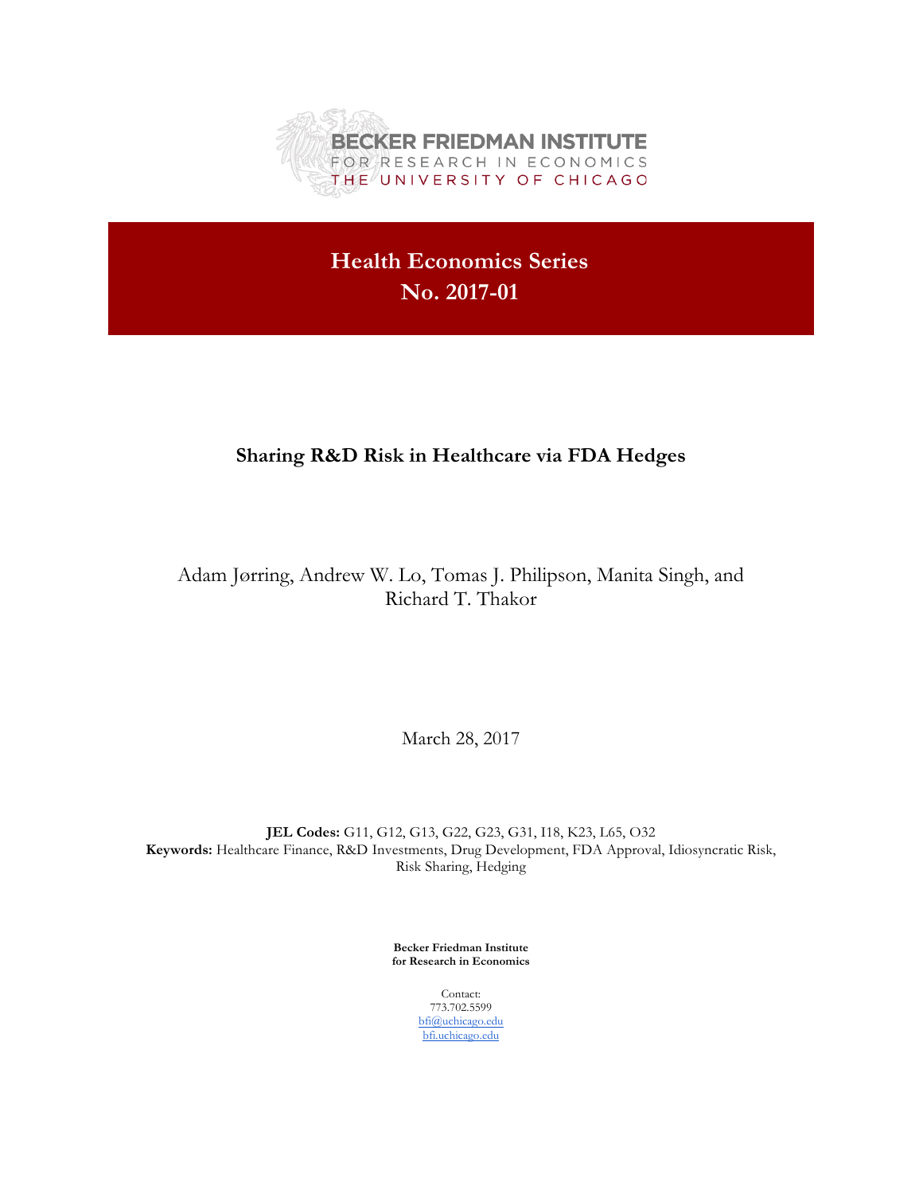BECKER FRIEDMAN INSTITUTE
FOR RESEARCH IN ECONOMICS
THE UNIVERSITY OF CHICAGO

**Health Economics Series**
**No. 2017-01**

# Sharing R&D Risk in Healthcare via FDA Hedges

Adam Jørring, Andrew W. Lo, Tomas J. Philipson, Manita Singh, and Richard T. Thakor

March 28, 2017

**JEL Codes:** G11, G12, G13, G22, G23, G31, I18, K23, L65, O32
**Keywords:** Healthcare Finance, R&D Investments, Drug Development, FDA Approval, Idiosyncratic Risk, Risk Sharing, Hedging

**Becker Friedman Institute for Research in Economics**

Contact:
773.702.5599
bfi@uchicago.edu
bfi.uchicago.edu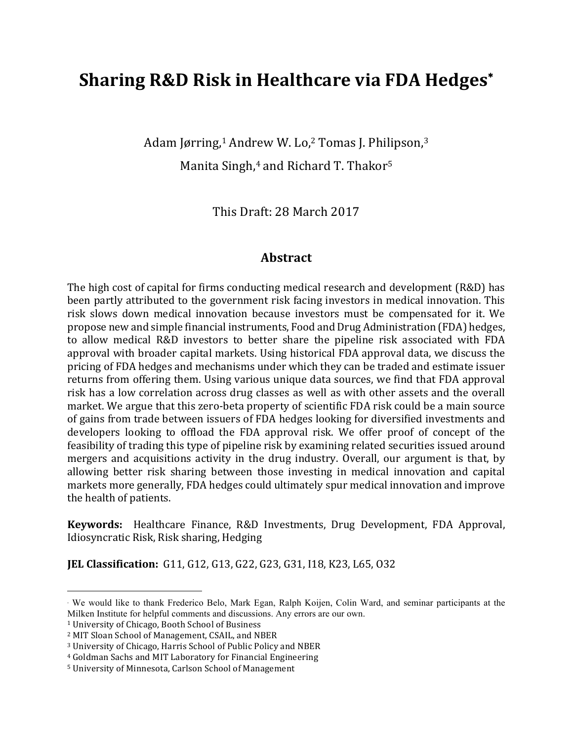# Sharing R&D Risk in Healthcare via FDA Hedges*

Adam Jørring,[1] Andrew W. Lo,[2] Tomas J. Philipson,[3]

Manita Singh,[4] and Richard T. Thakor[5]

This Draft: 28 March 2017

## Abstract

The high cost of capital for firms conducting medical research and development (R&D) has been partly attributed to the government risk facing investors in medical innovation. This risk slows down medical innovation because investors must be compensated for it. We propose new and simple financial instruments, Food and Drug Administration (FDA) hedges, to allow medical R&D investors to better share the pipeline risk associated with FDA approval with broader capital markets. Using historical FDA approval data, we discuss the pricing of FDA hedges and mechanisms under which they can be traded and estimate issuer returns from offering them. Using various unique data sources, we find that FDA approval risk has a low correlation across drug classes as well as with other assets and the overall market. We argue that this zero-beta property of scientific FDA risk could be a main source of gains from trade between issuers of FDA hedges looking for diversified investments and developers looking to offload the FDA approval risk. We offer proof of concept of the feasibility of trading this type of pipeline risk by examining related securities issued around mergers and acquisitions activity in the drug industry. Overall, our argument is that, by allowing better risk sharing between those investing in medical innovation and capital markets more generally, FDA hedges could ultimately spur medical innovation and improve the health of patients.

**Keywords:** Healthcare Finance, R&D Investments, Drug Development, FDA Approval, Idiosyncratic Risk, Risk sharing, Hedging

**JEL Classification:** G11, G12, G13, G22, G23, G31, I18, K23, L65, O32

---

* We would like to thank Frederico Belo, Mark Egan, Ralph Koijen, Colin Ward, and seminar participants at the Milken Institute for helpful comments and discussions. Any errors are our own.

[1] University of Chicago, Booth School of Business

[2] MIT Sloan School of Management, CSAIL, and NBER

[3] University of Chicago, Harris School of Public Policy and NBER

[4] Goldman Sachs and MIT Laboratory for Financial Engineering

[5] University of Minnesota, Carlson School of Management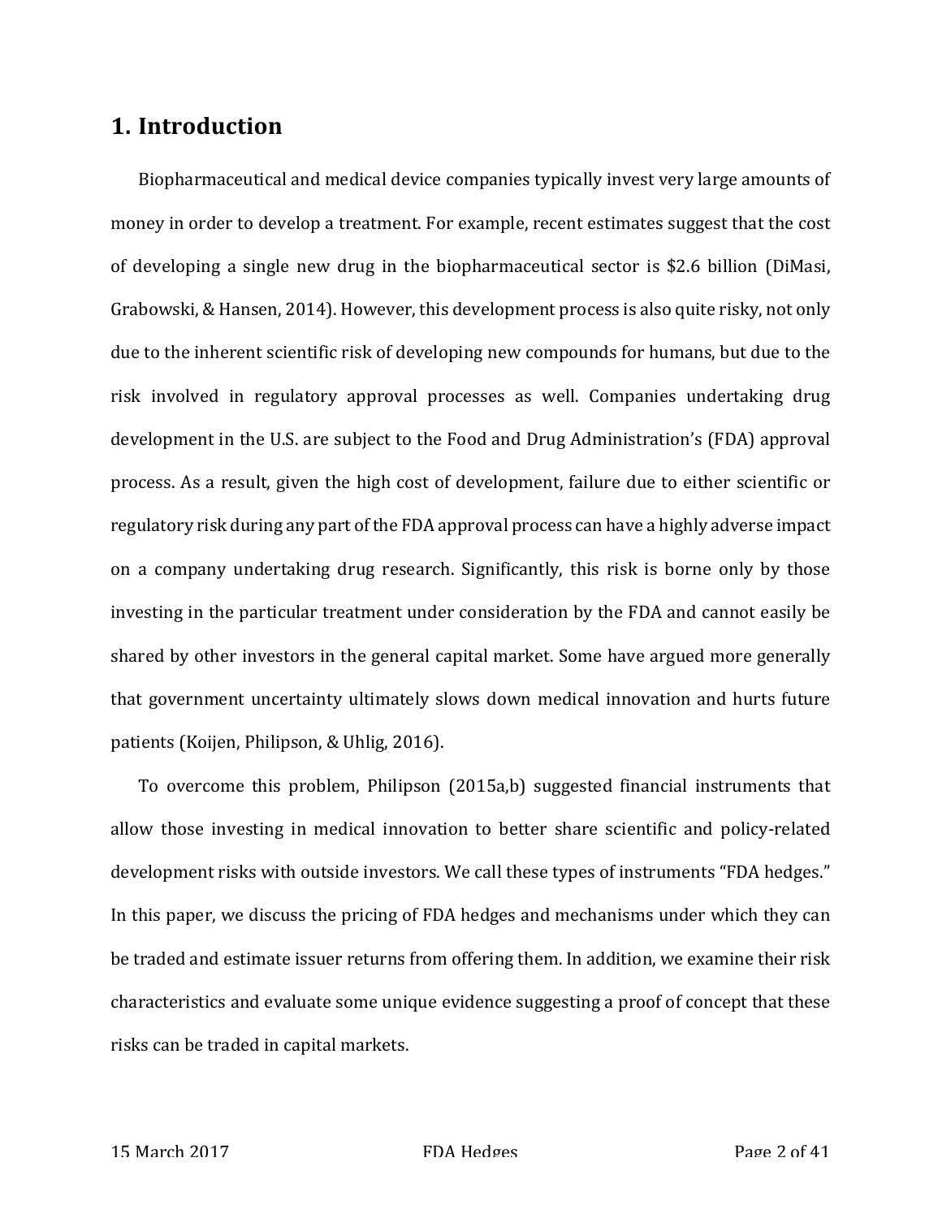## 1. Introduction

Biopharmaceutical and medical device companies typically invest very large amounts of money in order to develop a treatment. For example, recent estimates suggest that the cost of developing a single new drug in the biopharmaceutical sector is $2.6 billion (DiMasi, Grabowski, & Hansen, 2014). However, this development process is also quite risky, not only due to the inherent scientific risk of developing new compounds for humans, but due to the risk involved in regulatory approval processes as well. Companies undertaking drug development in the U.S. are subject to the Food and Drug Administration's (FDA) approval process. As a result, given the high cost of development, failure due to either scientific or regulatory risk during any part of the FDA approval process can have a highly adverse impact on a company undertaking drug research. Significantly, this risk is borne only by those investing in the particular treatment under consideration by the FDA and cannot easily be shared by other investors in the general capital market. Some have argued more generally that government uncertainty ultimately slows down medical innovation and hurts future patients (Koijen, Philipson, & Uhlig, 2016).

To overcome this problem, Philipson (2015a,b) suggested financial instruments that allow those investing in medical innovation to better share scientific and policy-related development risks with outside investors. We call these types of instruments "FDA hedges." In this paper, we discuss the pricing of FDA hedges and mechanisms under which they can be traded and estimate issuer returns from offering them. In addition, we examine their risk characteristics and evaluate some unique evidence suggesting a proof of concept that these risks can be traded in capital markets.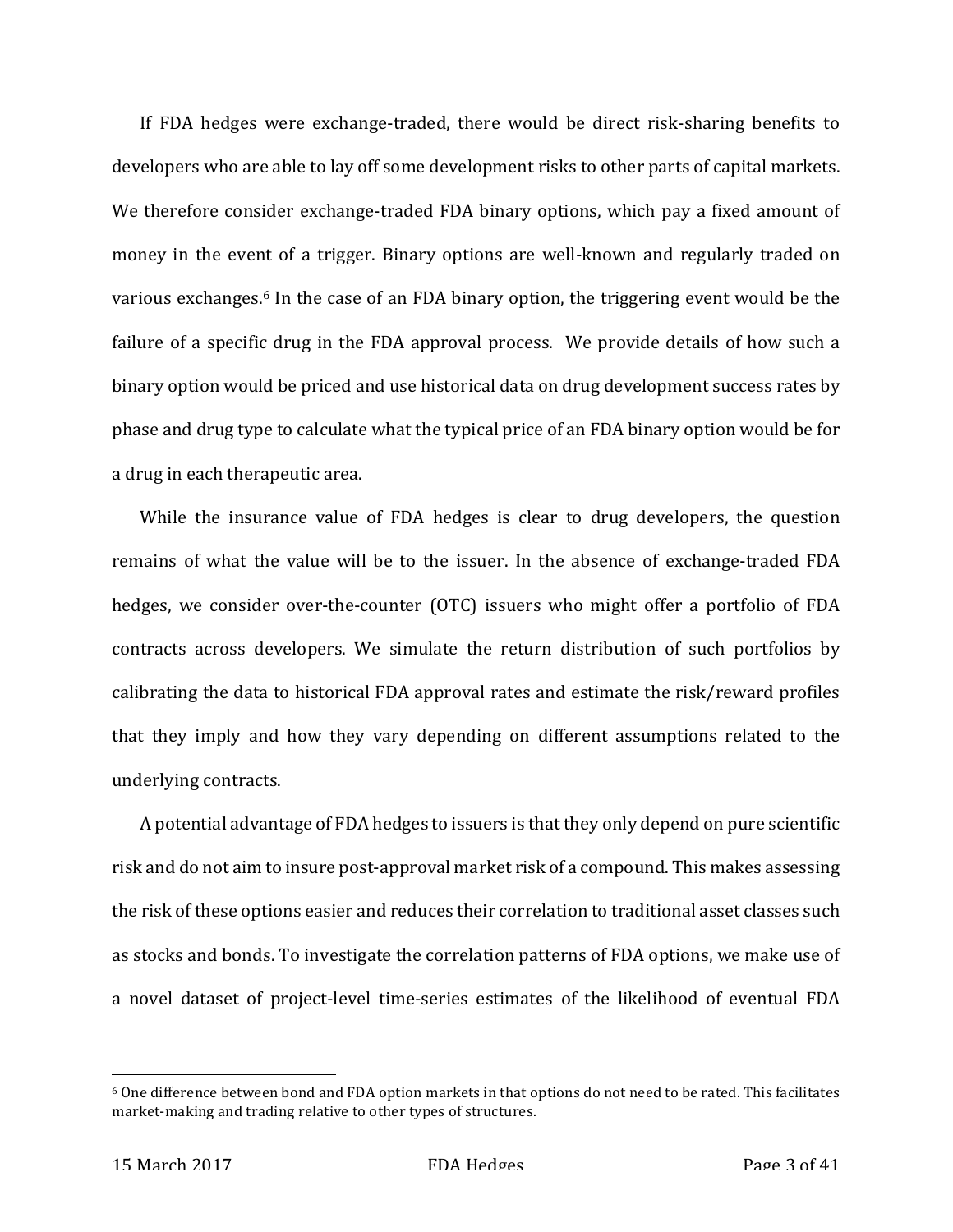If FDA hedges were exchange-traded, there would be direct risk-sharing benefits to developers who are able to lay off some development risks to other parts of capital markets. We therefore consider exchange-traded FDA binary options, which pay a fixed amount of money in the event of a trigger. Binary options are well-known and regularly traded on various exchanges.[6] In the case of an FDA binary option, the triggering event would be the failure of a specific drug in the FDA approval process. We provide details of how such a binary option would be priced and use historical data on drug development success rates by phase and drug type to calculate what the typical price of an FDA binary option would be for a drug in each therapeutic area.

While the insurance value of FDA hedges is clear to drug developers, the question remains of what the value will be to the issuer. In the absence of exchange-traded FDA hedges, we consider over-the-counter (OTC) issuers who might offer a portfolio of FDA contracts across developers. We simulate the return distribution of such portfolios by calibrating the data to historical FDA approval rates and estimate the risk/reward profiles that they imply and how they vary depending on different assumptions related to the underlying contracts.

A potential advantage of FDA hedges to issuers is that they only depend on pure scientific risk and do not aim to insure post-approval market risk of a compound. This makes assessing the risk of these options easier and reduces their correlation to traditional asset classes such as stocks and bonds. To investigate the correlation patterns of FDA options, we make use of a novel dataset of project-level time-series estimates of the likelihood of eventual FDA

[6] One difference between bond and FDA option markets in that options do not need to be rated. This facilitates market-making and trading relative to other types of structures.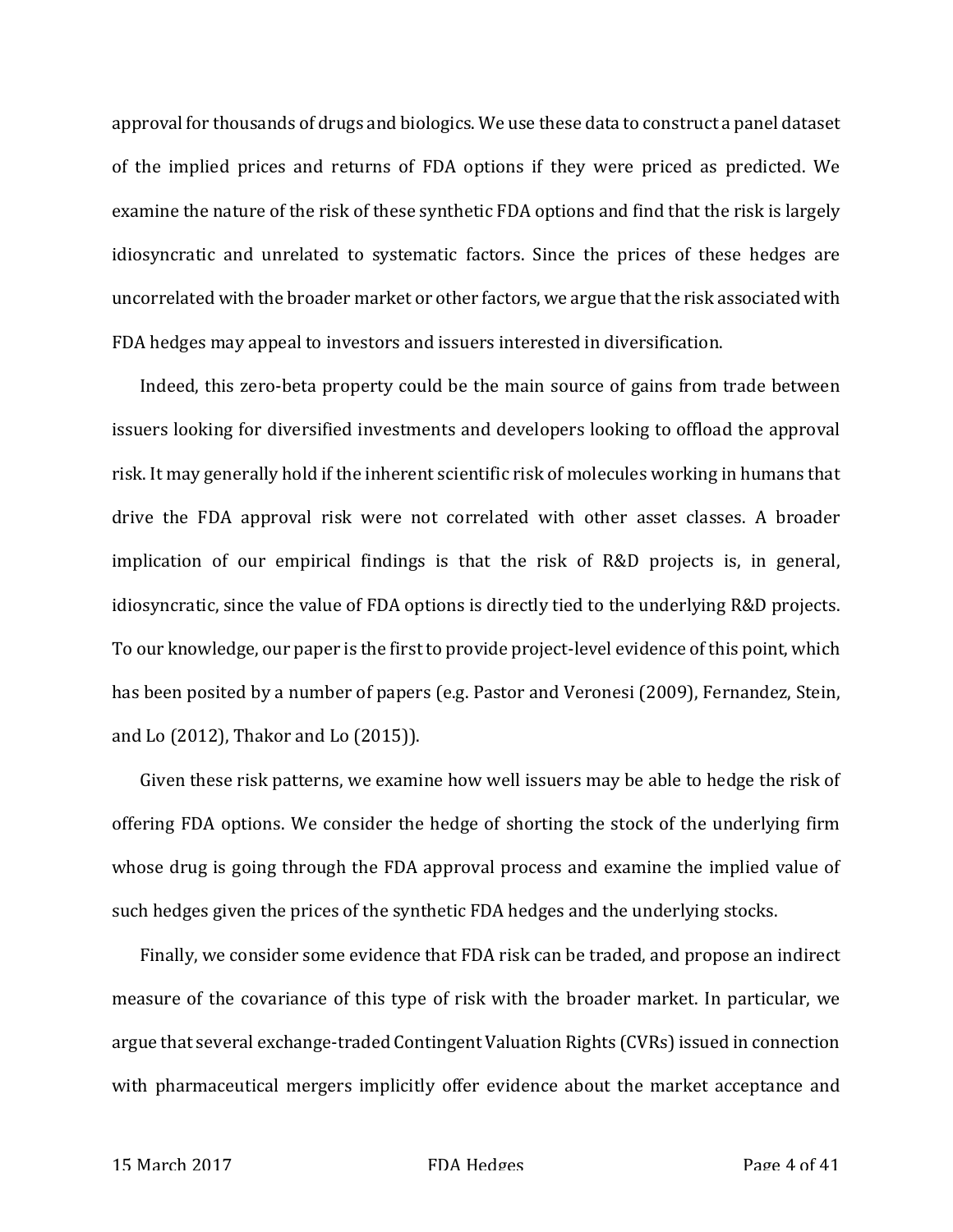approval for thousands of drugs and biologics. We use these data to construct a panel dataset of the implied prices and returns of FDA options if they were priced as predicted. We examine the nature of the risk of these synthetic FDA options and find that the risk is largely idiosyncratic and unrelated to systematic factors. Since the prices of these hedges are uncorrelated with the broader market or other factors, we argue that the risk associated with FDA hedges may appeal to investors and issuers interested in diversification.

Indeed, this zero-beta property could be the main source of gains from trade between issuers looking for diversified investments and developers looking to offload the approval risk. It may generally hold if the inherent scientific risk of molecules working in humans that drive the FDA approval risk were not correlated with other asset classes. A broader implication of our empirical findings is that the risk of R&D projects is, in general, idiosyncratic, since the value of FDA options is directly tied to the underlying R&D projects. To our knowledge, our paper is the first to provide project-level evidence of this point, which has been posited by a number of papers (e.g. Pastor and Veronesi (2009), Fernandez, Stein, and Lo (2012), Thakor and Lo (2015)).

Given these risk patterns, we examine how well issuers may be able to hedge the risk of offering FDA options. We consider the hedge of shorting the stock of the underlying firm whose drug is going through the FDA approval process and examine the implied value of such hedges given the prices of the synthetic FDA hedges and the underlying stocks.

Finally, we consider some evidence that FDA risk can be traded, and propose an indirect measure of the covariance of this type of risk with the broader market. In particular, we argue that several exchange-traded Contingent Valuation Rights (CVRs) issued in connection with pharmaceutical mergers implicitly offer evidence about the market acceptance and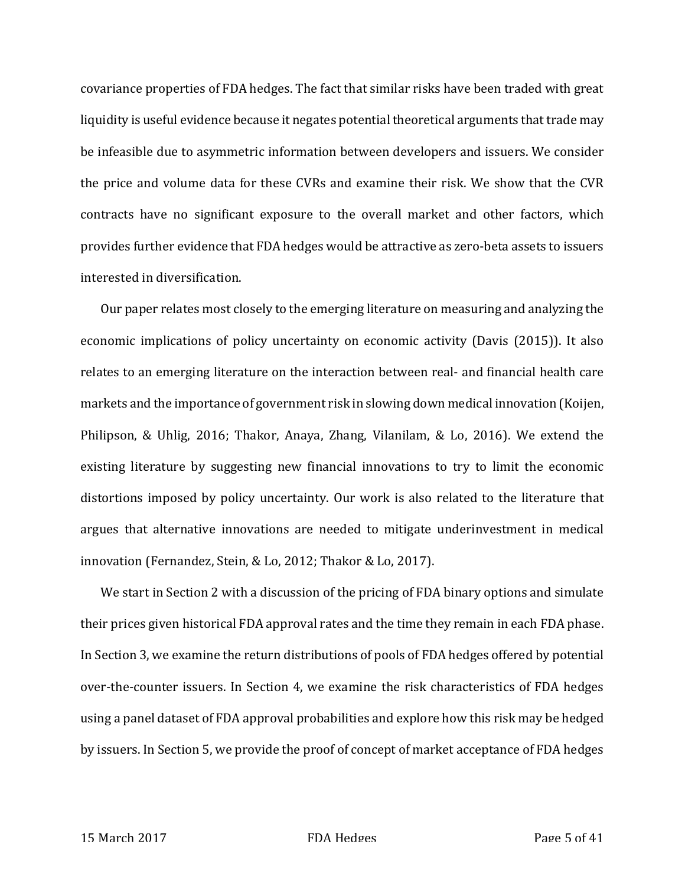covariance properties of FDA hedges. The fact that similar risks have been traded with great liquidity is useful evidence because it negates potential theoretical arguments that trade may be infeasible due to asymmetric information between developers and issuers. We consider the price and volume data for these CVRs and examine their risk. We show that the CVR contracts have no significant exposure to the overall market and other factors, which provides further evidence that FDA hedges would be attractive as zero-beta assets to issuers interested in diversification.

Our paper relates most closely to the emerging literature on measuring and analyzing the economic implications of policy uncertainty on economic activity (Davis (2015)). It also relates to an emerging literature on the interaction between real- and financial health care markets and the importance of government risk in slowing down medical innovation (Koijen, Philipson, & Uhlig, 2016; Thakor, Anaya, Zhang, Vilanilam, & Lo, 2016). We extend the existing literature by suggesting new financial innovations to try to limit the economic distortions imposed by policy uncertainty. Our work is also related to the literature that argues that alternative innovations are needed to mitigate underinvestment in medical innovation (Fernandez, Stein, & Lo, 2012; Thakor & Lo, 2017).

We start in Section 2 with a discussion of the pricing of FDA binary options and simulate their prices given historical FDA approval rates and the time they remain in each FDA phase. In Section 3, we examine the return distributions of pools of FDA hedges offered by potential over-the-counter issuers. In Section 4, we examine the risk characteristics of FDA hedges using a panel dataset of FDA approval probabilities and explore how this risk may be hedged by issuers. In Section 5, we provide the proof of concept of market acceptance of FDA hedges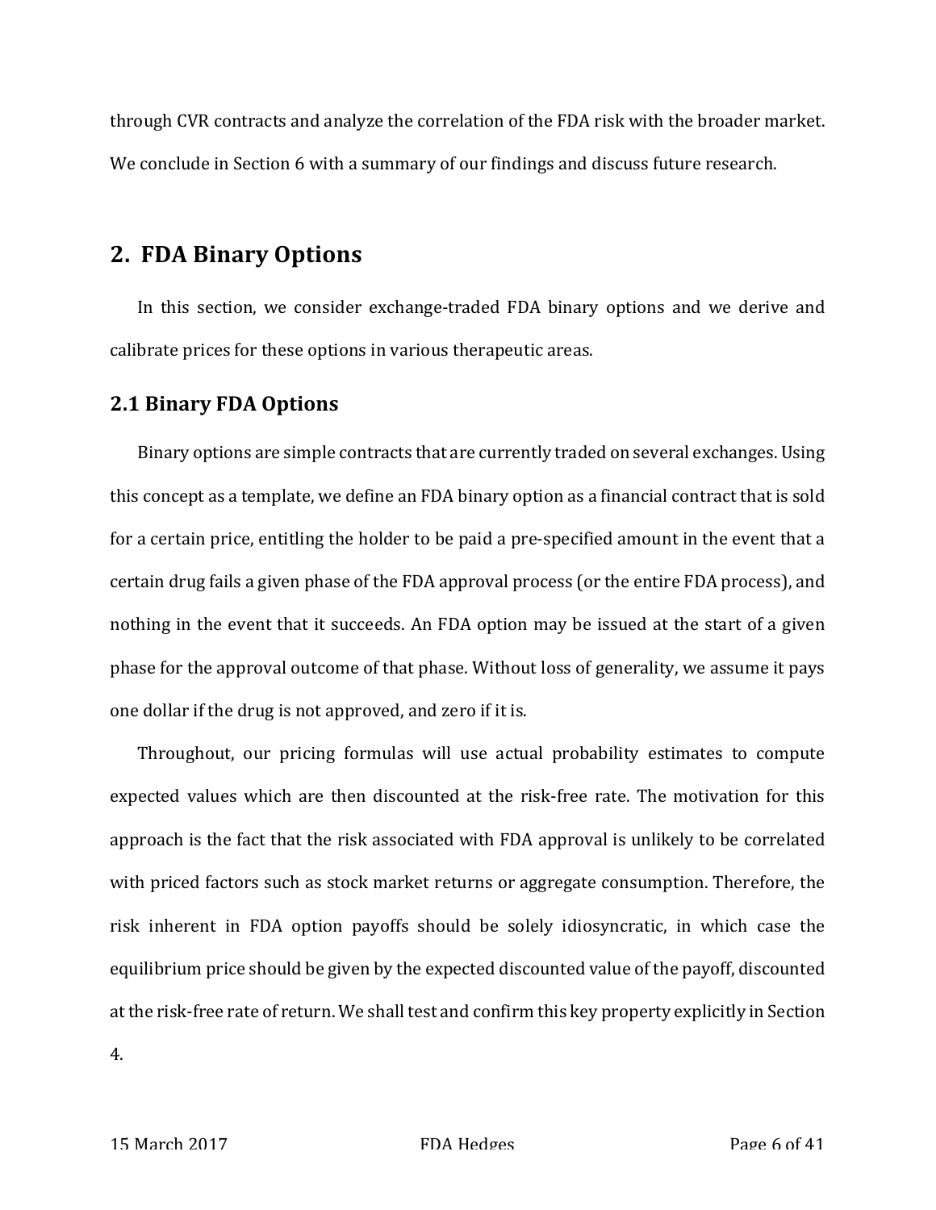through CVR contracts and analyze the correlation of the FDA risk with the broader market. We conclude in Section 6 with a summary of our findings and discuss future research.

## 2. FDA Binary Options

In this section, we consider exchange-traded FDA binary options and we derive and calibrate prices for these options in various therapeutic areas.

### 2.1 Binary FDA Options

Binary options are simple contracts that are currently traded on several exchanges. Using this concept as a template, we define an FDA binary option as a financial contract that is sold for a certain price, entitling the holder to be paid a pre-specified amount in the event that a certain drug fails a given phase of the FDA approval process (or the entire FDA process), and nothing in the event that it succeeds. An FDA option may be issued at the start of a given phase for the approval outcome of that phase. Without loss of generality, we assume it pays one dollar if the drug is not approved, and zero if it is.

Throughout, our pricing formulas will use actual probability estimates to compute expected values which are then discounted at the risk-free rate. The motivation for this approach is the fact that the risk associated with FDA approval is unlikely to be correlated with priced factors such as stock market returns or aggregate consumption. Therefore, the risk inherent in FDA option payoffs should be solely idiosyncratic, in which case the equilibrium price should be given by the expected discounted value of the payoff, discounted at the risk-free rate of return. We shall test and confirm this key property explicitly in Section 4.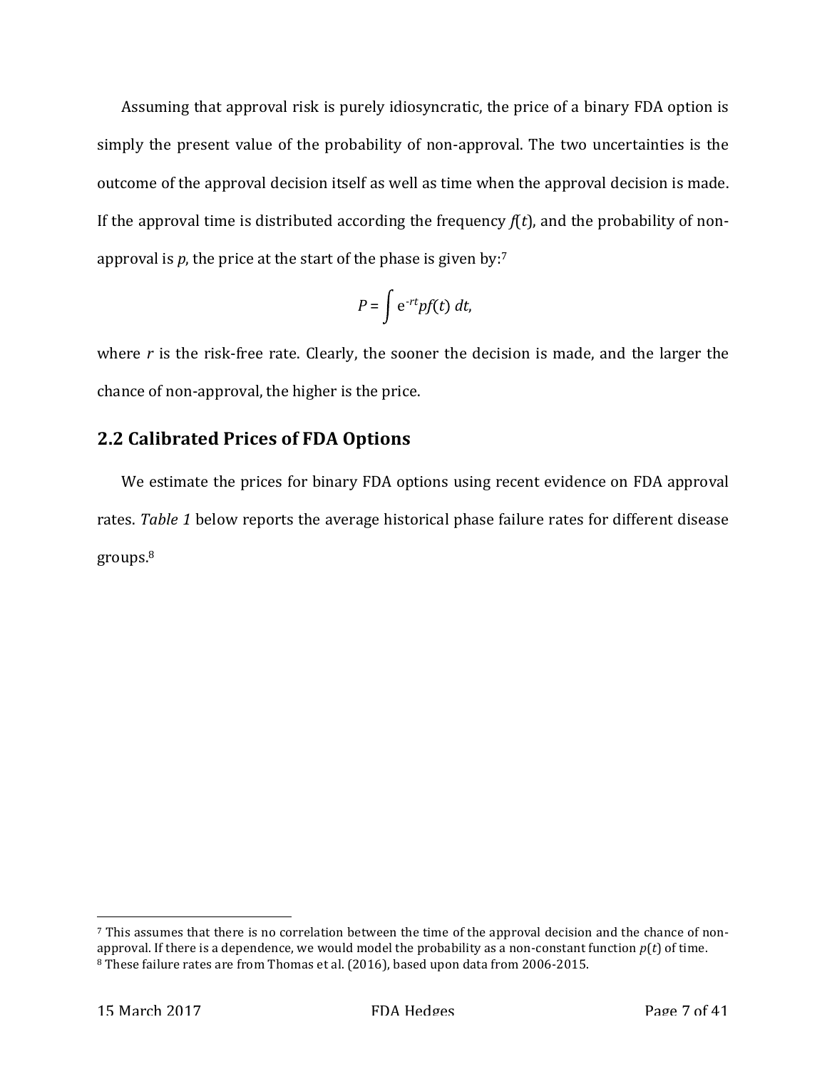Assuming that approval risk is purely idiosyncratic, the price of a binary FDA option is simply the present value of the probability of non-approval. The two uncertainties is the outcome of the approval decision itself as well as time when the approval decision is made. If the approval time is distributed according the frequency $f(t)$, and the probability of non-approval is $p$, the price at the start of the phase is given by:[7]

$$P = \int e^{-rt} p f(t)\, dt,$$

where $r$ is the risk-free rate. Clearly, the sooner the decision is made, and the larger the chance of non-approval, the higher is the price.

## 2.2 Calibrated Prices of FDA Options

We estimate the prices for binary FDA options using recent evidence on FDA approval rates. *Table 1* below reports the average historical phase failure rates for different disease groups.[8]

[7] This assumes that there is no correlation between the time of the approval decision and the chance of non-approval. If there is a dependence, we would model the probability as a non-constant function $p(t)$ of time.

[8] These failure rates are from Thomas et al. (2016), based upon data from 2006-2015.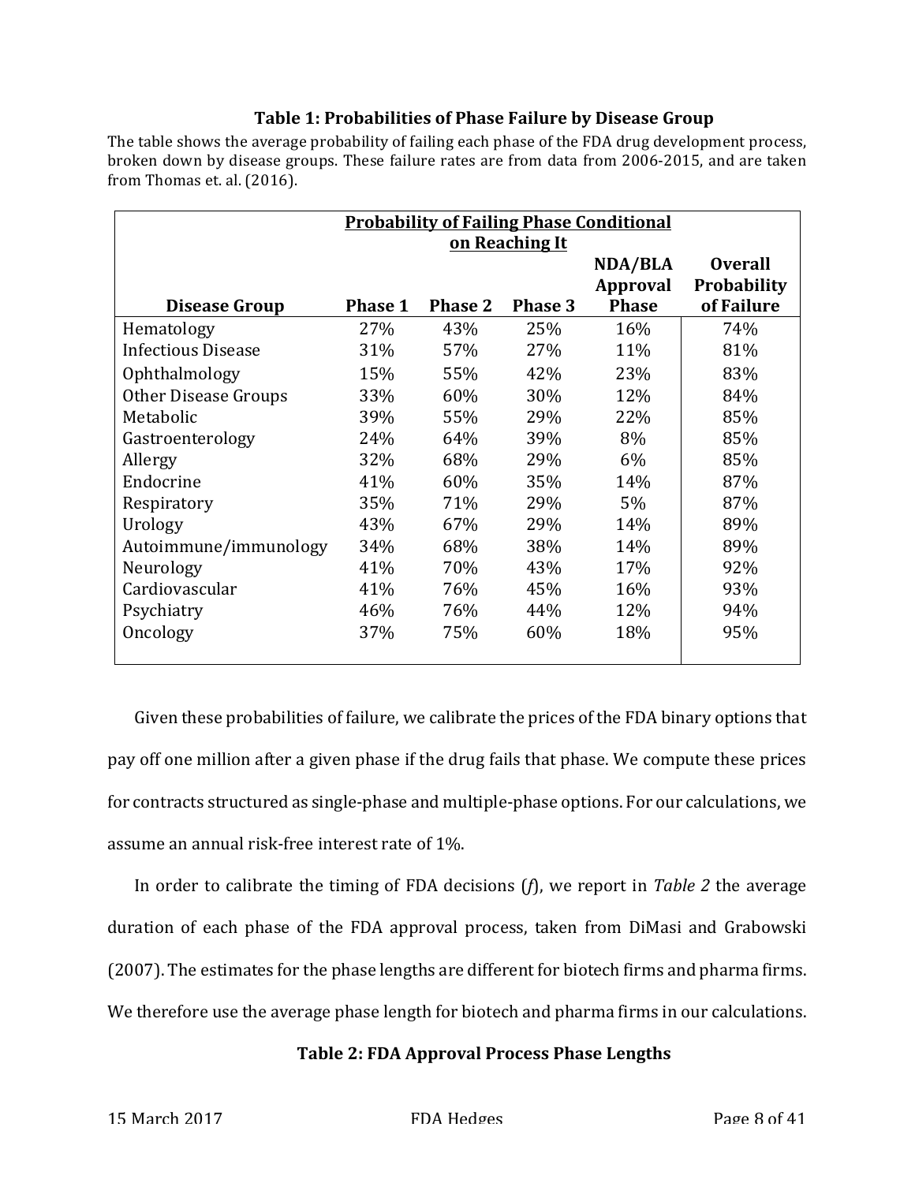**Table 1: Probabilities of Phase Failure by Disease Group**

The table shows the average probability of failing each phase of the FDA drug development process, broken down by disease groups. These failure rates are from data from 2006-2015, and are taken from Thomas et. al. (2016).

| | Probability of Failing Phase Conditional on Reaching It | | | | |
|---|---|---|---|---|---|
| **Disease Group** | **Phase 1** | **Phase 2** | **Phase 3** | **NDA/BLA Approval Phase** | **Overall Probability of Failure** |
| Hematology | 27% | 43% | 25% | 16% | 74% |
| Infectious Disease | 31% | 57% | 27% | 11% | 81% |
| Ophthalmology | 15% | 55% | 42% | 23% | 83% |
| Other Disease Groups | 33% | 60% | 30% | 12% | 84% |
| Metabolic | 39% | 55% | 29% | 22% | 85% |
| Gastroenterology | 24% | 64% | 39% | 8% | 85% |
| Allergy | 32% | 68% | 29% | 6% | 85% |
| Endocrine | 41% | 60% | 35% | 14% | 87% |
| Respiratory | 35% | 71% | 29% | 5% | 87% |
| Urology | 43% | 67% | 29% | 14% | 89% |
| Autoimmune/immunology | 34% | 68% | 38% | 14% | 89% |
| Neurology | 41% | 70% | 43% | 17% | 92% |
| Cardiovascular | 41% | 76% | 45% | 16% | 93% |
| Psychiatry | 46% | 76% | 44% | 12% | 94% |
| Oncology | 37% | 75% | 60% | 18% | 95% |

Given these probabilities of failure, we calibrate the prices of the FDA binary options that pay off one million after a given phase if the drug fails that phase. We compute these prices for contracts structured as single-phase and multiple-phase options. For our calculations, we assume an annual risk-free interest rate of 1%.

In order to calibrate the timing of FDA decisions ($f$), we report in *Table 2* the average duration of each phase of the FDA approval process, taken from DiMasi and Grabowski (2007). The estimates for the phase lengths are different for biotech firms and pharma firms. We therefore use the average phase length for biotech and pharma firms in our calculations.

**Table 2: FDA Approval Process Phase Lengths**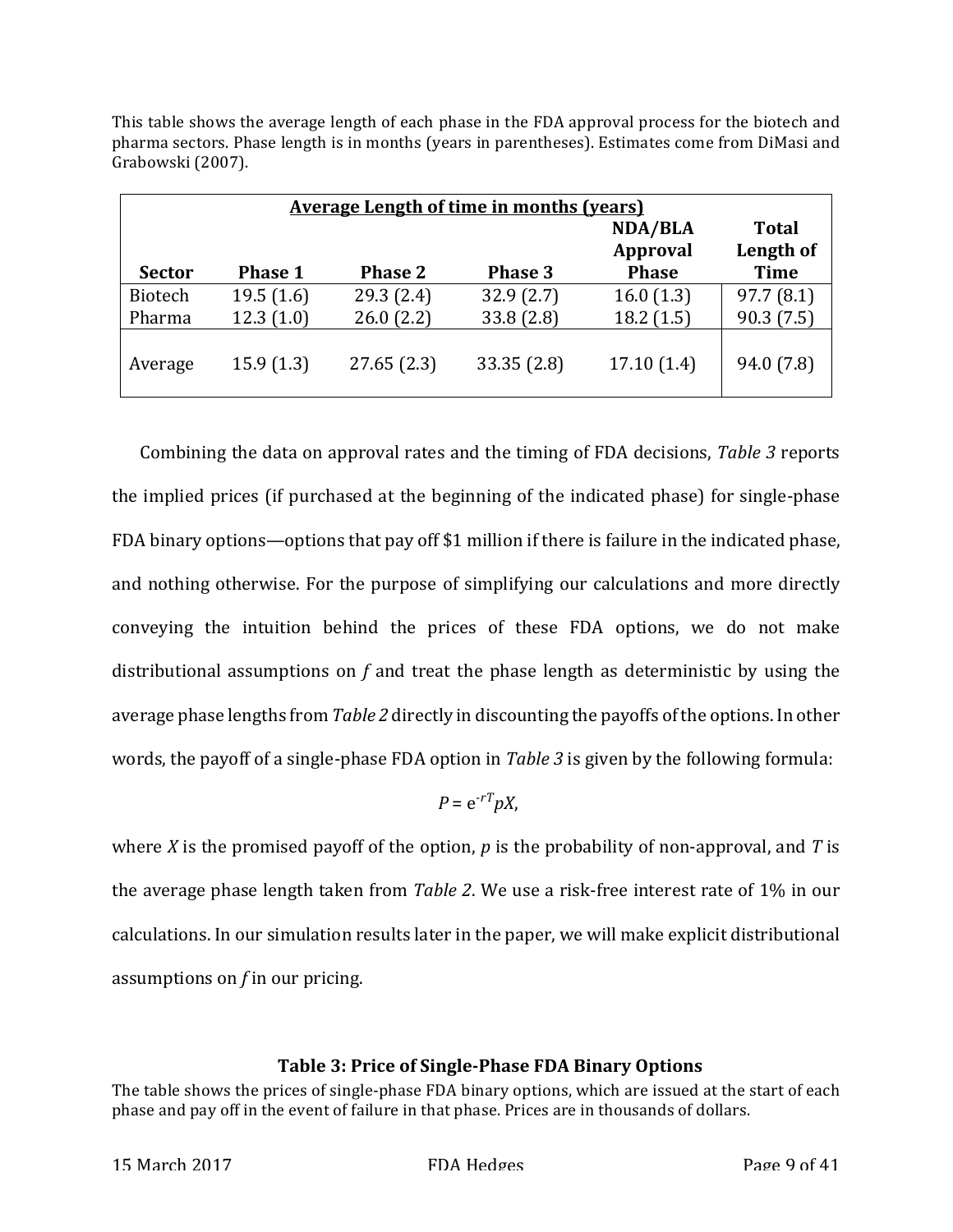This table shows the average length of each phase in the FDA approval process for the biotech and pharma sectors. Phase length is in months (years in parentheses). Estimates come from DiMasi and Grabowski (2007).

| Average Length of time in months (years) | | | | | |
|---|---|---|---|---|---|
| **Sector** | **Phase 1** | **Phase 2** | **Phase 3** | **NDA/BLA Approval Phase** | **Total Length of Time** |
| Biotech | 19.5 (1.6) | 29.3 (2.4) | 32.9 (2.7) | 16.0 (1.3) | 97.7 (8.1) |
| Pharma | 12.3 (1.0) | 26.0 (2.2) | 33.8 (2.8) | 18.2 (1.5) | 90.3 (7.5) |
| Average | 15.9 (1.3) | 27.65 (2.3) | 33.35 (2.8) | 17.10 (1.4) | 94.0 (7.8) |

Combining the data on approval rates and the timing of FDA decisions, *Table 3* reports the implied prices (if purchased at the beginning of the indicated phase) for single-phase FDA binary options—options that pay off $1 million if there is failure in the indicated phase, and nothing otherwise. For the purpose of simplifying our calculations and more directly conveying the intuition behind the prices of these FDA options, we do not make distributional assumptions on *f* and treat the phase length as deterministic by using the average phase lengths from *Table 2* directly in discounting the payoffs of the options. In other words, the payoff of a single-phase FDA option in *Table 3* is given by the following formula:

$$P = e^{-rT}pX,$$

where $X$ is the promised payoff of the option, $p$ is the probability of non-approval, and $T$ is the average phase length taken from *Table 2*. We use a risk-free interest rate of 1% in our calculations. In our simulation results later in the paper, we will make explicit distributional assumptions on *f* in our pricing.

### Table 3: Price of Single-Phase FDA Binary Options

The table shows the prices of single-phase FDA binary options, which are issued at the start of each phase and pay off in the event of failure in that phase. Prices are in thousands of dollars.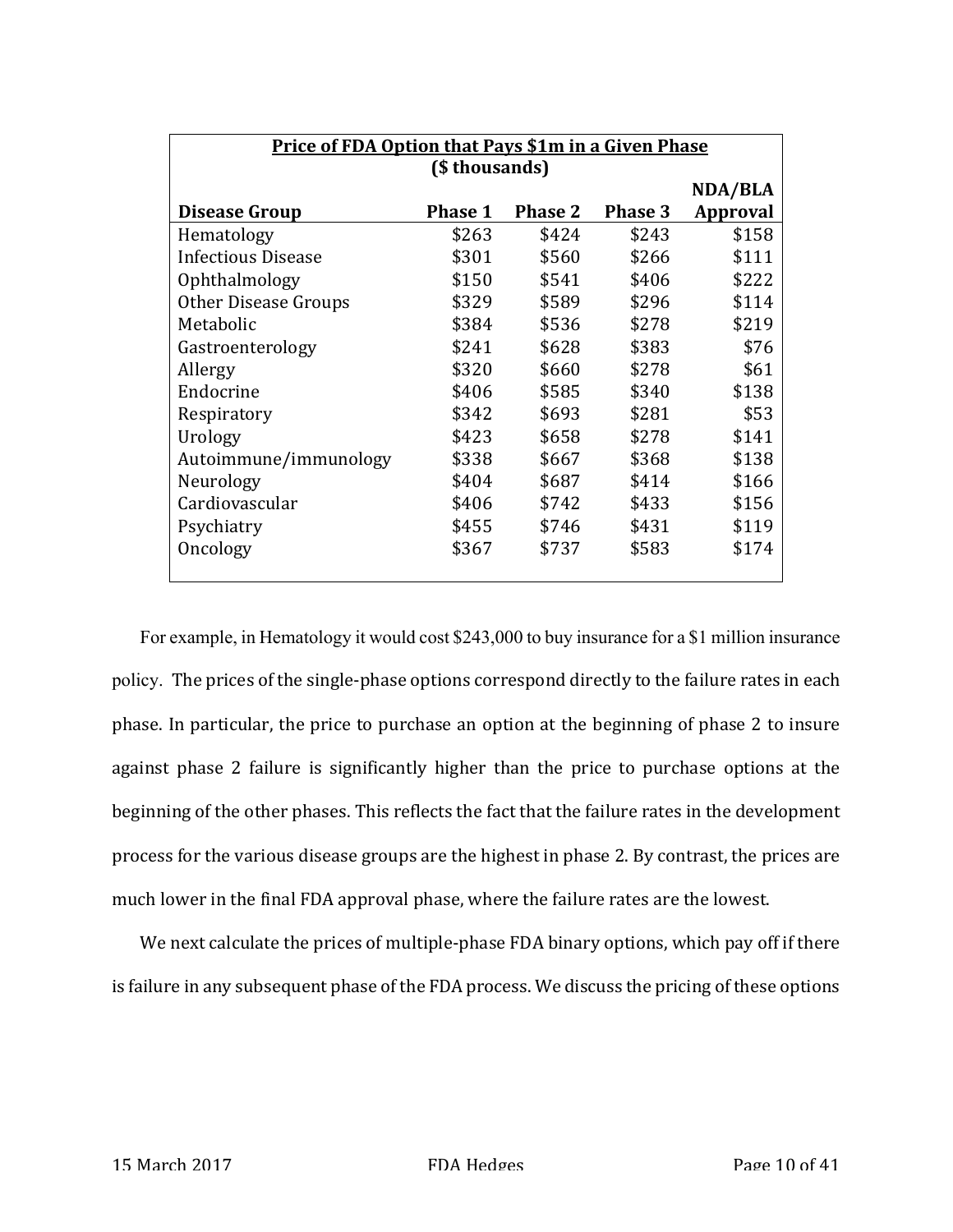| **Price of FDA Option that Pays $1m in a Given Phase ($ thousands)** | | | | |
|---|---|---|---|---|
| **Disease Group** | **Phase 1** | **Phase 2** | **Phase 3** | **NDA/BLA Approval** |
| Hematology | $263 | $424 | $243 | $158 |
| Infectious Disease | $301 | $560 | $266 | $111 |
| Ophthalmology | $150 | $541 | $406 | $222 |
| Other Disease Groups | $329 | $589 | $296 | $114 |
| Metabolic | $384 | $536 | $278 | $219 |
| Gastroenterology | $241 | $628 | $383 | $76 |
| Allergy | $320 | $660 | $278 | $61 |
| Endocrine | $406 | $585 | $340 | $138 |
| Respiratory | $342 | $693 | $281 | $53 |
| Urology | $423 | $658 | $278 | $141 |
| Autoimmune/immunology | $338 | $667 | $368 | $138 |
| Neurology | $404 | $687 | $414 | $166 |
| Cardiovascular | $406 | $742 | $433 | $156 |
| Psychiatry | $455 | $746 | $431 | $119 |
| Oncology | $367 | $737 | $583 | $174 |

For example, in Hematology it would cost $243,000 to buy insurance for a $1 million insurance policy. The prices of the single-phase options correspond directly to the failure rates in each phase. In particular, the price to purchase an option at the beginning of phase 2 to insure against phase 2 failure is significantly higher than the price to purchase options at the beginning of the other phases. This reflects the fact that the failure rates in the development process for the various disease groups are the highest in phase 2. By contrast, the prices are much lower in the final FDA approval phase, where the failure rates are the lowest.

We next calculate the prices of multiple-phase FDA binary options, which pay off if there is failure in any subsequent phase of the FDA process. We discuss the pricing of these options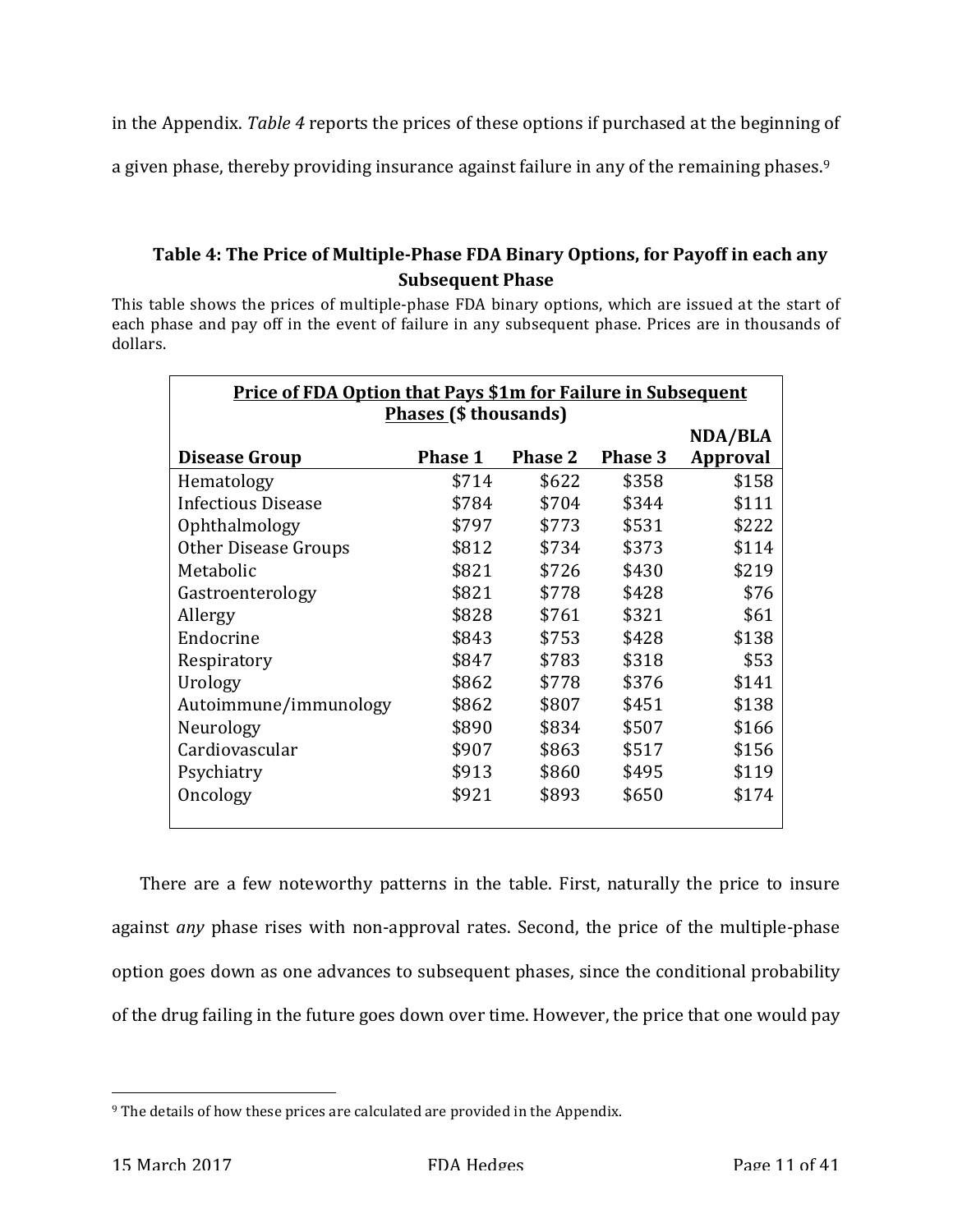in the Appendix. *Table 4* reports the prices of these options if purchased at the beginning of a given phase, thereby providing insurance against failure in any of the remaining phases.[9]

### Table 4: The Price of Multiple-Phase FDA Binary Options, for Payoff in each any Subsequent Phase

This table shows the prices of multiple-phase FDA binary options, which are issued at the start of each phase and pay off in the event of failure in any subsequent phase. Prices are in thousands of dollars.

| Price of FDA Option that Pays $1m for Failure in Subsequent Phases ($ thousands) | | | | |
|---|---|---|---|---|
| **Disease Group** | **Phase 1** | **Phase 2** | **Phase 3** | **NDA/BLA Approval** |
| Hematology | $714 | $622 | $358 | $158 |
| Infectious Disease | $784 | $704 | $344 | $111 |
| Ophthalmology | $797 | $773 | $531 | $222 |
| Other Disease Groups | $812 | $734 | $373 | $114 |
| Metabolic | $821 | $726 | $430 | $219 |
| Gastroenterology | $821 | $778 | $428 | $76 |
| Allergy | $828 | $761 | $321 | $61 |
| Endocrine | $843 | $753 | $428 | $138 |
| Respiratory | $847 | $783 | $318 | $53 |
| Urology | $862 | $778 | $376 | $141 |
| Autoimmune/immunology | $862 | $807 | $451 | $138 |
| Neurology | $890 | $834 | $507 | $166 |
| Cardiovascular | $907 | $863 | $517 | $156 |
| Psychiatry | $913 | $860 | $495 | $119 |
| Oncology | $921 | $893 | $650 | $174 |

There are a few noteworthy patterns in the table. First, naturally the price to insure against *any* phase rises with non-approval rates. Second, the price of the multiple-phase option goes down as one advances to subsequent phases, since the conditional probability of the drug failing in the future goes down over time. However, the price that one would pay

[9] The details of how these prices are calculated are provided in the Appendix.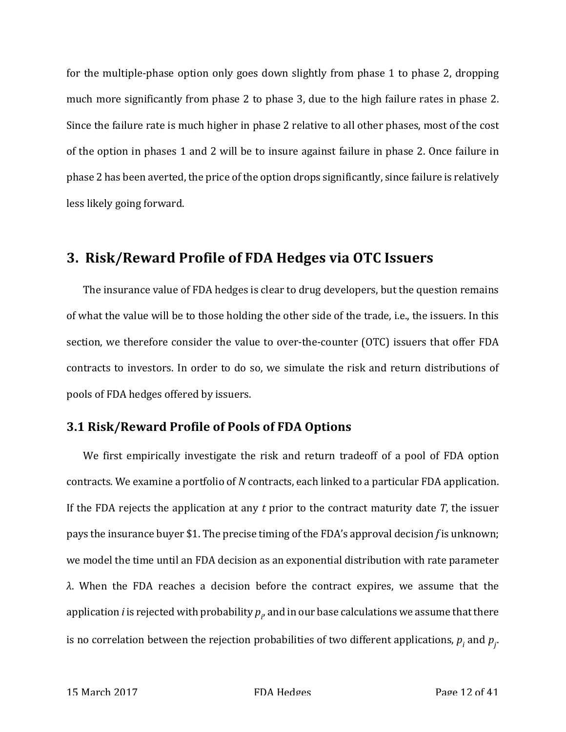for the multiple-phase option only goes down slightly from phase 1 to phase 2, dropping much more significantly from phase 2 to phase 3, due to the high failure rates in phase 2. Since the failure rate is much higher in phase 2 relative to all other phases, most of the cost of the option in phases 1 and 2 will be to insure against failure in phase 2. Once failure in phase 2 has been averted, the price of the option drops significantly, since failure is relatively less likely going forward.

## 3. Risk/Reward Profile of FDA Hedges via OTC Issuers

The insurance value of FDA hedges is clear to drug developers, but the question remains of what the value will be to those holding the other side of the trade, i.e., the issuers. In this section, we therefore consider the value to over-the-counter (OTC) issuers that offer FDA contracts to investors. In order to do so, we simulate the risk and return distributions of pools of FDA hedges offered by issuers.

### 3.1 Risk/Reward Profile of Pools of FDA Options

We first empirically investigate the risk and return tradeoff of a pool of FDA option contracts. We examine a portfolio of $N$ contracts, each linked to a particular FDA application. If the FDA rejects the application at any $t$ prior to the contract maturity date $T$, the issuer pays the insurance buyer \$1. The precise timing of the FDA's approval decision $f$ is unknown; we model the time until an FDA decision as an exponential distribution with rate parameter $\lambda$. When the FDA reaches a decision before the contract expires, we assume that the application $i$ is rejected with probability $p_i$, and in our base calculations we assume that there is no correlation between the rejection probabilities of two different applications, $p_i$ and $p_j$.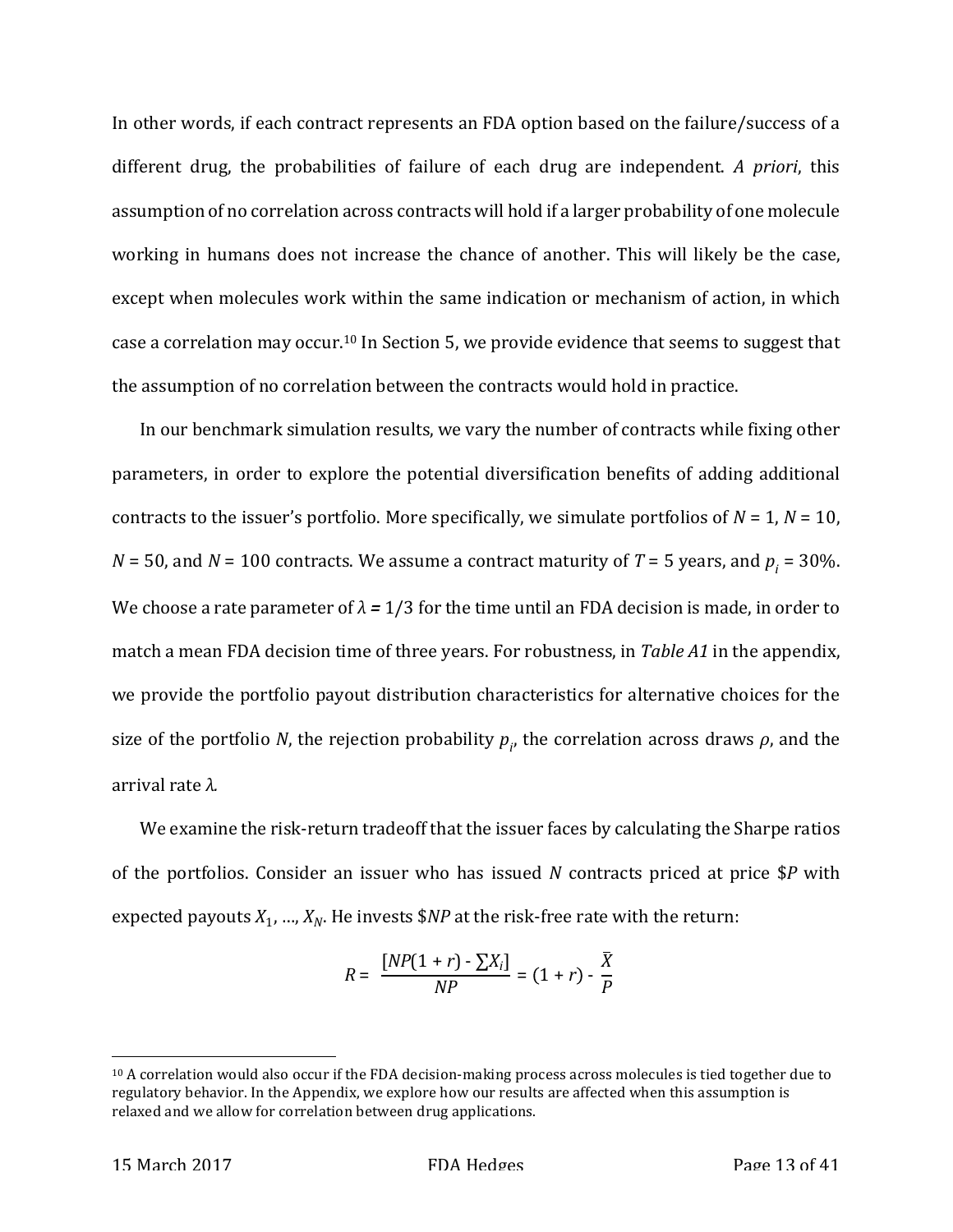In other words, if each contract represents an FDA option based on the failure/success of a different drug, the probabilities of failure of each drug are independent. *A priori*, this assumption of no correlation across contracts will hold if a larger probability of one molecule working in humans does not increase the chance of another. This will likely be the case, except when molecules work within the same indication or mechanism of action, in which case a correlation may occur.[10] In Section 5, we provide evidence that seems to suggest that the assumption of no correlation between the contracts would hold in practice.

In our benchmark simulation results, we vary the number of contracts while fixing other parameters, in order to explore the potential diversification benefits of adding additional contracts to the issuer's portfolio. More specifically, we simulate portfolios of $N = 1$, $N = 10$, $N = 50$, and $N = 100$ contracts. We assume a contract maturity of $T = 5$ years, and $p_i = 30\%$. We choose a rate parameter of $\lambda = 1/3$ for the time until an FDA decision is made, in order to match a mean FDA decision time of three years. For robustness, in *Table A1* in the appendix, we provide the portfolio payout distribution characteristics for alternative choices for the size of the portfolio $N$, the rejection probability $p_i$, the correlation across draws $\rho$, and the arrival rate $\lambda$.

We examine the risk-return tradeoff that the issuer faces by calculating the Sharpe ratios of the portfolios. Consider an issuer who has issued $N$ contracts priced at price \$$P$ with expected payouts $X_1, \ldots, X_N$. He invests \$$NP$ at the risk-free rate with the return:

$$R = \frac{[NP(1 + r) - \sum X_i]}{NP} = (1 + r) - \frac{\bar{X}}{P}$$

[10] A correlation would also occur if the FDA decision-making process across molecules is tied together due to regulatory behavior. In the Appendix, we explore how our results are affected when this assumption is relaxed and we allow for correlation between drug applications.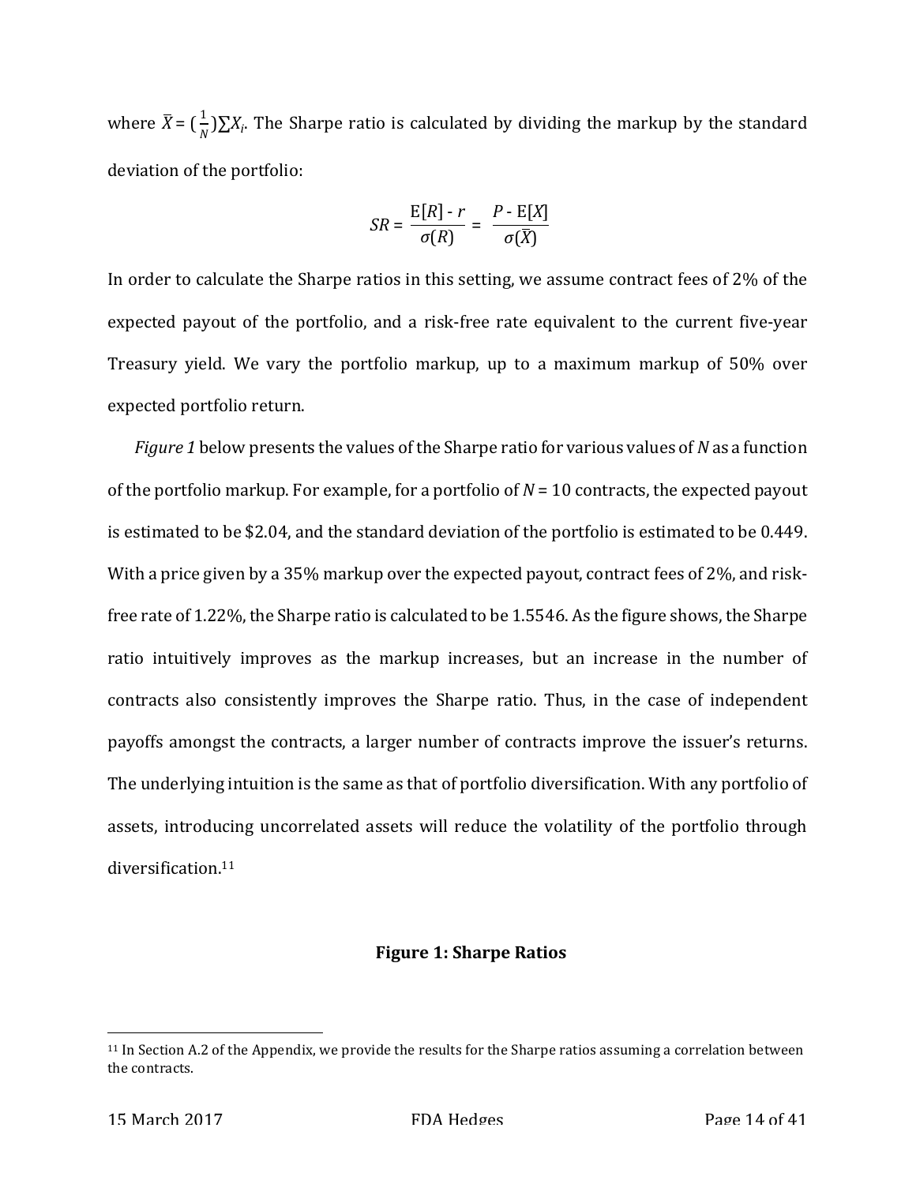where $\bar{X} = (\frac{1}{N})\sum X_i$. The Sharpe ratio is calculated by dividing the markup by the standard deviation of the portfolio:

$$SR = \frac{\mathrm{E}[R] - r}{\sigma(R)} = \frac{P - \mathrm{E}[X]}{\sigma(\bar{X})}$$

In order to calculate the Sharpe ratios in this setting, we assume contract fees of 2% of the expected payout of the portfolio, and a risk-free rate equivalent to the current five-year Treasury yield. We vary the portfolio markup, up to a maximum markup of 50% over expected portfolio return.

*Figure 1* below presents the values of the Sharpe ratio for various values of $N$ as a function of the portfolio markup. For example, for a portfolio of $N = 10$ contracts, the expected payout is estimated to be \$2.04, and the standard deviation of the portfolio is estimated to be 0.449. With a price given by a 35% markup over the expected payout, contract fees of 2%, and risk-free rate of 1.22%, the Sharpe ratio is calculated to be 1.5546. As the figure shows, the Sharpe ratio intuitively improves as the markup increases, but an increase in the number of contracts also consistently improves the Sharpe ratio. Thus, in the case of independent payoffs amongst the contracts, a larger number of contracts improve the issuer's returns. The underlying intuition is the same as that of portfolio diversification. With any portfolio of assets, introducing uncorrelated assets will reduce the volatility of the portfolio through diversification.[11]

**Figure 1: Sharpe Ratios**

[11] In Section A.2 of the Appendix, we provide the results for the Sharpe ratios assuming a correlation between the contracts.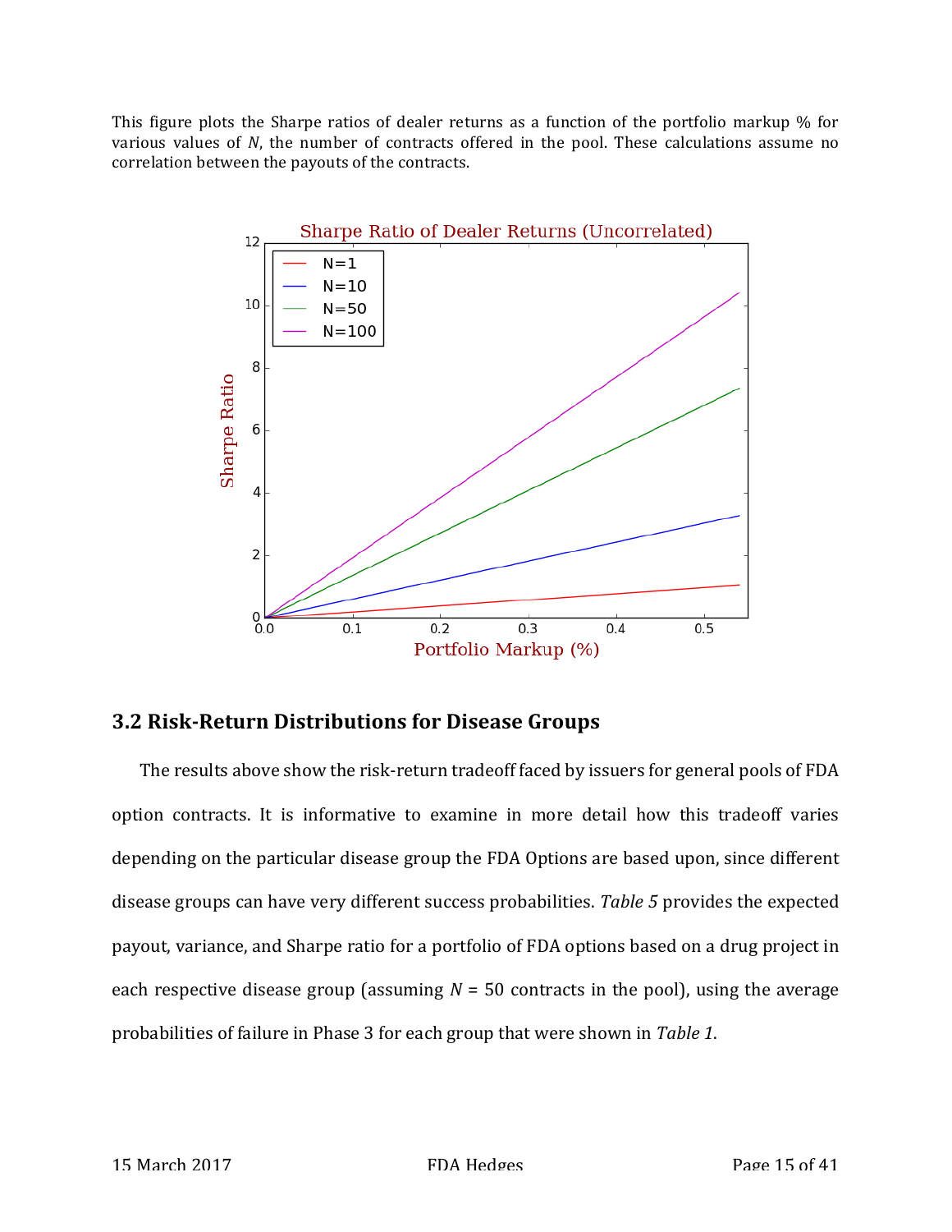This figure plots the Sharpe ratios of dealer returns as a function of the portfolio markup % for various values of $N$, the number of contracts offered in the pool. These calculations assume no correlation between the payouts of the contracts.

## 3.2 Risk-Return Distributions for Disease Groups

The results above show the risk-return tradeoff faced by issuers for general pools of FDA option contracts. It is informative to examine in more detail how this tradeoff varies depending on the particular disease group the FDA Options are based upon, since different disease groups can have very different success probabilities. *Table 5* provides the expected payout, variance, and Sharpe ratio for a portfolio of FDA options based on a drug project in each respective disease group (assuming $N$ = 50 contracts in the pool), using the average probabilities of failure in Phase 3 for each group that were shown in *Table 1*.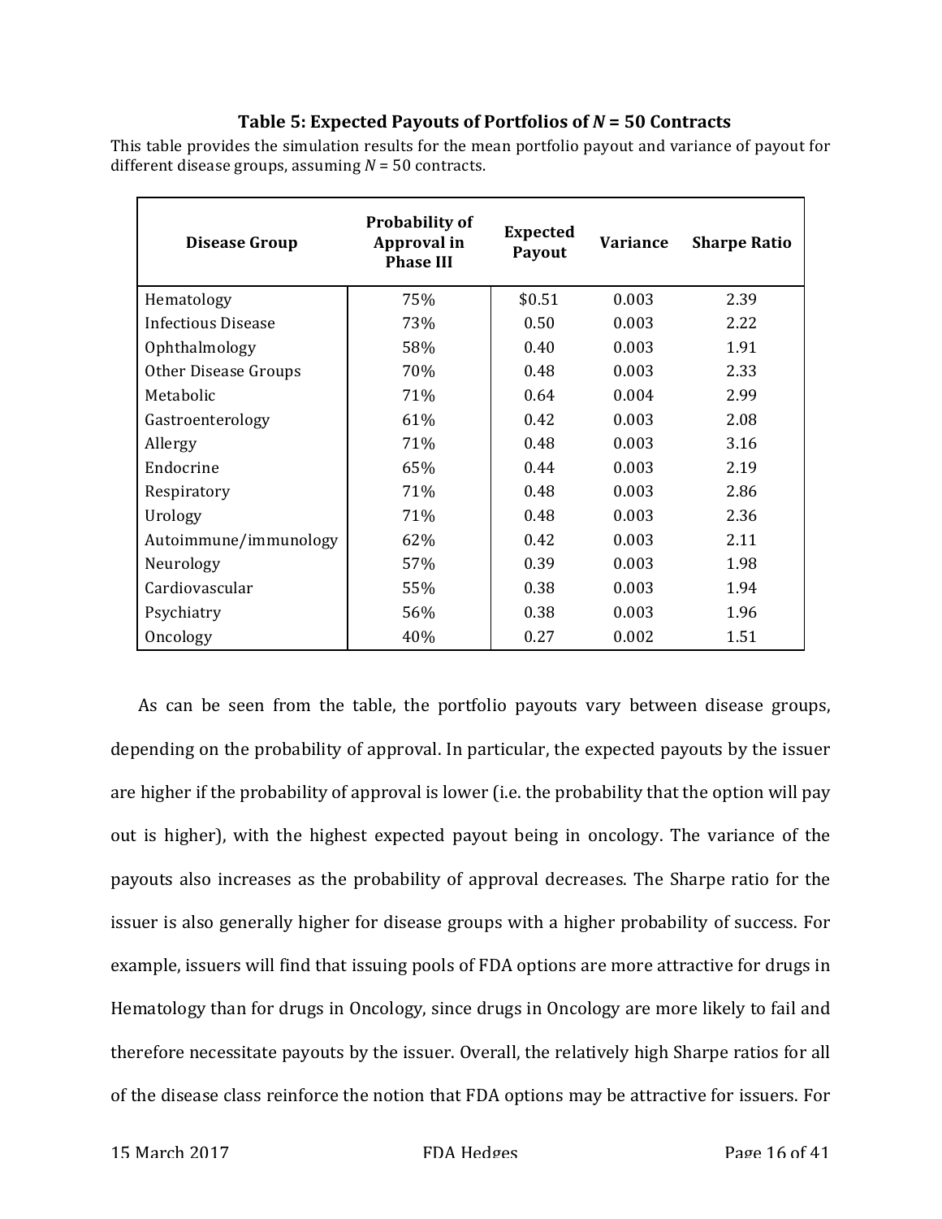**Table 5: Expected Payouts of Portfolios of $N$ = 50 Contracts**

This table provides the simulation results for the mean portfolio payout and variance of payout for different disease groups, assuming $N$ = 50 contracts.

| Disease Group | Probability of Approval in Phase III | Expected Payout | Variance | Sharpe Ratio |
|---|---|---|---|---|
| Hematology | 75% | $0.51 | 0.003 | 2.39 |
| Infectious Disease | 73% | 0.50 | 0.003 | 2.22 |
| Ophthalmology | 58% | 0.40 | 0.003 | 1.91 |
| Other Disease Groups | 70% | 0.48 | 0.003 | 2.33 |
| Metabolic | 71% | 0.64 | 0.004 | 2.99 |
| Gastroenterology | 61% | 0.42 | 0.003 | 2.08 |
| Allergy | 71% | 0.48 | 0.003 | 3.16 |
| Endocrine | 65% | 0.44 | 0.003 | 2.19 |
| Respiratory | 71% | 0.48 | 0.003 | 2.86 |
| Urology | 71% | 0.48 | 0.003 | 2.36 |
| Autoimmune/immunology | 62% | 0.42 | 0.003 | 2.11 |
| Neurology | 57% | 0.39 | 0.003 | 1.98 |
| Cardiovascular | 55% | 0.38 | 0.003 | 1.94 |
| Psychiatry | 56% | 0.38 | 0.003 | 1.96 |
| Oncology | 40% | 0.27 | 0.002 | 1.51 |

As can be seen from the table, the portfolio payouts vary between disease groups, depending on the probability of approval. In particular, the expected payouts by the issuer are higher if the probability of approval is lower (i.e. the probability that the option will pay out is higher), with the highest expected payout being in oncology. The variance of the payouts also increases as the probability of approval decreases. The Sharpe ratio for the issuer is also generally higher for disease groups with a higher probability of success. For example, issuers will find that issuing pools of FDA options are more attractive for drugs in Hematology than for drugs in Oncology, since drugs in Oncology are more likely to fail and therefore necessitate payouts by the issuer. Overall, the relatively high Sharpe ratios for all of the disease class reinforce the notion that FDA options may be attractive for issuers. For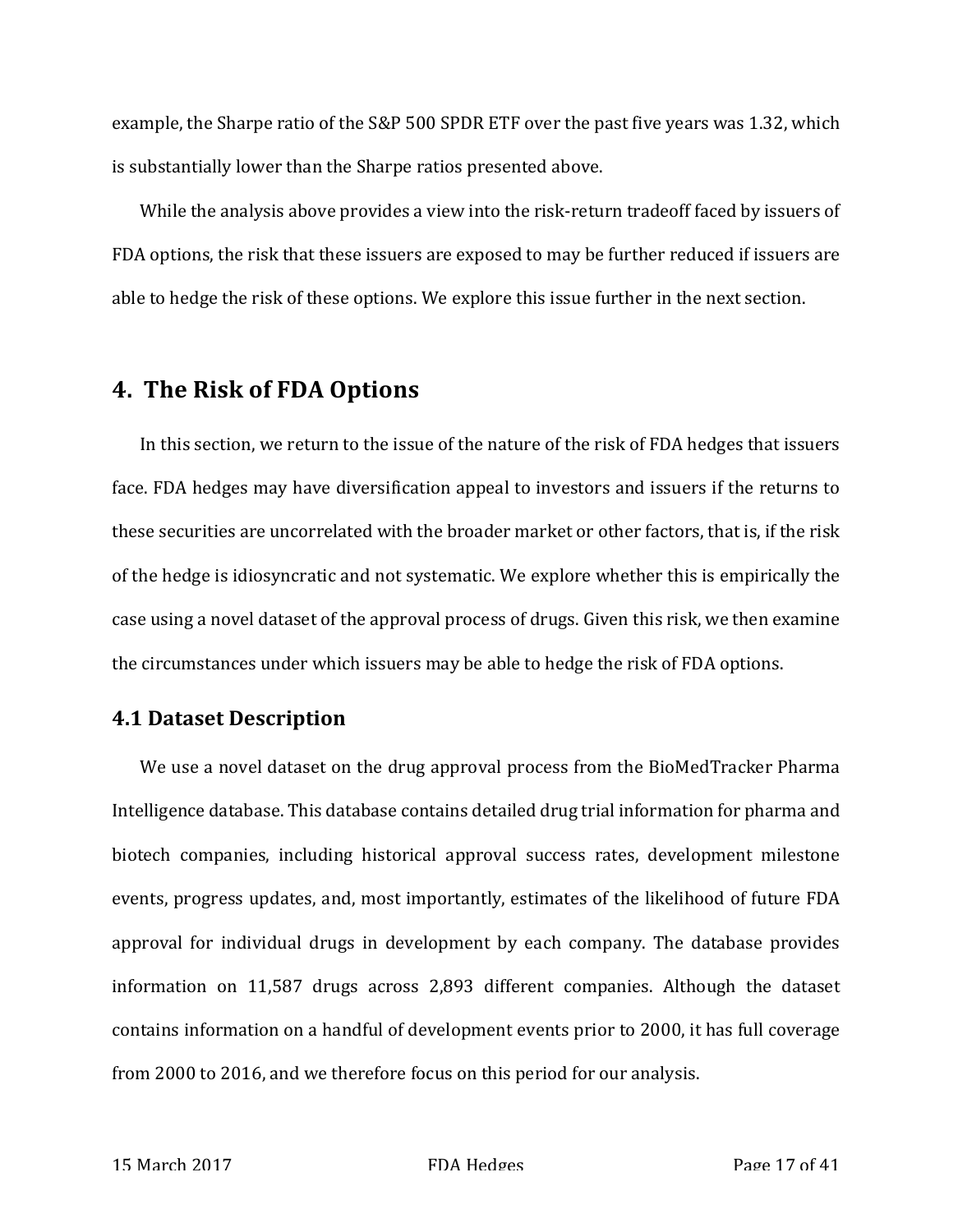example, the Sharpe ratio of the S&P 500 SPDR ETF over the past five years was 1.32, which is substantially lower than the Sharpe ratios presented above.

While the analysis above provides a view into the risk-return tradeoff faced by issuers of FDA options, the risk that these issuers are exposed to may be further reduced if issuers are able to hedge the risk of these options. We explore this issue further in the next section.

## 4. The Risk of FDA Options

In this section, we return to the issue of the nature of the risk of FDA hedges that issuers face. FDA hedges may have diversification appeal to investors and issuers if the returns to these securities are uncorrelated with the broader market or other factors, that is, if the risk of the hedge is idiosyncratic and not systematic. We explore whether this is empirically the case using a novel dataset of the approval process of drugs. Given this risk, we then examine the circumstances under which issuers may be able to hedge the risk of FDA options.

### 4.1 Dataset Description

We use a novel dataset on the drug approval process from the BioMedTracker Pharma Intelligence database. This database contains detailed drug trial information for pharma and biotech companies, including historical approval success rates, development milestone events, progress updates, and, most importantly, estimates of the likelihood of future FDA approval for individual drugs in development by each company. The database provides information on 11,587 drugs across 2,893 different companies. Although the dataset contains information on a handful of development events prior to 2000, it has full coverage from 2000 to 2016, and we therefore focus on this period for our analysis.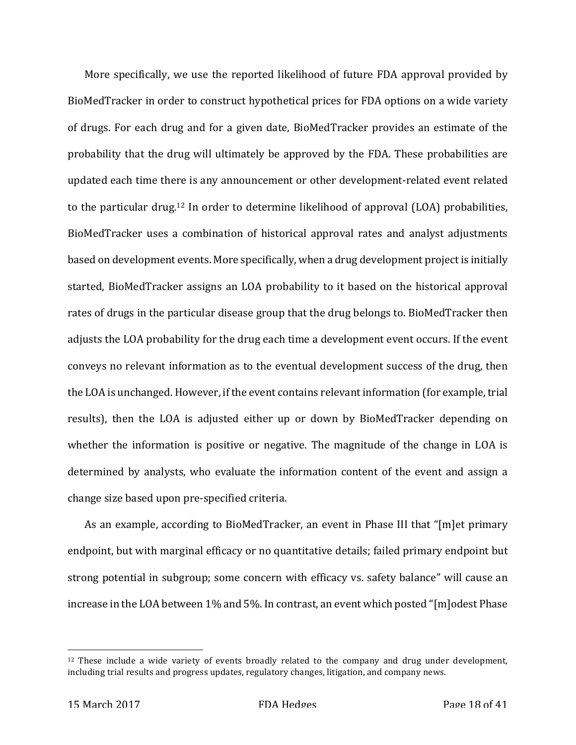More specifically, we use the reported likelihood of future FDA approval provided by BioMedTracker in order to construct hypothetical prices for FDA options on a wide variety of drugs. For each drug and for a given date, BioMedTracker provides an estimate of the probability that the drug will ultimately be approved by the FDA. These probabilities are updated each time there is any announcement or other development-related event related to the particular drug.[12] In order to determine likelihood of approval (LOA) probabilities, BioMedTracker uses a combination of historical approval rates and analyst adjustments based on development events. More specifically, when a drug development project is initially started, BioMedTracker assigns an LOA probability to it based on the historical approval rates of drugs in the particular disease group that the drug belongs to. BioMedTracker then adjusts the LOA probability for the drug each time a development event occurs. If the event conveys no relevant information as to the eventual development success of the drug, then the LOA is unchanged. However, if the event contains relevant information (for example, trial results), then the LOA is adjusted either up or down by BioMedTracker depending on whether the information is positive or negative. The magnitude of the change in LOA is determined by analysts, who evaluate the information content of the event and assign a change size based upon pre-specified criteria.

As an example, according to BioMedTracker, an event in Phase III that "[m]et primary endpoint, but with marginal efficacy or no quantitative details; failed primary endpoint but strong potential in subgroup; some concern with efficacy vs. safety balance" will cause an increase in the LOA between 1% and 5%. In contrast, an event which posted "[m]odest Phase

[12] These include a wide variety of events broadly related to the company and drug under development, including trial results and progress updates, regulatory changes, litigation, and company news.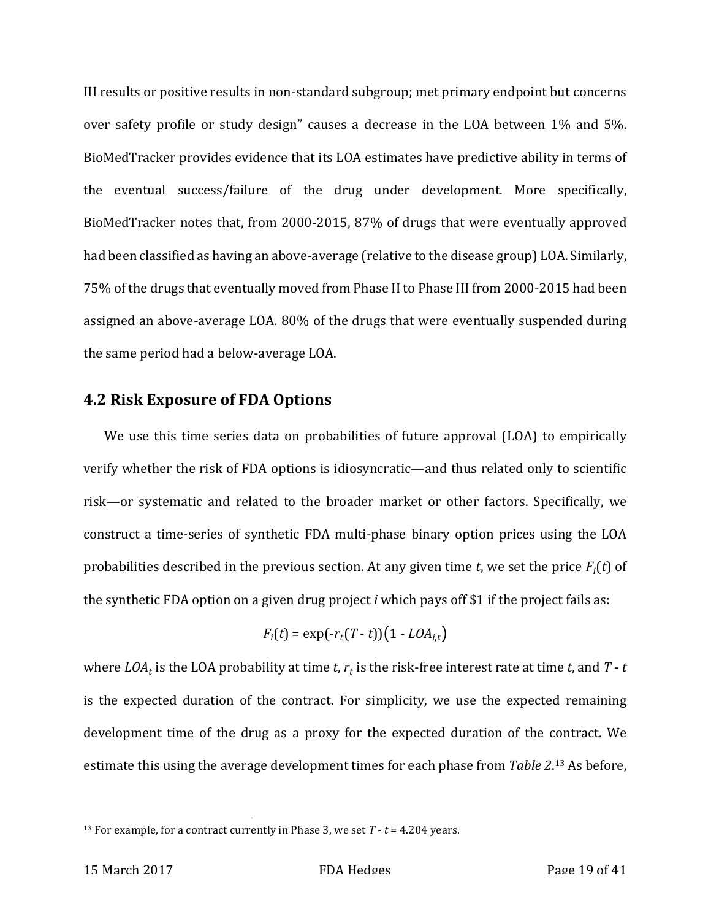III results or positive results in non-standard subgroup; met primary endpoint but concerns over safety profile or study design" causes a decrease in the LOA between 1% and 5%. BioMedTracker provides evidence that its LOA estimates have predictive ability in terms of the eventual success/failure of the drug under development. More specifically, BioMedTracker notes that, from 2000-2015, 87% of drugs that were eventually approved had been classified as having an above-average (relative to the disease group) LOA. Similarly, 75% of the drugs that eventually moved from Phase II to Phase III from 2000-2015 had been assigned an above-average LOA. 80% of the drugs that were eventually suspended during the same period had a below-average LOA.

## 4.2 Risk Exposure of FDA Options

We use this time series data on probabilities of future approval (LOA) to empirically verify whether the risk of FDA options is idiosyncratic—and thus related only to scientific risk—or systematic and related to the broader market or other factors. Specifically, we construct a time-series of synthetic FDA multi-phase binary option prices using the LOA probabilities described in the previous section. At any given time $t$, we set the price $F_i(t)$ of the synthetic FDA option on a given drug project $i$ which pays off \$1 if the project fails as:

$$F_i(t) = \exp(-r_t(T - t))\left(1 - LOA_{i,t}\right)$$

where $LOA_t$ is the LOA probability at time $t$, $r_t$ is the risk-free interest rate at time $t$, and $T - t$ is the expected duration of the contract. For simplicity, we use the expected remaining development time of the drug as a proxy for the expected duration of the contract. We estimate this using the average development times for each phase from *Table 2*.[13] As before,

[13] For example, for a contract currently in Phase 3, we set $T - t = 4.204$ years.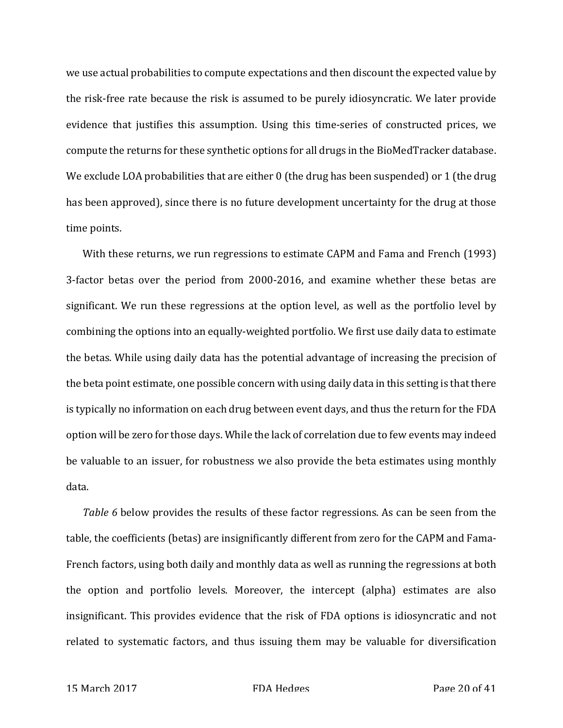we use actual probabilities to compute expectations and then discount the expected value by the risk-free rate because the risk is assumed to be purely idiosyncratic. We later provide evidence that justifies this assumption. Using this time-series of constructed prices, we compute the returns for these synthetic options for all drugs in the BioMedTracker database. We exclude LOA probabilities that are either 0 (the drug has been suspended) or 1 (the drug has been approved), since there is no future development uncertainty for the drug at those time points.

With these returns, we run regressions to estimate CAPM and Fama and French (1993) 3-factor betas over the period from 2000-2016, and examine whether these betas are significant. We run these regressions at the option level, as well as the portfolio level by combining the options into an equally-weighted portfolio. We first use daily data to estimate the betas. While using daily data has the potential advantage of increasing the precision of the beta point estimate, one possible concern with using daily data in this setting is that there is typically no information on each drug between event days, and thus the return for the FDA option will be zero for those days. While the lack of correlation due to few events may indeed be valuable to an issuer, for robustness we also provide the beta estimates using monthly data.

*Table 6* below provides the results of these factor regressions. As can be seen from the table, the coefficients (betas) are insignificantly different from zero for the CAPM and Fama-French factors, using both daily and monthly data as well as running the regressions at both the option and portfolio levels. Moreover, the intercept (alpha) estimates are also insignificant. This provides evidence that the risk of FDA options is idiosyncratic and not related to systematic factors, and thus issuing them may be valuable for diversification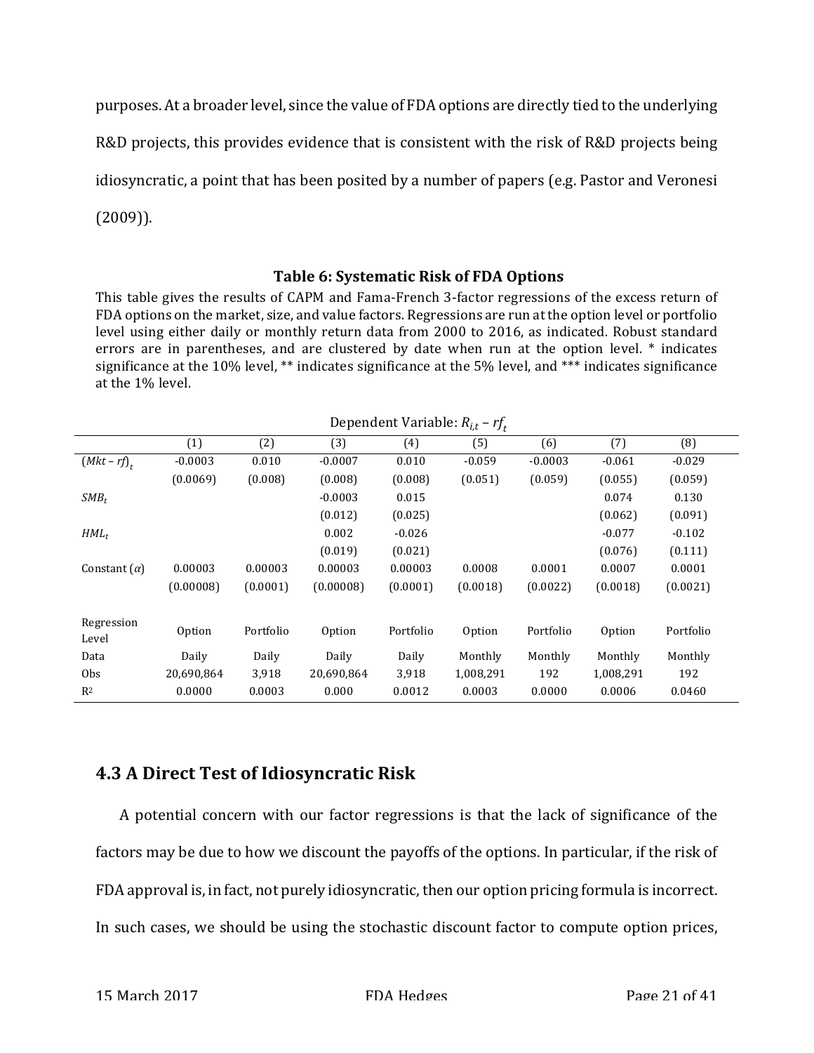purposes. At a broader level, since the value of FDA options are directly tied to the underlying R&D projects, this provides evidence that is consistent with the risk of R&D projects being idiosyncratic, a point that has been posited by a number of papers (e.g. Pastor and Veronesi (2009)).

**Table 6: Systematic Risk of FDA Options**

This table gives the results of CAPM and Fama-French 3-factor regressions of the excess return of FDA options on the market, size, and value factors. Regressions are run at the option level or portfolio level using either daily or monthly return data from 2000 to 2016, as indicated. Robust standard errors are in parentheses, and are clustered by date when run at the option level. * indicates significance at the 10% level, ** indicates significance at the 5% level, and *** indicates significance at the 1% level.

| | Dependent Variable: $R_{i,t} - rf_t$ | | | | | | | |
|---|---|---|---|---|---|---|---|---|
| | (1) | (2) | (3) | (4) | (5) | (6) | (7) | (8) |
| $(Mkt - rf)_t$ | -0.0003 | 0.010 | -0.0007 | 0.010 | -0.059 | -0.0003 | -0.061 | -0.029 |
| | (0.0069) | (0.008) | (0.008) | (0.008) | (0.051) | (0.059) | (0.055) | (0.059) |
| $SMB_t$ | | | -0.0003 | 0.015 | | | 0.074 | 0.130 |
| | | | (0.012) | (0.025) | | | (0.062) | (0.091) |
| $HML_t$ | | | 0.002 | -0.026 | | | -0.077 | -0.102 |
| | | | (0.019) | (0.021) | | | (0.076) | (0.111) |
| Constant ($\alpha$) | 0.00003 | 0.00003 | 0.00003 | 0.00003 | 0.0008 | 0.0001 | 0.0007 | 0.0001 |
| | (0.00008) | (0.0001) | (0.00008) | (0.0001) | (0.0018) | (0.0022) | (0.0018) | (0.0021) |
| Regression Level | Option | Portfolio | Option | Portfolio | Option | Portfolio | Option | Portfolio |
| Data | Daily | Daily | Daily | Daily | Monthly | Monthly | Monthly | Monthly |
| Obs | 20,690,864 | 3,918 | 20,690,864 | 3,918 | 1,008,291 | 192 | 1,008,291 | 192 |
| $R^2$ | 0.0000 | 0.0003 | 0.000 | 0.0012 | 0.0003 | 0.0000 | 0.0006 | 0.0460 |

## 4.3 A Direct Test of Idiosyncratic Risk

A potential concern with our factor regressions is that the lack of significance of the factors may be due to how we discount the payoffs of the options. In particular, if the risk of FDA approval is, in fact, not purely idiosyncratic, then our option pricing formula is incorrect. In such cases, we should be using the stochastic discount factor to compute option prices,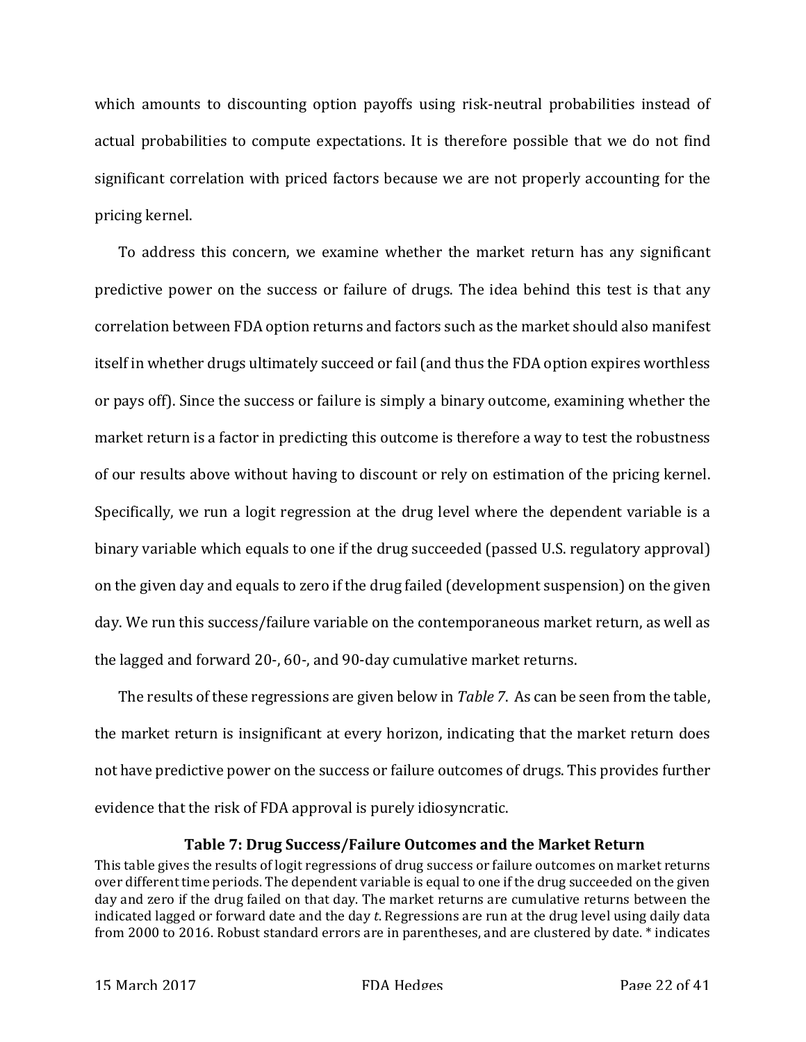which amounts to discounting option payoffs using risk-neutral probabilities instead of actual probabilities to compute expectations. It is therefore possible that we do not find significant correlation with priced factors because we are not properly accounting for the pricing kernel.

To address this concern, we examine whether the market return has any significant predictive power on the success or failure of drugs. The idea behind this test is that any correlation between FDA option returns and factors such as the market should also manifest itself in whether drugs ultimately succeed or fail (and thus the FDA option expires worthless or pays off). Since the success or failure is simply a binary outcome, examining whether the market return is a factor in predicting this outcome is therefore a way to test the robustness of our results above without having to discount or rely on estimation of the pricing kernel. Specifically, we run a logit regression at the drug level where the dependent variable is a binary variable which equals to one if the drug succeeded (passed U.S. regulatory approval) on the given day and equals to zero if the drug failed (development suspension) on the given day. We run this success/failure variable on the contemporaneous market return, as well as the lagged and forward 20-, 60-, and 90-day cumulative market returns.

The results of these regressions are given below in *Table 7*. As can be seen from the table, the market return is insignificant at every horizon, indicating that the market return does not have predictive power on the success or failure outcomes of drugs. This provides further evidence that the risk of FDA approval is purely idiosyncratic.

**Table 7: Drug Success/Failure Outcomes and the Market Return**

This table gives the results of logit regressions of drug success or failure outcomes on market returns over different time periods. The dependent variable is equal to one if the drug succeeded on the given day and zero if the drug failed on that day. The market returns are cumulative returns between the indicated lagged or forward date and the day *t*. Regressions are run at the drug level using daily data from 2000 to 2016. Robust standard errors are in parentheses, and are clustered by date. * indicates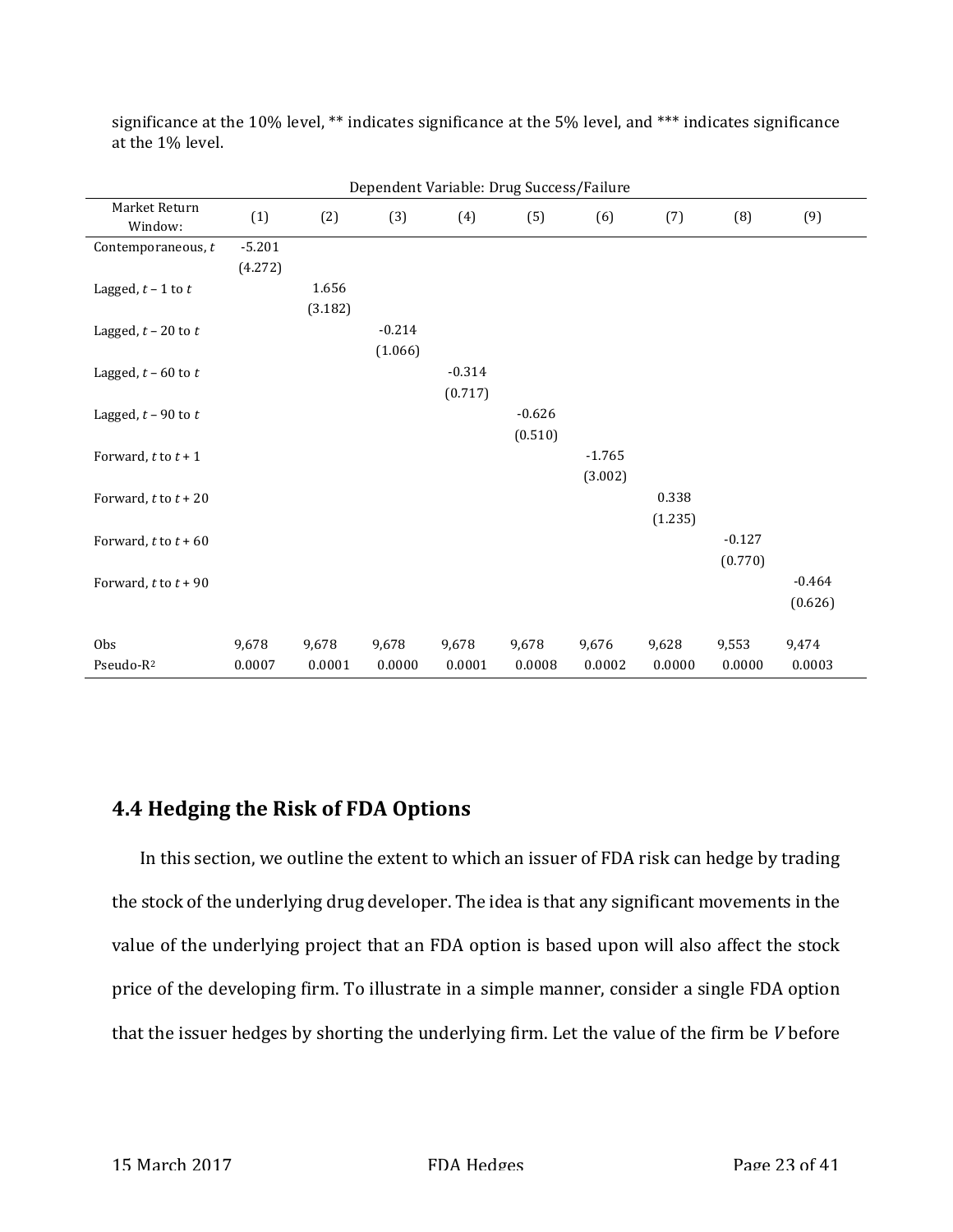significance at the 10% level, ** indicates significance at the 5% level, and *** indicates significance at the 1% level.

| | Dependent Variable: Drug Success/Failure | | | | | | | | |
|---|---|---|---|---|---|---|---|---|---|
| Market Return Window: | (1) | (2) | (3) | (4) | (5) | (6) | (7) | (8) | (9) |
| Contemporaneous, $t$ | -5.201 | | | | | | | | |
| | (4.272) | | | | | | | | |
| Lagged, $t-1$ to $t$ | | 1.656 | | | | | | | |
| | | (3.182) | | | | | | | |
| Lagged, $t-20$ to $t$ | | | -0.214 | | | | | | |
| | | | (1.066) | | | | | | |
| Lagged, $t-60$ to $t$ | | | | -0.314 | | | | | |
| | | | | (0.717) | | | | | |
| Lagged, $t-90$ to $t$ | | | | | -0.626 | | | | |
| | | | | | (0.510) | | | | |
| Forward, $t$ to $t+1$ | | | | | | -1.765 | | | |
| | | | | | | (3.002) | | | |
| Forward, $t$ to $t+20$ | | | | | | | 0.338 | | |
| | | | | | | | (1.235) | | |
| Forward, $t$ to $t+60$ | | | | | | | | -0.127 | |
| | | | | | | | | (0.770) | |
| Forward, $t$ to $t+90$ | | | | | | | | | -0.464 |
| | | | | | | | | | (0.626) |
| Obs | 9,678 | 9,678 | 9,678 | 9,678 | 9,678 | 9,676 | 9,628 | 9,553 | 9,474 |
| Pseudo-$R^2$ | 0.0007 | 0.0001 | 0.0000 | 0.0001 | 0.0008 | 0.0002 | 0.0000 | 0.0000 | 0.0003 |

## 4.4 Hedging the Risk of FDA Options

In this section, we outline the extent to which an issuer of FDA risk can hedge by trading the stock of the underlying drug developer. The idea is that any significant movements in the value of the underlying project that an FDA option is based upon will also affect the stock price of the developing firm. To illustrate in a simple manner, consider a single FDA option that the issuer hedges by shorting the underlying firm. Let the value of the firm be $V$ before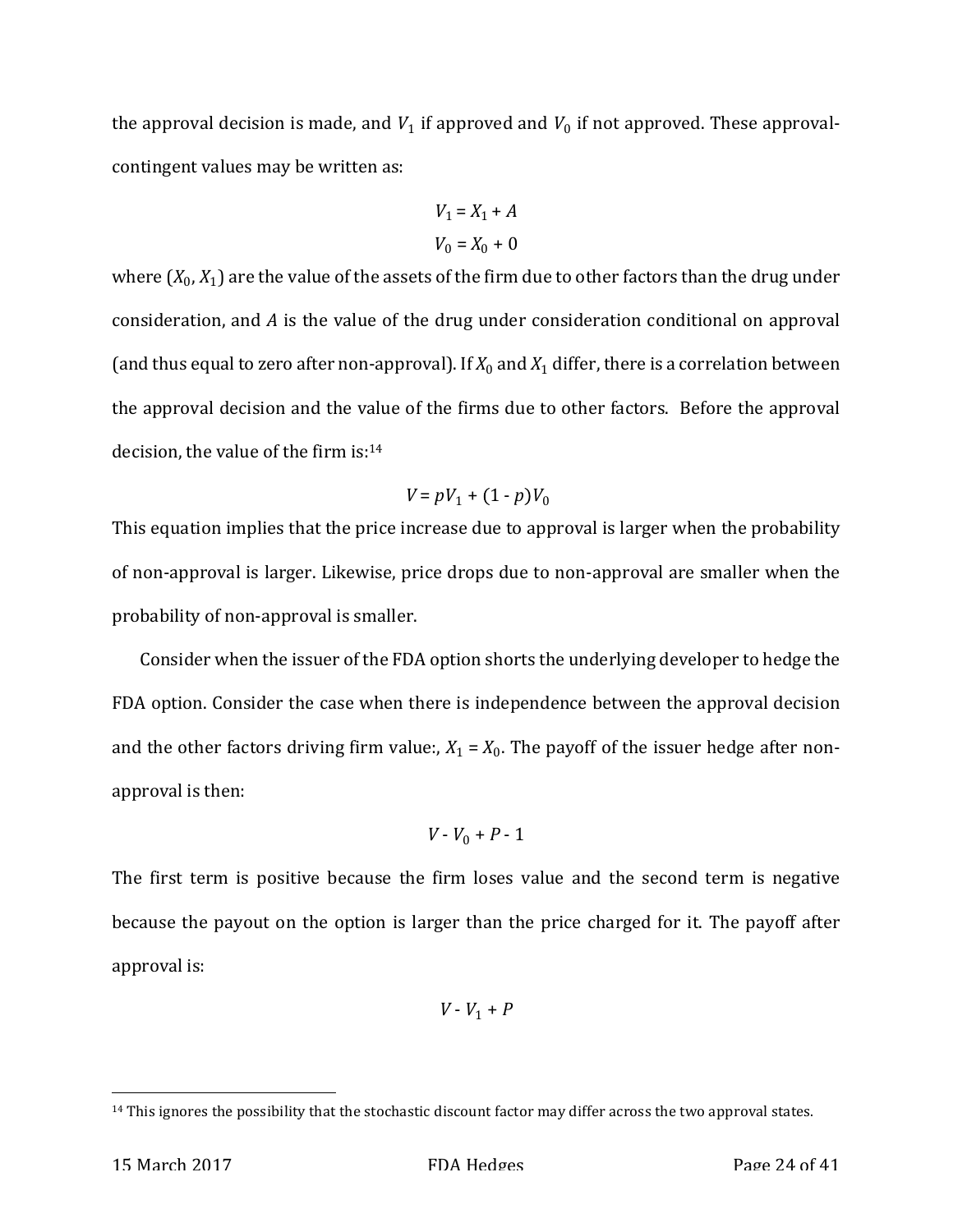the approval decision is made, and $V_1$ if approved and $V_0$ if not approved. These approval-contingent values may be written as:

$$V_1 = X_1 + A$$

$$V_0 = X_0 + 0$$

where $(X_0, X_1)$ are the value of the assets of the firm due to other factors than the drug under consideration, and $A$ is the value of the drug under consideration conditional on approval (and thus equal to zero after non-approval). If $X_0$ and $X_1$ differ, there is a correlation between the approval decision and the value of the firms due to other factors. Before the approval decision, the value of the firm is:[14]

$$V = pV_1 + (1 - p)V_0$$

This equation implies that the price increase due to approval is larger when the probability of non-approval is larger. Likewise, price drops due to non-approval are smaller when the probability of non-approval is smaller.

Consider when the issuer of the FDA option shorts the underlying developer to hedge the FDA option. Consider the case when there is independence between the approval decision and the other factors driving firm value:, $X_1 = X_0$. The payoff of the issuer hedge after non-approval is then:

$$V - V_0 + P - 1$$

The first term is positive because the firm loses value and the second term is negative because the payout on the option is larger than the price charged for it. The payoff after approval is:

$$V - V_1 + P$$

---

[14] This ignores the possibility that the stochastic discount factor may differ across the two approval states.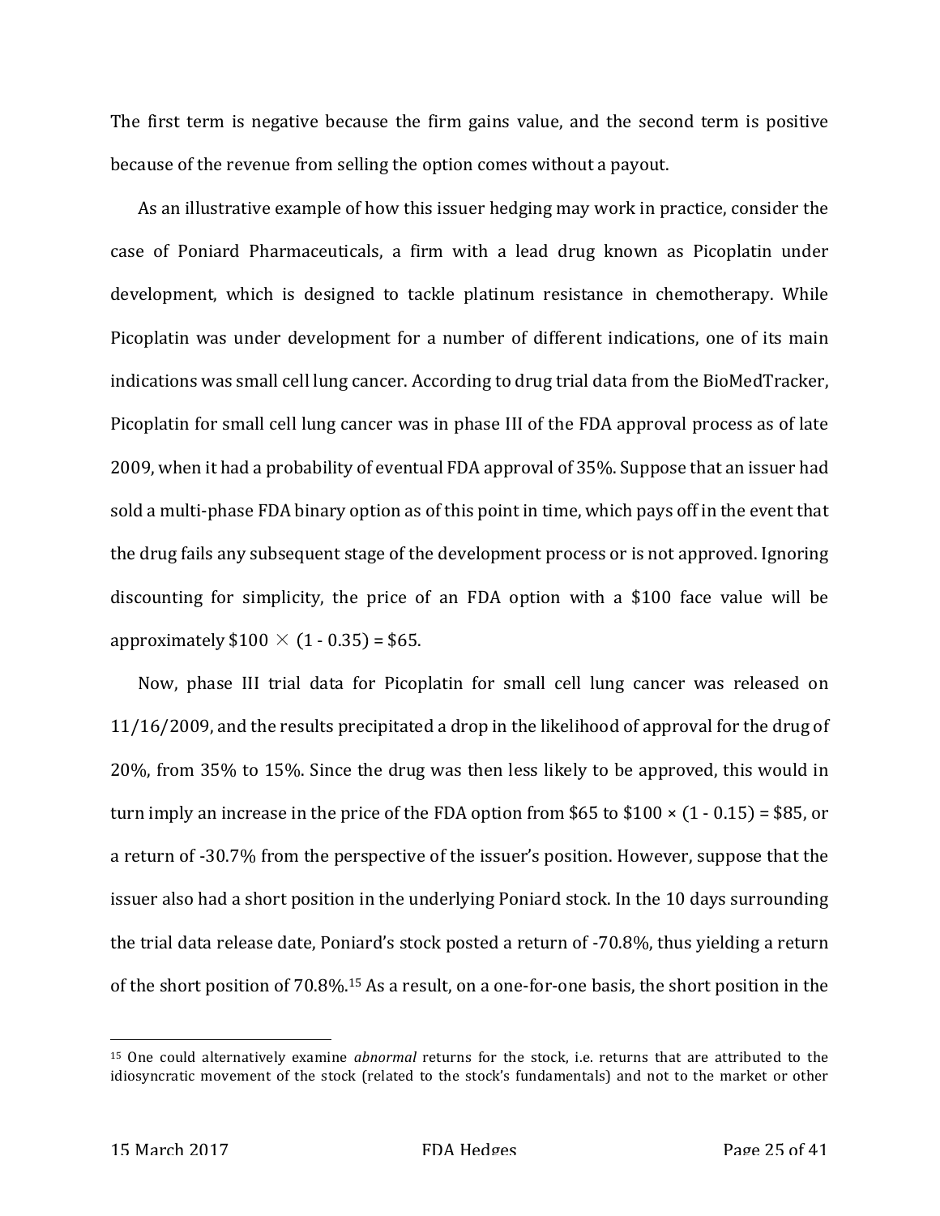The first term is negative because the firm gains value, and the second term is positive because of the revenue from selling the option comes without a payout.

As an illustrative example of how this issuer hedging may work in practice, consider the case of Poniard Pharmaceuticals, a firm with a lead drug known as Picoplatin under development, which is designed to tackle platinum resistance in chemotherapy. While Picoplatin was under development for a number of different indications, one of its main indications was small cell lung cancer. According to drug trial data from the BioMedTracker, Picoplatin for small cell lung cancer was in phase III of the FDA approval process as of late 2009, when it had a probability of eventual FDA approval of 35%. Suppose that an issuer had sold a multi-phase FDA binary option as of this point in time, which pays off in the event that the drug fails any subsequent stage of the development process or is not approved. Ignoring discounting for simplicity, the price of an FDA option with a \$100 face value will be approximately $\$100 \times (1 - 0.35) = \$65$.

Now, phase III trial data for Picoplatin for small cell lung cancer was released on 11/16/2009, and the results precipitated a drop in the likelihood of approval for the drug of 20%, from 35% to 15%. Since the drug was then less likely to be approved, this would in turn imply an increase in the price of the FDA option from \$65 to $\$100 \times (1 - 0.15) = \$85$, or a return of -30.7% from the perspective of the issuer's position. However, suppose that the issuer also had a short position in the underlying Poniard stock. In the 10 days surrounding the trial data release date, Poniard's stock posted a return of -70.8%, thus yielding a return of the short position of 70.8%.[15] As a result, on a one-for-one basis, the short position in the

[15] One could alternatively examine *abnormal* returns for the stock, i.e. returns that are attributed to the idiosyncratic movement of the stock (related to the stock's fundamentals) and not to the market or other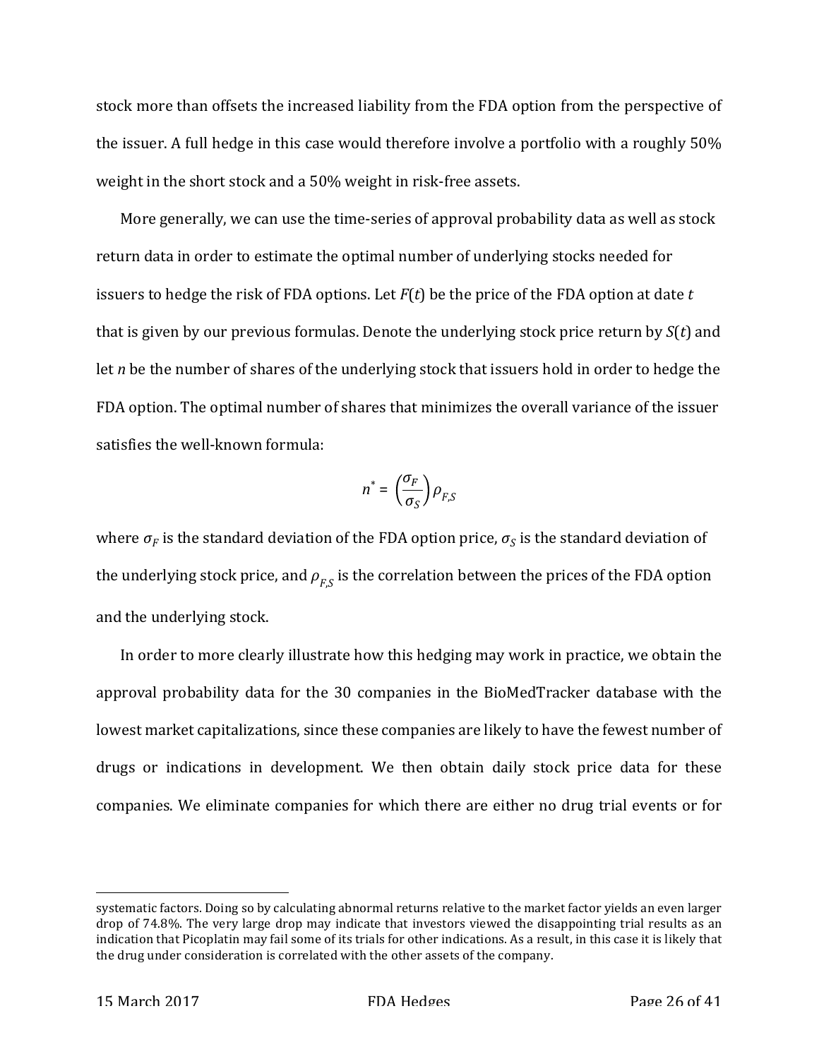stock more than offsets the increased liability from the FDA option from the perspective of the issuer. A full hedge in this case would therefore involve a portfolio with a roughly 50% weight in the short stock and a 50% weight in risk-free assets.

More generally, we can use the time-series of approval probability data as well as stock return data in order to estimate the optimal number of underlying stocks needed for issuers to hedge the risk of FDA options. Let $F(t)$ be the price of the FDA option at date $t$ that is given by our previous formulas. Denote the underlying stock price return by $S(t)$ and let $n$ be the number of shares of the underlying stock that issuers hold in order to hedge the FDA option. The optimal number of shares that minimizes the overall variance of the issuer satisfies the well-known formula:

$$n^* = \left(\frac{\sigma_F}{\sigma_S}\right)\rho_{F,S}$$

where $\sigma_F$ is the standard deviation of the FDA option price, $\sigma_S$ is the standard deviation of the underlying stock price, and $\rho_{F,S}$ is the correlation between the prices of the FDA option and the underlying stock.

In order to more clearly illustrate how this hedging may work in practice, we obtain the approval probability data for the 30 companies in the BioMedTracker database with the lowest market capitalizations, since these companies are likely to have the fewest number of drugs or indications in development. We then obtain daily stock price data for these companies. We eliminate companies for which there are either no drug trial events or for

---

systematic factors. Doing so by calculating abnormal returns relative to the market factor yields an even larger drop of 74.8%. The very large drop may indicate that investors viewed the disappointing trial results as an indication that Picoplatin may fail some of its trials for other indications. As a result, in this case it is likely that the drug under consideration is correlated with the other assets of the company.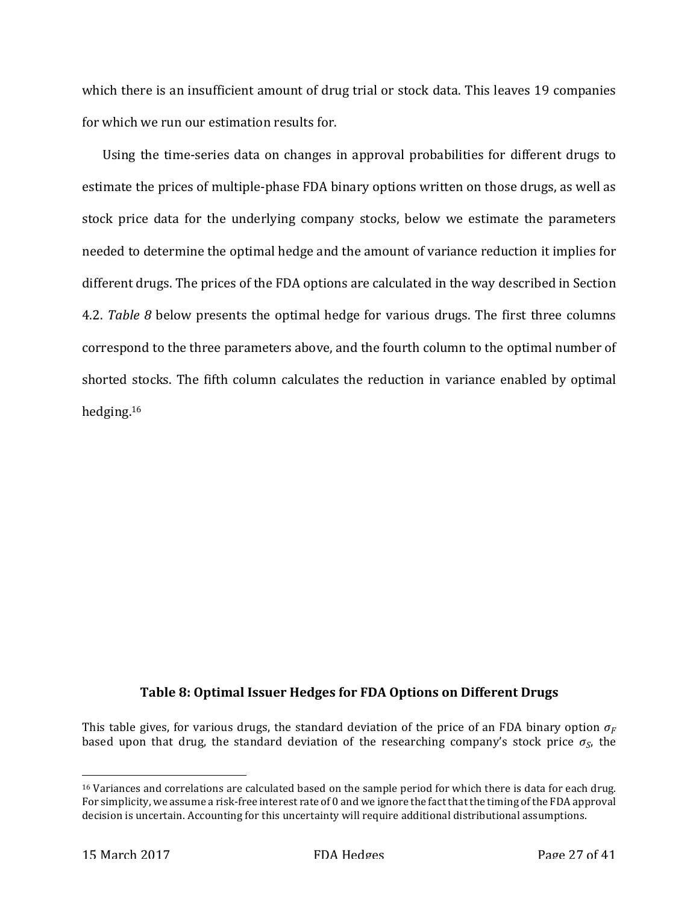which there is an insufficient amount of drug trial or stock data. This leaves 19 companies for which we run our estimation results for.

Using the time-series data on changes in approval probabilities for different drugs to estimate the prices of multiple-phase FDA binary options written on those drugs, as well as stock price data for the underlying company stocks, below we estimate the parameters needed to determine the optimal hedge and the amount of variance reduction it implies for different drugs. The prices of the FDA options are calculated in the way described in Section 4.2. *Table 8* below presents the optimal hedge for various drugs. The first three columns correspond to the three parameters above, and the fourth column to the optimal number of shorted stocks. The fifth column calculates the reduction in variance enabled by optimal hedging.[16]

**Table 8: Optimal Issuer Hedges for FDA Options on Different Drugs**

This table gives, for various drugs, the standard deviation of the price of an FDA binary option $\sigma_F$ based upon that drug, the standard deviation of the researching company's stock price $\sigma_S$, the

[16] Variances and correlations are calculated based on the sample period for which there is data for each drug. For simplicity, we assume a risk-free interest rate of 0 and we ignore the fact that the timing of the FDA approval decision is uncertain. Accounting for this uncertainty will require additional distributional assumptions.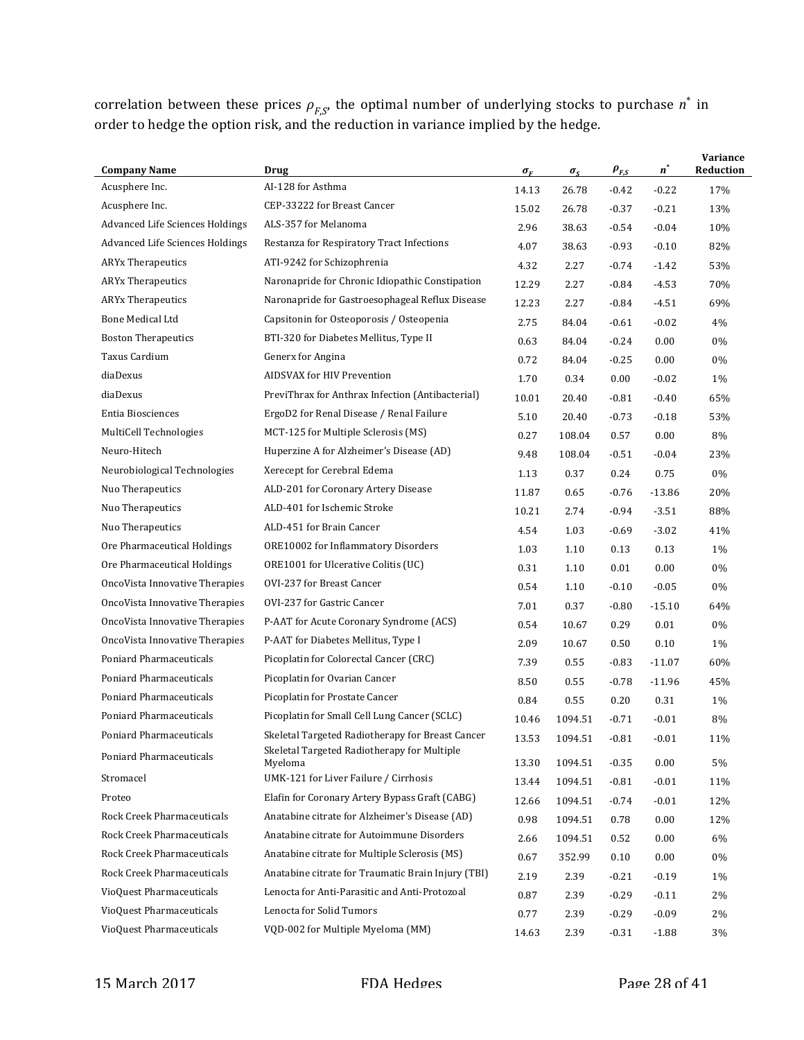correlation between these prices $\rho_{F,S}$, the optimal number of underlying stocks to purchase $n^*$ in order to hedge the option risk, and the reduction in variance implied by the hedge.

| Company Name | Drug | $\sigma_F$ | $\sigma_S$ | $\rho_{F,S}$ | $n^*$ | Variance Reduction |
|---|---|---|---|---|---|---|
| Acusphere Inc. | AI-128 for Asthma | 14.13 | 26.78 | -0.42 | -0.22 | 17% |
| Acusphere Inc. | CEP-33222 for Breast Cancer | 15.02 | 26.78 | -0.37 | -0.21 | 13% |
| Advanced Life Sciences Holdings | ALS-357 for Melanoma | 2.96 | 38.63 | -0.54 | -0.04 | 10% |
| Advanced Life Sciences Holdings | Restanza for Respiratory Tract Infections | 4.07 | 38.63 | -0.93 | -0.10 | 82% |
| ARYx Therapeutics | ATI-9242 for Schizophrenia | 4.32 | 2.27 | -0.74 | -1.42 | 53% |
| ARYx Therapeutics | Naronapride for Chronic Idiopathic Constipation | 12.29 | 2.27 | -0.84 | -4.53 | 70% |
| ARYx Therapeutics | Naronapride for Gastroesophageal Reflux Disease | 12.23 | 2.27 | -0.84 | -4.51 | 69% |
| Bone Medical Ltd | Capsitonin for Osteoporosis / Osteopenia | 2.75 | 84.04 | -0.61 | -0.02 | 4% |
| Boston Therapeutics | BTI-320 for Diabetes Mellitus, Type II | 0.63 | 84.04 | -0.24 | 0.00 | 0% |
| Taxus Cardium | Generx for Angina | 0.72 | 84.04 | -0.25 | 0.00 | 0% |
| diaDexus | AIDSVAX for HIV Prevention | 1.70 | 0.34 | 0.00 | -0.02 | 1% |
| diaDexus | PreviThrax for Anthrax Infection (Antibacterial) | 10.01 | 20.40 | -0.81 | -0.40 | 65% |
| Entia Biosciences | ErgoD2 for Renal Disease / Renal Failure | 5.10 | 20.40 | -0.73 | -0.18 | 53% |
| MultiCell Technologies | MCT-125 for Multiple Sclerosis (MS) | 0.27 | 108.04 | 0.57 | 0.00 | 8% |
| Neuro-Hitech | Huperzine A for Alzheimer's Disease (AD) | 9.48 | 108.04 | -0.51 | -0.04 | 23% |
| Neurobiological Technologies | Xerecept for Cerebral Edema | 1.13 | 0.37 | 0.24 | 0.75 | 0% |
| Nuo Therapeutics | ALD-201 for Coronary Artery Disease | 11.87 | 0.65 | -0.76 | -13.86 | 20% |
| Nuo Therapeutics | ALD-401 for Ischemic Stroke | 10.21 | 2.74 | -0.94 | -3.51 | 88% |
| Nuo Therapeutics | ALD-451 for Brain Cancer | 4.54 | 1.03 | -0.69 | -3.02 | 41% |
| Ore Pharmaceutical Holdings | ORE10002 for Inflammatory Disorders | 1.03 | 1.10 | 0.13 | 0.13 | 1% |
| Ore Pharmaceutical Holdings | ORE1001 for Ulcerative Colitis (UC) | 0.31 | 1.10 | 0.01 | 0.00 | 0% |
| OncoVista Innovative Therapies | OVI-237 for Breast Cancer | 0.54 | 1.10 | -0.10 | -0.05 | 0% |
| OncoVista Innovative Therapies | OVI-237 for Gastric Cancer | 7.01 | 0.37 | -0.80 | -15.10 | 64% |
| OncoVista Innovative Therapies | P-AAT for Acute Coronary Syndrome (ACS) | 0.54 | 10.67 | 0.29 | 0.01 | 0% |
| OncoVista Innovative Therapies | P-AAT for Diabetes Mellitus, Type I | 2.09 | 10.67 | 0.50 | 0.10 | 1% |
| Poniard Pharmaceuticals | Picoplatin for Colorectal Cancer (CRC) | 7.39 | 0.55 | -0.83 | -11.07 | 60% |
| Poniard Pharmaceuticals | Picoplatin for Ovarian Cancer | 8.50 | 0.55 | -0.78 | -11.96 | 45% |
| Poniard Pharmaceuticals | Picoplatin for Prostate Cancer | 0.84 | 0.55 | 0.20 | 0.31 | 1% |
| Poniard Pharmaceuticals | Picoplatin for Small Cell Lung Cancer (SCLC) | 10.46 | 1094.51 | -0.71 | -0.01 | 8% |
| Poniard Pharmaceuticals | Skeletal Targeted Radiotherapy for Breast Cancer | 13.53 | 1094.51 | -0.81 | -0.01 | 11% |
| Poniard Pharmaceuticals | Skeletal Targeted Radiotherapy for Multiple Myeloma | 13.30 | 1094.51 | -0.35 | 0.00 | 5% |
| Stromacel | UMK-121 for Liver Failure / Cirrhosis | 13.44 | 1094.51 | -0.81 | -0.01 | 11% |
| Proteo | Elafin for Coronary Artery Bypass Graft (CABG) | 12.66 | 1094.51 | -0.74 | -0.01 | 12% |
| Rock Creek Pharmaceuticals | Anatabine citrate for Alzheimer's Disease (AD) | 0.98 | 1094.51 | 0.78 | 0.00 | 12% |
| Rock Creek Pharmaceuticals | Anatabine citrate for Autoimmune Disorders | 2.66 | 1094.51 | 0.52 | 0.00 | 6% |
| Rock Creek Pharmaceuticals | Anatabine citrate for Multiple Sclerosis (MS) | 0.67 | 352.99 | 0.10 | 0.00 | 0% |
| Rock Creek Pharmaceuticals | Anatabine citrate for Traumatic Brain Injury (TBI) | 2.19 | 2.39 | -0.21 | -0.19 | 1% |
| VioQuest Pharmaceuticals | Lenocta for Anti-Parasitic and Anti-Protozoal | 0.87 | 2.39 | -0.29 | -0.11 | 2% |
| VioQuest Pharmaceuticals | Lenocta for Solid Tumors | 0.77 | 2.39 | -0.29 | -0.09 | 2% |
| VioQuest Pharmaceuticals | VQD-002 for Multiple Myeloma (MM) | 14.63 | 2.39 | -0.31 | -1.88 | 3% |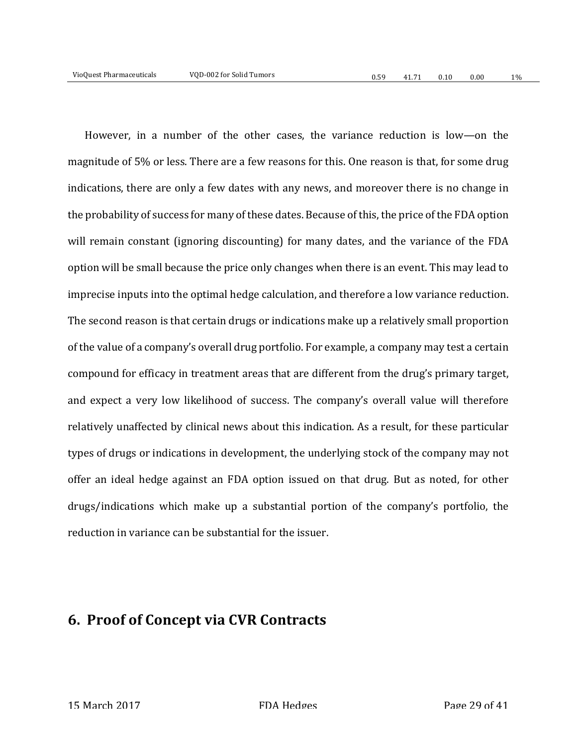| VioQuest Pharmaceuticals | VQD-002 for Solid Tumors | 0.59 | 41.71 | 0.10 | 0.00 | 1% |
|---|---|---|---|---|---|---|

However, in a number of the other cases, the variance reduction is low—on the magnitude of 5% or less. There are a few reasons for this. One reason is that, for some drug indications, there are only a few dates with any news, and moreover there is no change in the probability of success for many of these dates. Because of this, the price of the FDA option will remain constant (ignoring discounting) for many dates, and the variance of the FDA option will be small because the price only changes when there is an event. This may lead to imprecise inputs into the optimal hedge calculation, and therefore a low variance reduction. The second reason is that certain drugs or indications make up a relatively small proportion of the value of a company's overall drug portfolio. For example, a company may test a certain compound for efficacy in treatment areas that are different from the drug's primary target, and expect a very low likelihood of success. The company's overall value will therefore relatively unaffected by clinical news about this indication. As a result, for these particular types of drugs or indications in development, the underlying stock of the company may not offer an ideal hedge against an FDA option issued on that drug. But as noted, for other drugs/indications which make up a substantial portion of the company's portfolio, the reduction in variance can be substantial for the issuer.

## 6. Proof of Concept via CVR Contracts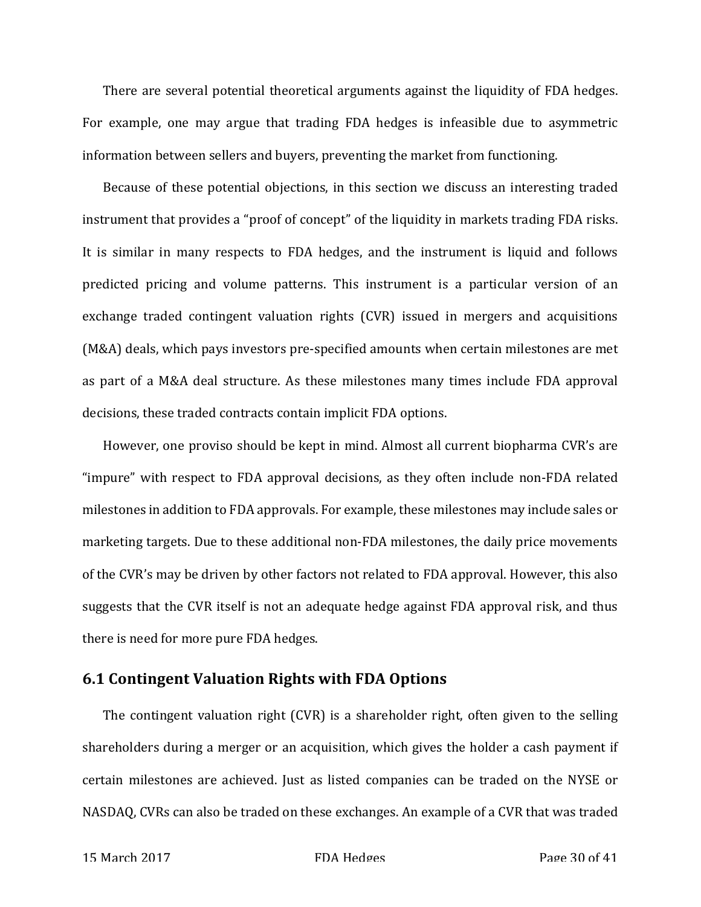There are several potential theoretical arguments against the liquidity of FDA hedges. For example, one may argue that trading FDA hedges is infeasible due to asymmetric information between sellers and buyers, preventing the market from functioning.

Because of these potential objections, in this section we discuss an interesting traded instrument that provides a "proof of concept" of the liquidity in markets trading FDA risks. It is similar in many respects to FDA hedges, and the instrument is liquid and follows predicted pricing and volume patterns. This instrument is a particular version of an exchange traded contingent valuation rights (CVR) issued in mergers and acquisitions (M&A) deals, which pays investors pre-specified amounts when certain milestones are met as part of a M&A deal structure. As these milestones many times include FDA approval decisions, these traded contracts contain implicit FDA options.

However, one proviso should be kept in mind. Almost all current biopharma CVR's are "impure" with respect to FDA approval decisions, as they often include non-FDA related milestones in addition to FDA approvals. For example, these milestones may include sales or marketing targets. Due to these additional non-FDA milestones, the daily price movements of the CVR's may be driven by other factors not related to FDA approval. However, this also suggests that the CVR itself is not an adequate hedge against FDA approval risk, and thus there is need for more pure FDA hedges.

## 6.1 Contingent Valuation Rights with FDA Options

The contingent valuation right (CVR) is a shareholder right, often given to the selling shareholders during a merger or an acquisition, which gives the holder a cash payment if certain milestones are achieved. Just as listed companies can be traded on the NYSE or NASDAQ, CVRs can also be traded on these exchanges. An example of a CVR that was traded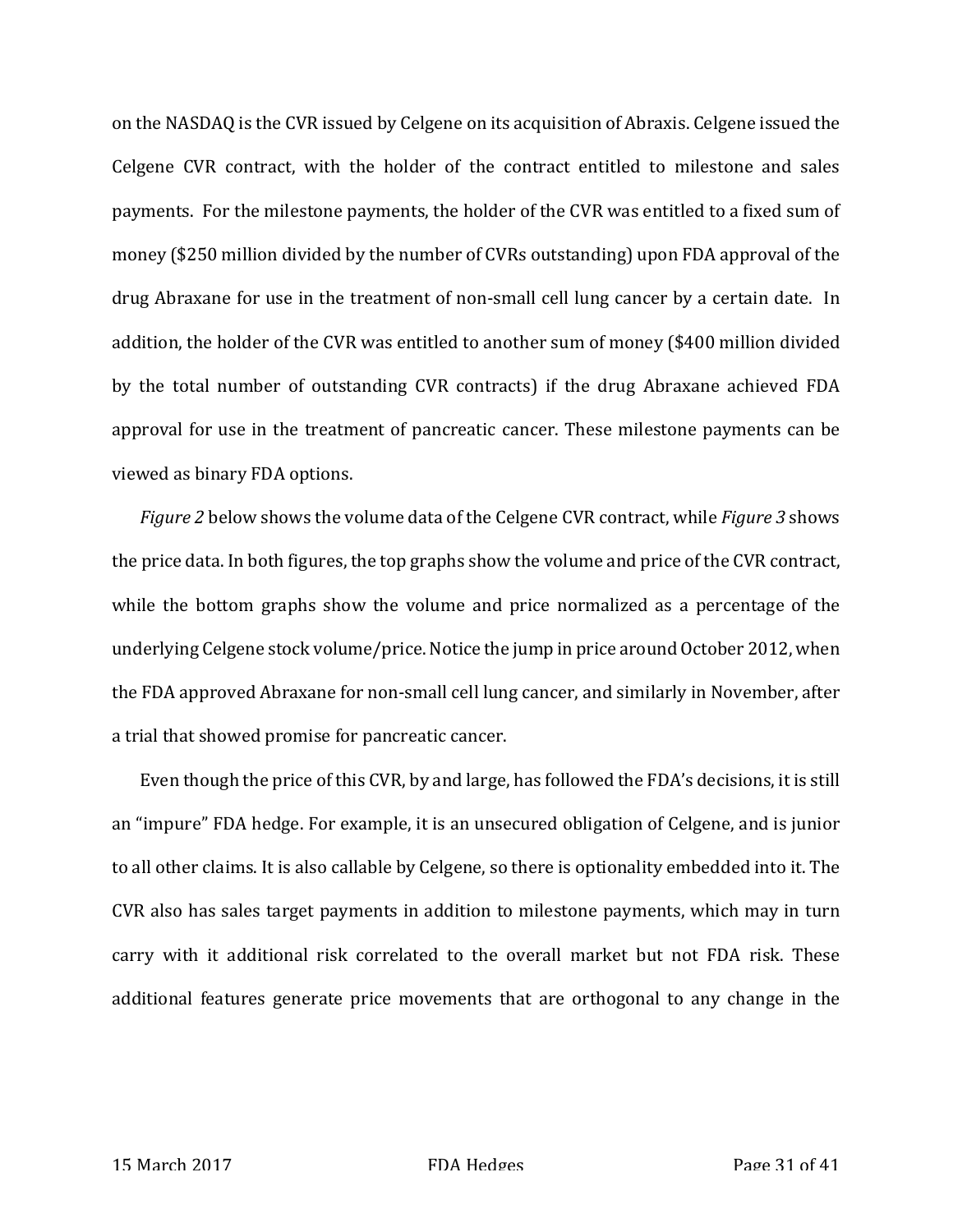on the NASDAQ is the CVR issued by Celgene on its acquisition of Abraxis. Celgene issued the Celgene CVR contract, with the holder of the contract entitled to milestone and sales payments. For the milestone payments, the holder of the CVR was entitled to a fixed sum of money ($250 million divided by the number of CVRs outstanding) upon FDA approval of the drug Abraxane for use in the treatment of non-small cell lung cancer by a certain date. In addition, the holder of the CVR was entitled to another sum of money ($400 million divided by the total number of outstanding CVR contracts) if the drug Abraxane achieved FDA approval for use in the treatment of pancreatic cancer. These milestone payments can be viewed as binary FDA options.

*Figure 2* below shows the volume data of the Celgene CVR contract, while *Figure 3* shows the price data. In both figures, the top graphs show the volume and price of the CVR contract, while the bottom graphs show the volume and price normalized as a percentage of the underlying Celgene stock volume/price. Notice the jump in price around October 2012, when the FDA approved Abraxane for non-small cell lung cancer, and similarly in November, after a trial that showed promise for pancreatic cancer.

Even though the price of this CVR, by and large, has followed the FDA's decisions, it is still an "impure" FDA hedge. For example, it is an unsecured obligation of Celgene, and is junior to all other claims. It is also callable by Celgene, so there is optionality embedded into it. The CVR also has sales target payments in addition to milestone payments, which may in turn carry with it additional risk correlated to the overall market but not FDA risk. These additional features generate price movements that are orthogonal to any change in the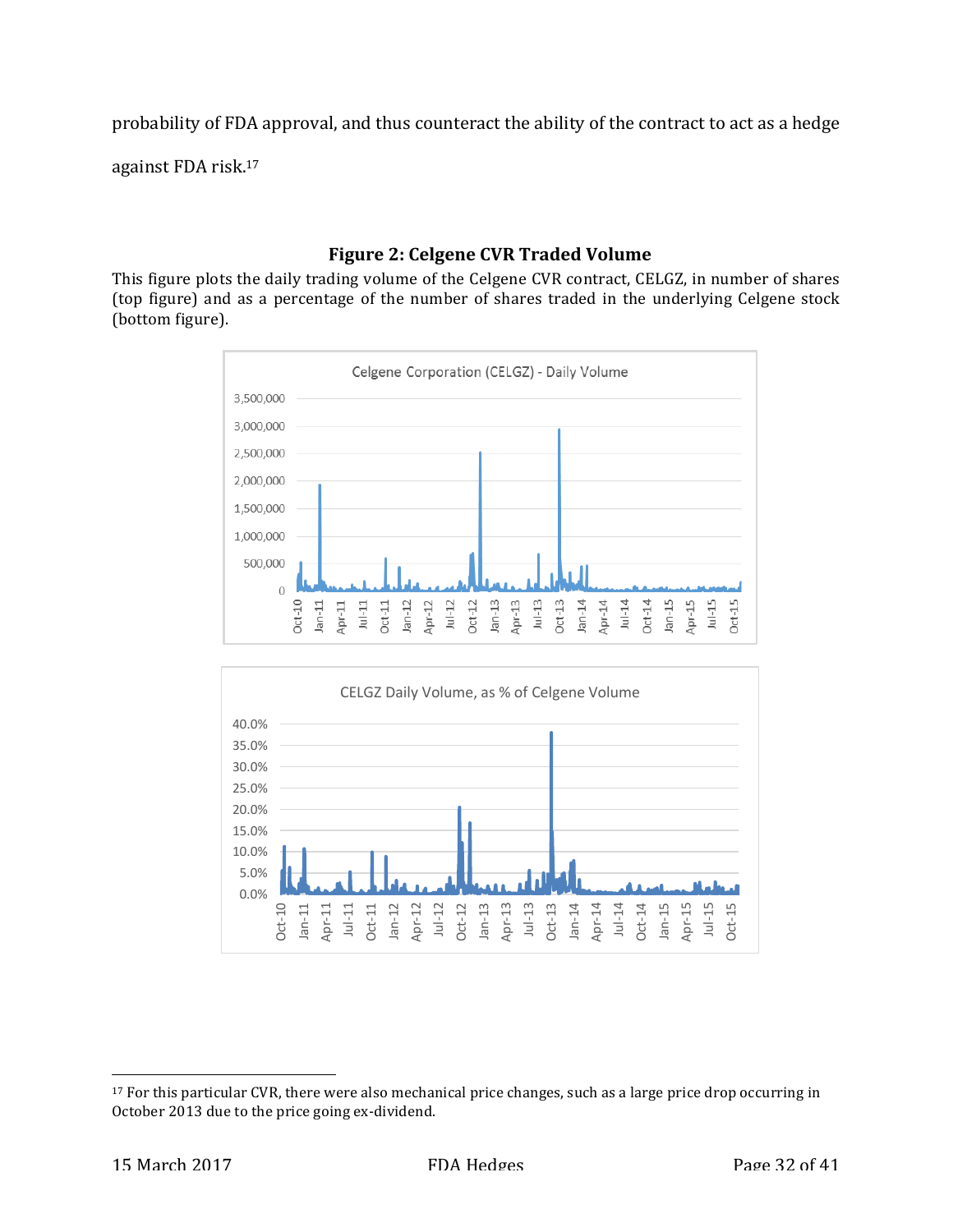probability of FDA approval, and thus counteract the ability of the contract to act as a hedge against FDA risk.[17]

### Figure 2: Celgene CVR Traded Volume

This figure plots the daily trading volume of the Celgene CVR contract, CELGZ, in number of shares (top figure) and as a percentage of the number of shares traded in the underlying Celgene stock (bottom figure).

[17] For this particular CVR, there were also mechanical price changes, such as a large price drop occurring in October 2013 due to the price going ex-dividend.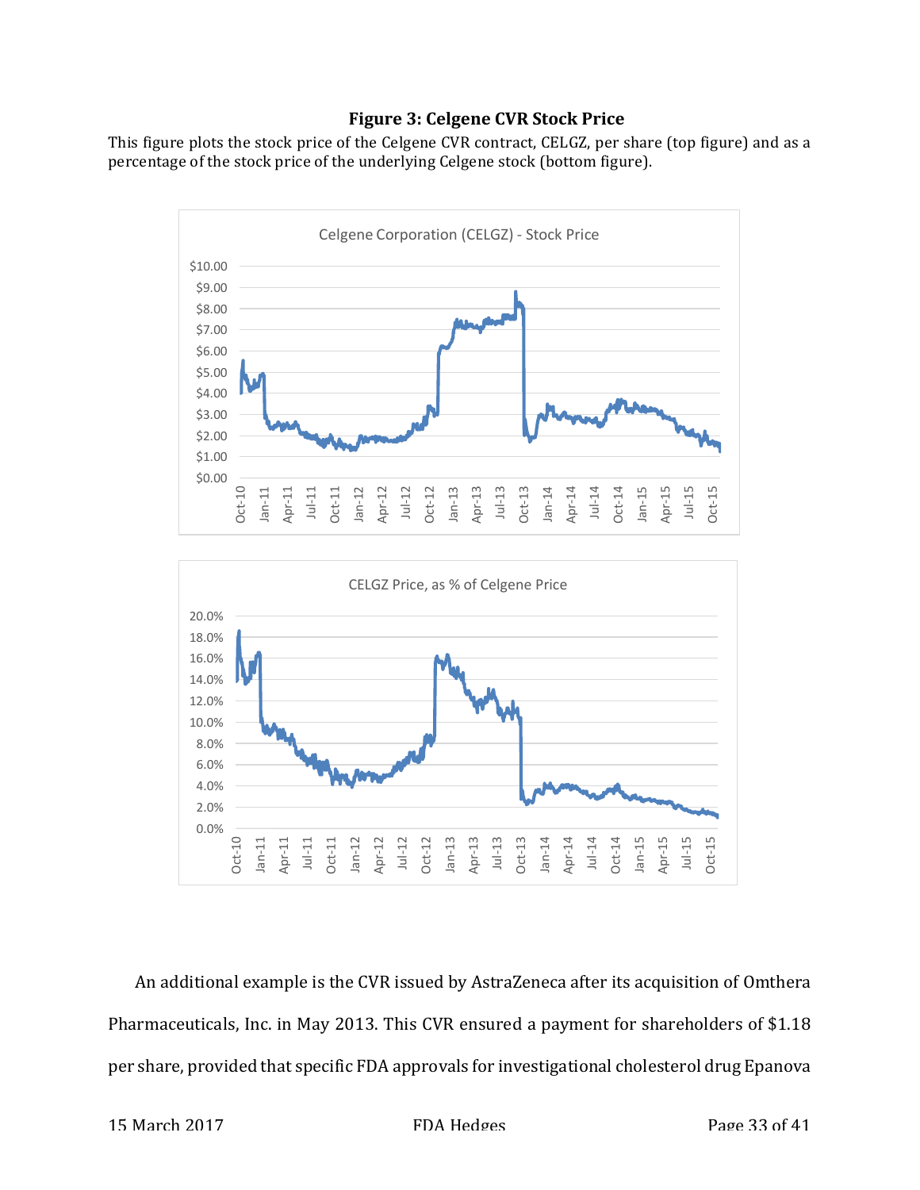**Figure 3: Celgene CVR Stock Price**

This figure plots the stock price of the Celgene CVR contract, CELGZ, per share (top figure) and as a percentage of the stock price of the underlying Celgene stock (bottom figure).

An additional example is the CVR issued by AstraZeneca after its acquisition of Omthera Pharmaceuticals, Inc. in May 2013. This CVR ensured a payment for shareholders of $1.18 per share, provided that specific FDA approvals for investigational cholesterol drug Epanova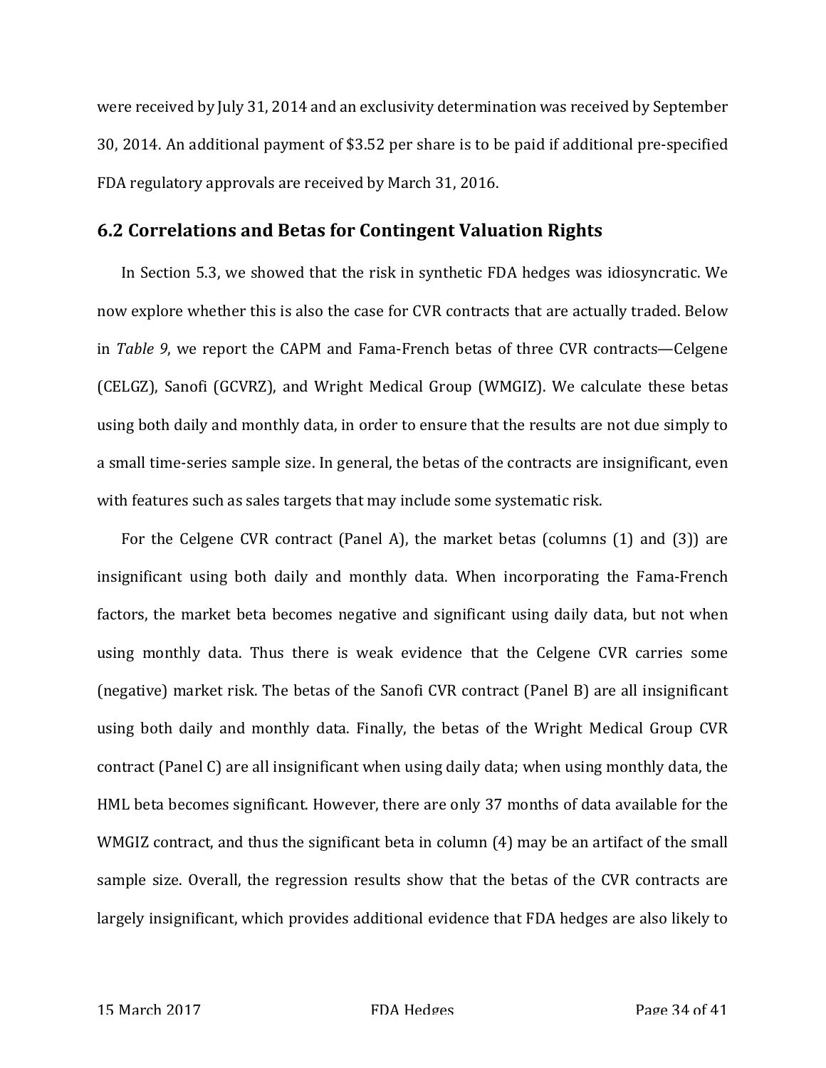were received by July 31, 2014 and an exclusivity determination was received by September 30, 2014. An additional payment of $3.52 per share is to be paid if additional pre-specified FDA regulatory approvals are received by March 31, 2016.

## 6.2 Correlations and Betas for Contingent Valuation Rights

In Section 5.3, we showed that the risk in synthetic FDA hedges was idiosyncratic. We now explore whether this is also the case for CVR contracts that are actually traded. Below in *Table 9*, we report the CAPM and Fama-French betas of three CVR contracts—Celgene (CELGZ), Sanofi (GCVRZ), and Wright Medical Group (WMGIZ). We calculate these betas using both daily and monthly data, in order to ensure that the results are not due simply to a small time-series sample size. In general, the betas of the contracts are insignificant, even with features such as sales targets that may include some systematic risk.

For the Celgene CVR contract (Panel A), the market betas (columns (1) and (3)) are insignificant using both daily and monthly data. When incorporating the Fama-French factors, the market beta becomes negative and significant using daily data, but not when using monthly data. Thus there is weak evidence that the Celgene CVR carries some (negative) market risk. The betas of the Sanofi CVR contract (Panel B) are all insignificant using both daily and monthly data. Finally, the betas of the Wright Medical Group CVR contract (Panel C) are all insignificant when using daily data; when using monthly data, the HML beta becomes significant. However, there are only 37 months of data available for the WMGIZ contract, and thus the significant beta in column (4) may be an artifact of the small sample size. Overall, the regression results show that the betas of the CVR contracts are largely insignificant, which provides additional evidence that FDA hedges are also likely to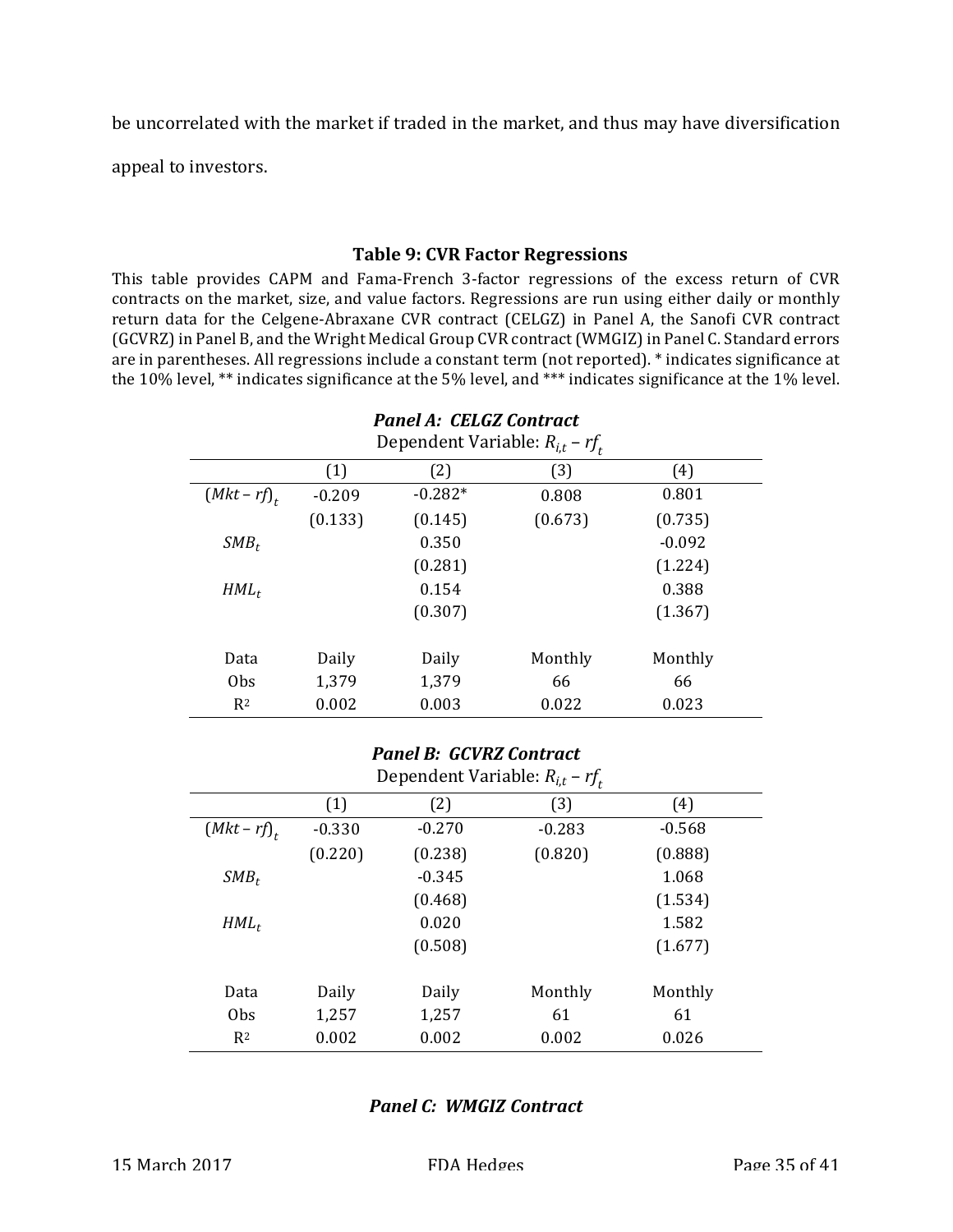be uncorrelated with the market if traded in the market, and thus may have diversification appeal to investors.

### Table 9: CVR Factor Regressions

This table provides CAPM and Fama-French 3-factor regressions of the excess return of CVR contracts on the market, size, and value factors. Regressions are run using either daily or monthly return data for the Celgene-Abraxane CVR contract (CELGZ) in Panel A, the Sanofi CVR contract (GCVRZ) in Panel B, and the Wright Medical Group CVR contract (WMGIZ) in Panel C. Standard errors are in parentheses. All regressions include a constant term (not reported). * indicates significance at the 10% level, ** indicates significance at the 5% level, and *** indicates significance at the 1% level.

***Panel A: CELGZ Contract***

Dependent Variable: $R_{i,t} - rf_t$

| | (1) | (2) | (3) | (4) |
|---|---|---|---|---|
| $(Mkt - rf)_t$ | -0.209 | -0.282* | 0.808 | 0.801 |
| | (0.133) | (0.145) | (0.673) | (0.735) |
| $SMB_t$ | | 0.350 | | -0.092 |
| | | (0.281) | | (1.224) |
| $HML_t$ | | 0.154 | | 0.388 |
| | | (0.307) | | (1.367) |
| | | | | |
| Data | Daily | Daily | Monthly | Monthly |
| Obs | 1,379 | 1,379 | 66 | 66 |
| $R^2$ | 0.002 | 0.003 | 0.022 | 0.023 |

***Panel B: GCVRZ Contract***

Dependent Variable: $R_{i,t} - rf_t$

| | (1) | (2) | (3) | (4) |
|---|---|---|---|---|
| $(Mkt - rf)_t$ | -0.330 | -0.270 | -0.283 | -0.568 |
| | (0.220) | (0.238) | (0.820) | (0.888) |
| $SMB_t$ | | -0.345 | | 1.068 |
| | | (0.468) | | (1.534) |
| $HML_t$ | | 0.020 | | 1.582 |
| | | (0.508) | | (1.677) |
| | | | | |
| Data | Daily | Daily | Monthly | Monthly |
| Obs | 1,257 | 1,257 | 61 | 61 |
| $R^2$ | 0.002 | 0.002 | 0.002 | 0.026 |

***Panel C: WMGIZ Contract***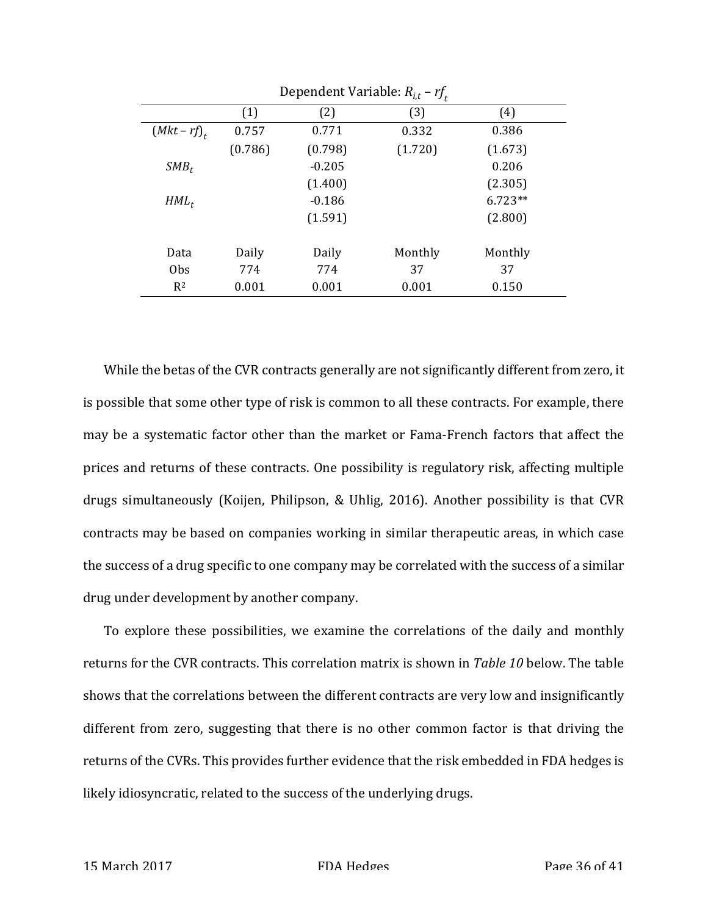| Dependent Variable: $R_{i,t} - rf_t$ | | | | |
|---|---|---|---|---|
| | (1) | (2) | (3) | (4) |
| $(Mkt - rf)_t$ | 0.757 | 0.771 | 0.332 | 0.386 |
| | (0.786) | (0.798) | (1.720) | (1.673) |
| $SMB_t$ | | -0.205 | | 0.206 |
| | | (1.400) | | (2.305) |
| $HML_t$ | | -0.186 | | 6.723** |
| | | (1.591) | | (2.800) |
| | | | | |
| Data | Daily | Daily | Monthly | Monthly |
| Obs | 774 | 774 | 37 | 37 |
| $R^2$ | 0.001 | 0.001 | 0.001 | 0.150 |

While the betas of the CVR contracts generally are not significantly different from zero, it is possible that some other type of risk is common to all these contracts. For example, there may be a systematic factor other than the market or Fama-French factors that affect the prices and returns of these contracts. One possibility is regulatory risk, affecting multiple drugs simultaneously (Koijen, Philipson, & Uhlig, 2016). Another possibility is that CVR contracts may be based on companies working in similar therapeutic areas, in which case the success of a drug specific to one company may be correlated with the success of a similar drug under development by another company.

To explore these possibilities, we examine the correlations of the daily and monthly returns for the CVR contracts. This correlation matrix is shown in *Table 10* below. The table shows that the correlations between the different contracts are very low and insignificantly different from zero, suggesting that there is no other common factor is that driving the returns of the CVRs. This provides further evidence that the risk embedded in FDA hedges is likely idiosyncratic, related to the success of the underlying drugs.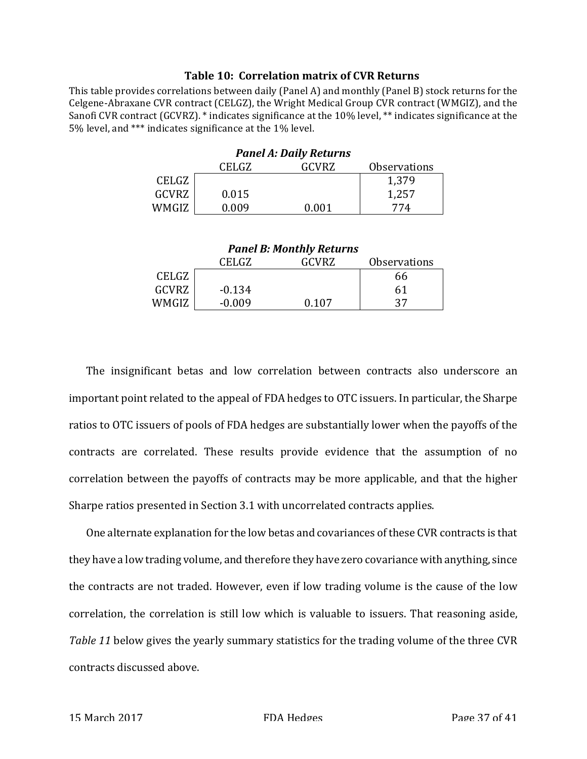**Table 10: Correlation matrix of CVR Returns**

This table provides correlations between daily (Panel A) and monthly (Panel B) stock returns for the Celgene-Abraxane CVR contract (CELGZ), the Wright Medical Group CVR contract (WMGIZ), and the Sanofi CVR contract (GCVRZ). * indicates significance at the 10% level, ** indicates significance at the 5% level, and *** indicates significance at the 1% level.

***Panel A: Daily Returns***

| | CELGZ | GCVRZ | Observations |
|---|---|---|---|
| CELGZ | | | 1,379 |
| GCVRZ | 0.015 | | 1,257 |
| WMGIZ | 0.009 | 0.001 | 774 |

***Panel B: Monthly Returns***

| | CELGZ | GCVRZ | Observations |
|---|---|---|---|
| CELGZ | | | 66 |
| GCVRZ | -0.134 | | 61 |
| WMGIZ | -0.009 | 0.107 | 37 |

The insignificant betas and low correlation between contracts also underscore an important point related to the appeal of FDA hedges to OTC issuers. In particular, the Sharpe ratios to OTC issuers of pools of FDA hedges are substantially lower when the payoffs of the contracts are correlated. These results provide evidence that the assumption of no correlation between the payoffs of contracts may be more applicable, and that the higher Sharpe ratios presented in Section 3.1 with uncorrelated contracts applies.

One alternate explanation for the low betas and covariances of these CVR contracts is that they have a low trading volume, and therefore they have zero covariance with anything, since the contracts are not traded. However, even if low trading volume is the cause of the low correlation, the correlation is still low which is valuable to issuers. That reasoning aside, *Table 11* below gives the yearly summary statistics for the trading volume of the three CVR contracts discussed above.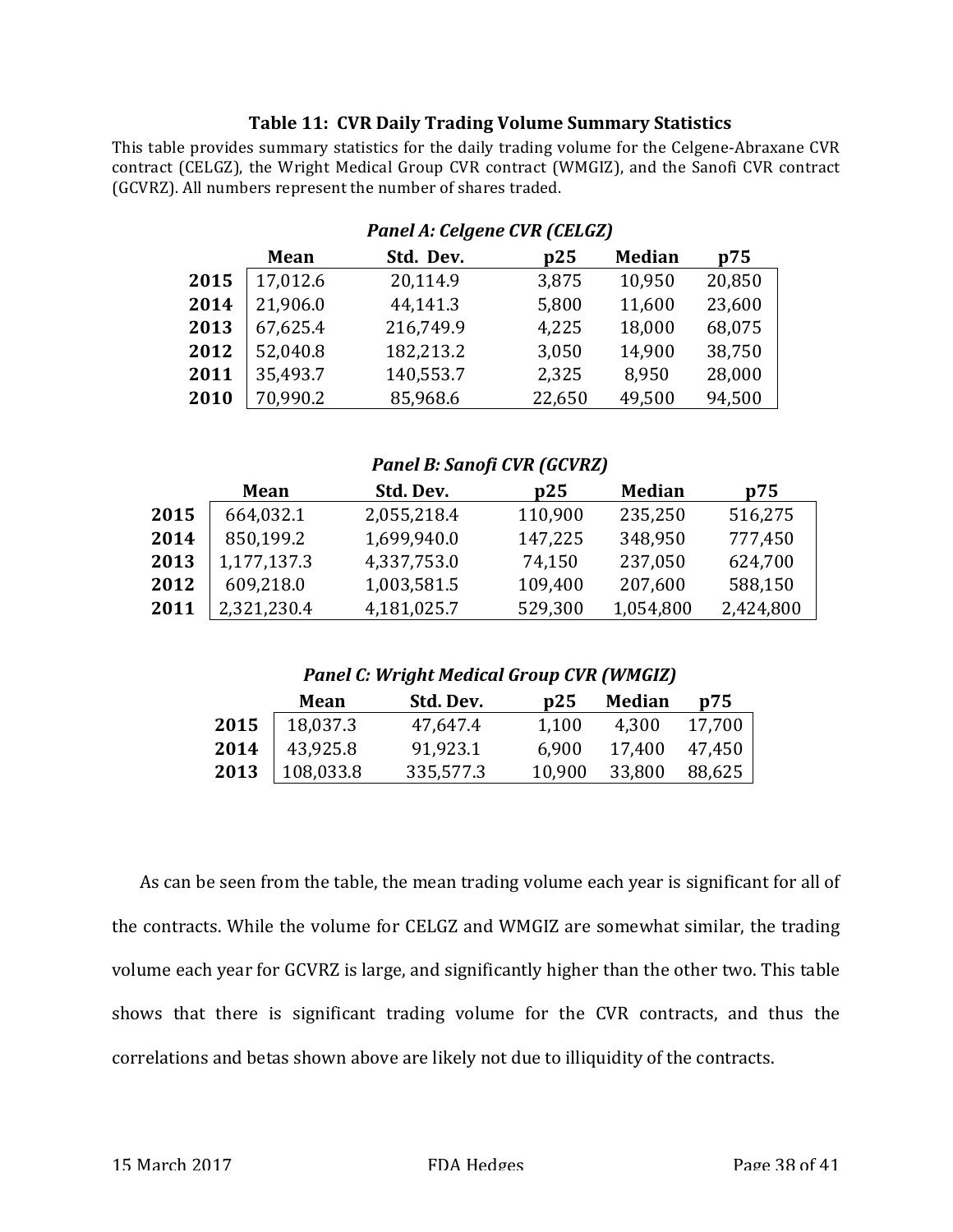### Table 11: CVR Daily Trading Volume Summary Statistics

This table provides summary statistics for the daily trading volume for the Celgene-Abraxane CVR contract (CELGZ), the Wright Medical Group CVR contract (WMGIZ), and the Sanofi CVR contract (GCVRZ). All numbers represent the number of shares traded.

***Panel A: Celgene CVR (CELGZ)***

| | Mean | Std. Dev. | p25 | Median | p75 |
|---|---|---|---|---|---|
| **2015** | 17,012.6 | 20,114.9 | 3,875 | 10,950 | 20,850 |
| **2014** | 21,906.0 | 44,141.3 | 5,800 | 11,600 | 23,600 |
| **2013** | 67,625.4 | 216,749.9 | 4,225 | 18,000 | 68,075 |
| **2012** | 52,040.8 | 182,213.2 | 3,050 | 14,900 | 38,750 |
| **2011** | 35,493.7 | 140,553.7 | 2,325 | 8,950 | 28,000 |
| **2010** | 70,990.2 | 85,968.6 | 22,650 | 49,500 | 94,500 |

***Panel B: Sanofi CVR (GCVRZ)***

| | Mean | Std. Dev. | p25 | Median | p75 |
|---|---|---|---|---|---|
| **2015** | 664,032.1 | 2,055,218.4 | 110,900 | 235,250 | 516,275 |
| **2014** | 850,199.2 | 1,699,940.0 | 147,225 | 348,950 | 777,450 |
| **2013** | 1,177,137.3 | 4,337,753.0 | 74,150 | 237,050 | 624,700 |
| **2012** | 609,218.0 | 1,003,581.5 | 109,400 | 207,600 | 588,150 |
| **2011** | 2,321,230.4 | 4,181,025.7 | 529,300 | 1,054,800 | 2,424,800 |

***Panel C: Wright Medical Group CVR (WMGIZ)***

| | Mean | Std. Dev. | p25 | Median | p75 |
|---|---|---|---|---|---|
| **2015** | 18,037.3 | 47,647.4 | 1,100 | 4,300 | 17,700 |
| **2014** | 43,925.8 | 91,923.1 | 6,900 | 17,400 | 47,450 |
| **2013** | 108,033.8 | 335,577.3 | 10,900 | 33,800 | 88,625 |

As can be seen from the table, the mean trading volume each year is significant for all of the contracts. While the volume for CELGZ and WMGIZ are somewhat similar, the trading volume each year for GCVRZ is large, and significantly higher than the other two. This table shows that there is significant trading volume for the CVR contracts, and thus the correlations and betas shown above are likely not due to illiquidity of the contracts.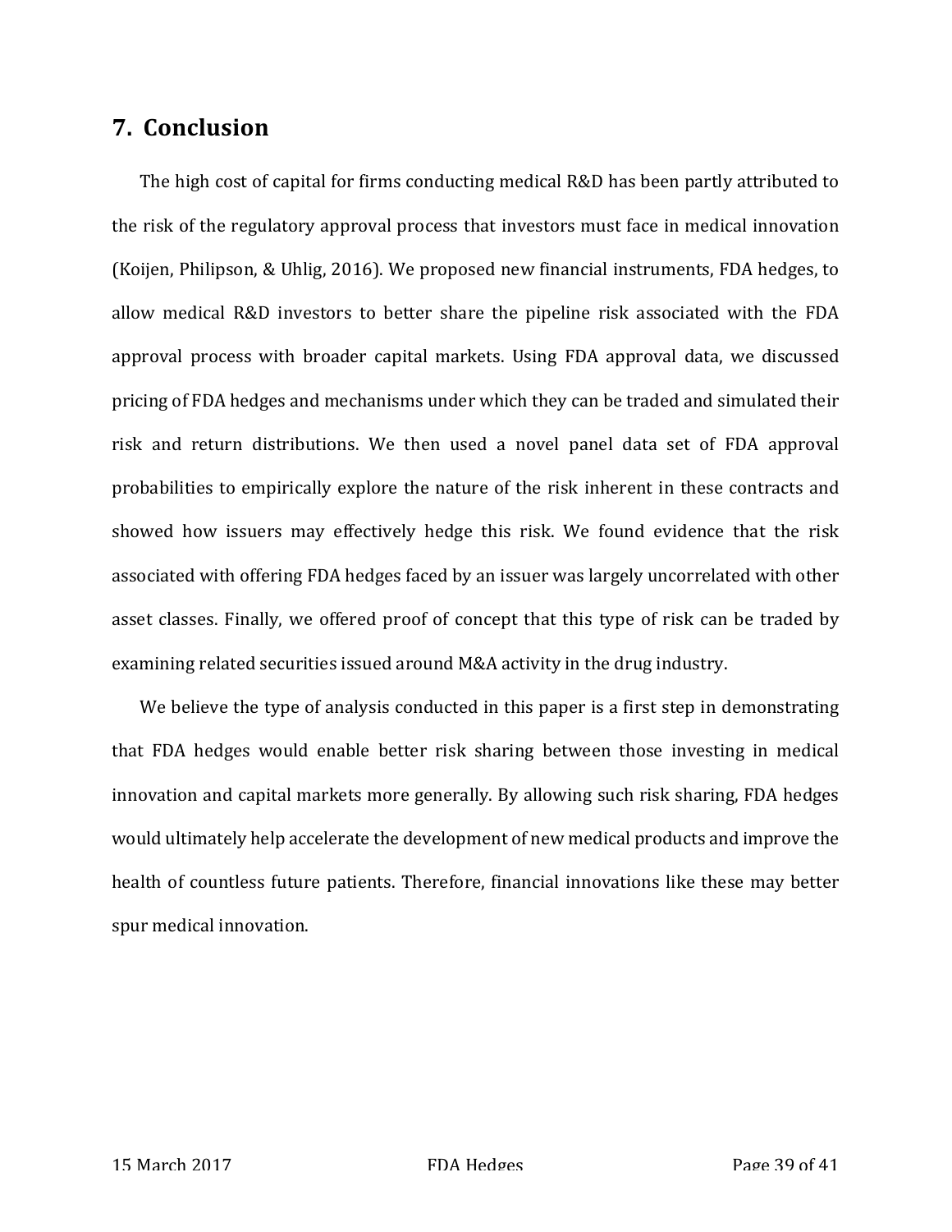## 7. Conclusion

The high cost of capital for firms conducting medical R&D has been partly attributed to the risk of the regulatory approval process that investors must face in medical innovation (Koijen, Philipson, & Uhlig, 2016). We proposed new financial instruments, FDA hedges, to allow medical R&D investors to better share the pipeline risk associated with the FDA approval process with broader capital markets. Using FDA approval data, we discussed pricing of FDA hedges and mechanisms under which they can be traded and simulated their risk and return distributions. We then used a novel panel data set of FDA approval probabilities to empirically explore the nature of the risk inherent in these contracts and showed how issuers may effectively hedge this risk. We found evidence that the risk associated with offering FDA hedges faced by an issuer was largely uncorrelated with other asset classes. Finally, we offered proof of concept that this type of risk can be traded by examining related securities issued around M&A activity in the drug industry.

We believe the type of analysis conducted in this paper is a first step in demonstrating that FDA hedges would enable better risk sharing between those investing in medical innovation and capital markets more generally. By allowing such risk sharing, FDA hedges would ultimately help accelerate the development of new medical products and improve the health of countless future patients. Therefore, financial innovations like these may better spur medical innovation.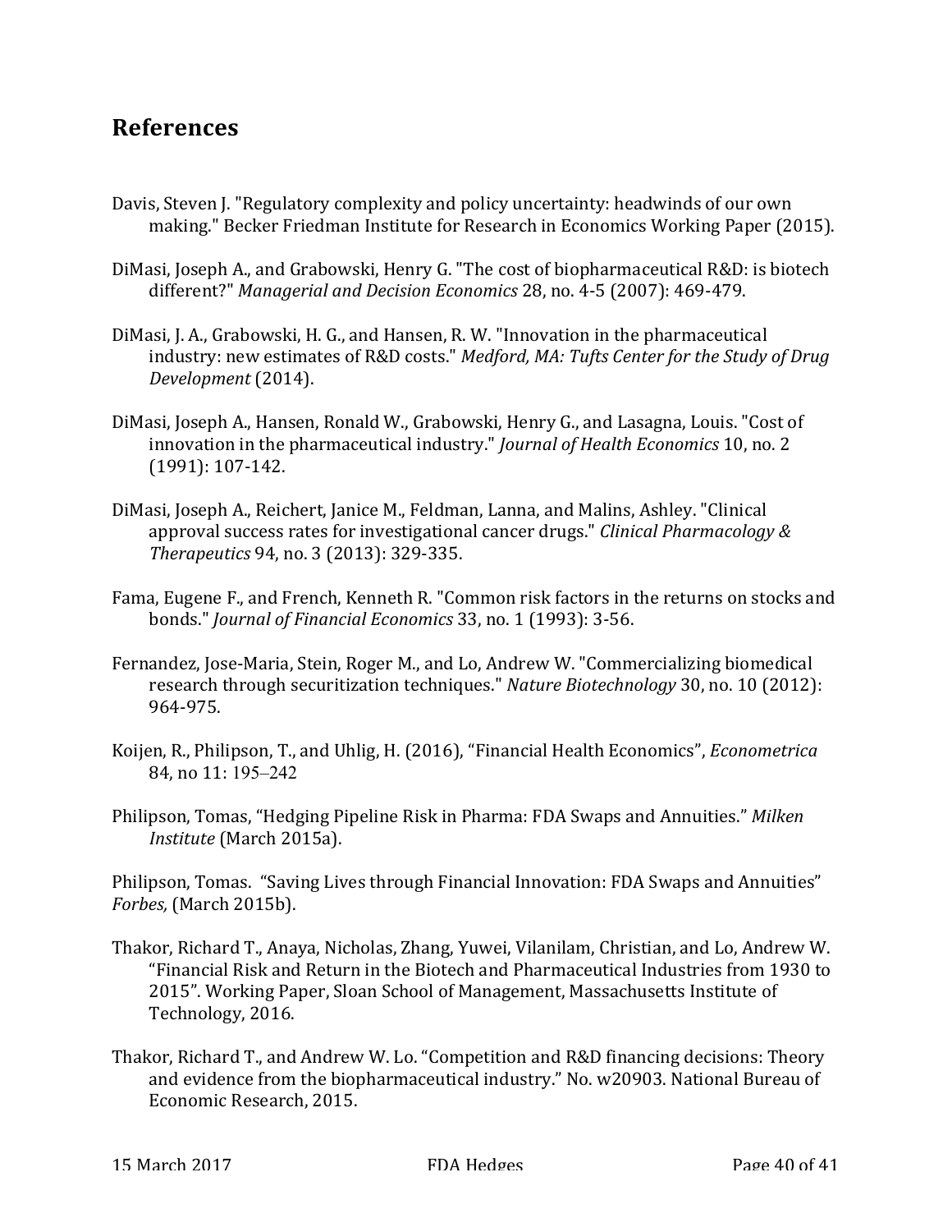## References

Davis, Steven J. "Regulatory complexity and policy uncertainty: headwinds of our own making." Becker Friedman Institute for Research in Economics Working Paper (2015).

DiMasi, Joseph A., and Grabowski, Henry G. "The cost of biopharmaceutical R&D: is biotech different?" *Managerial and Decision Economics* 28, no. 4-5 (2007): 469-479.

DiMasi, J. A., Grabowski, H. G., and Hansen, R. W. "Innovation in the pharmaceutical industry: new estimates of R&D costs." *Medford, MA: Tufts Center for the Study of Drug Development* (2014).

DiMasi, Joseph A., Hansen, Ronald W., Grabowski, Henry G., and Lasagna, Louis. "Cost of innovation in the pharmaceutical industry." *Journal of Health Economics* 10, no. 2 (1991): 107-142.

DiMasi, Joseph A., Reichert, Janice M., Feldman, Lanna, and Malins, Ashley. "Clinical approval success rates for investigational cancer drugs." *Clinical Pharmacology & Therapeutics* 94, no. 3 (2013): 329-335.

Fama, Eugene F., and French, Kenneth R. "Common risk factors in the returns on stocks and bonds." *Journal of Financial Economics* 33, no. 1 (1993): 3-56.

Fernandez, Jose-Maria, Stein, Roger M., and Lo, Andrew W. "Commercializing biomedical research through securitization techniques." *Nature Biotechnology* 30, no. 10 (2012): 964-975.

Koijen, R., Philipson, T., and Uhlig, H. (2016), "Financial Health Economics", *Econometrica* 84, no 11: 195–242

Philipson, Tomas, "Hedging Pipeline Risk in Pharma: FDA Swaps and Annuities." *Milken Institute* (March 2015a).

Philipson, Tomas. "Saving Lives through Financial Innovation: FDA Swaps and Annuities" *Forbes,* (March 2015b).

Thakor, Richard T., Anaya, Nicholas, Zhang, Yuwei, Vilanilam, Christian, and Lo, Andrew W. "Financial Risk and Return in the Biotech and Pharmaceutical Industries from 1930 to 2015". Working Paper, Sloan School of Management, Massachusetts Institute of Technology, 2016.

Thakor, Richard T., and Andrew W. Lo. "Competition and R&D financing decisions: Theory and evidence from the biopharmaceutical industry." No. w20903. National Bureau of Economic Research, 2015.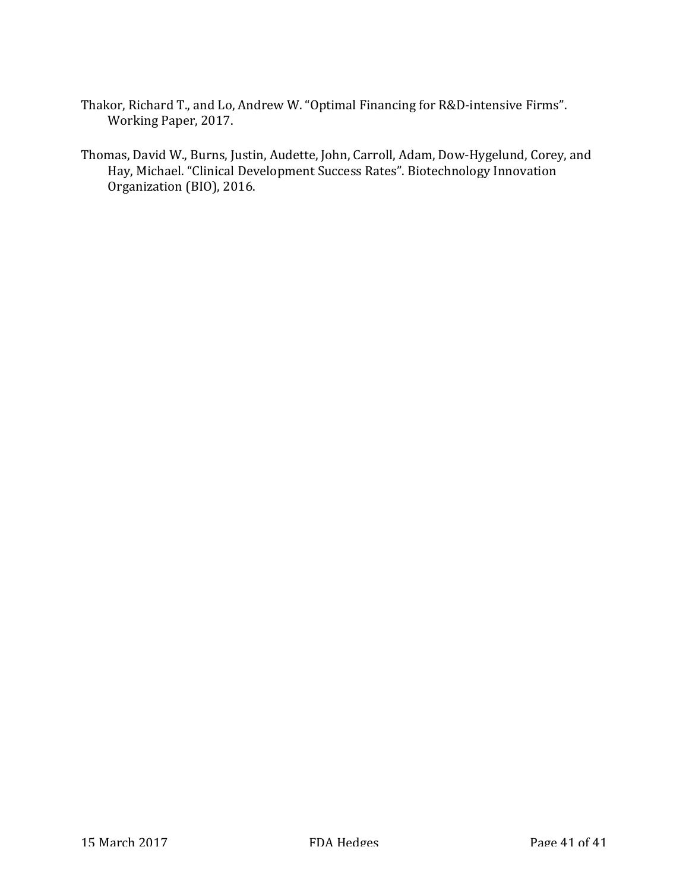Thakor, Richard T., and Lo, Andrew W. "Optimal Financing for R&D-intensive Firms". Working Paper, 2017.

Thomas, David W., Burns, Justin, Audette, John, Carroll, Adam, Dow-Hygelund, Corey, and Hay, Michael. "Clinical Development Success Rates". Biotechnology Innovation Organization (BIO), 2016.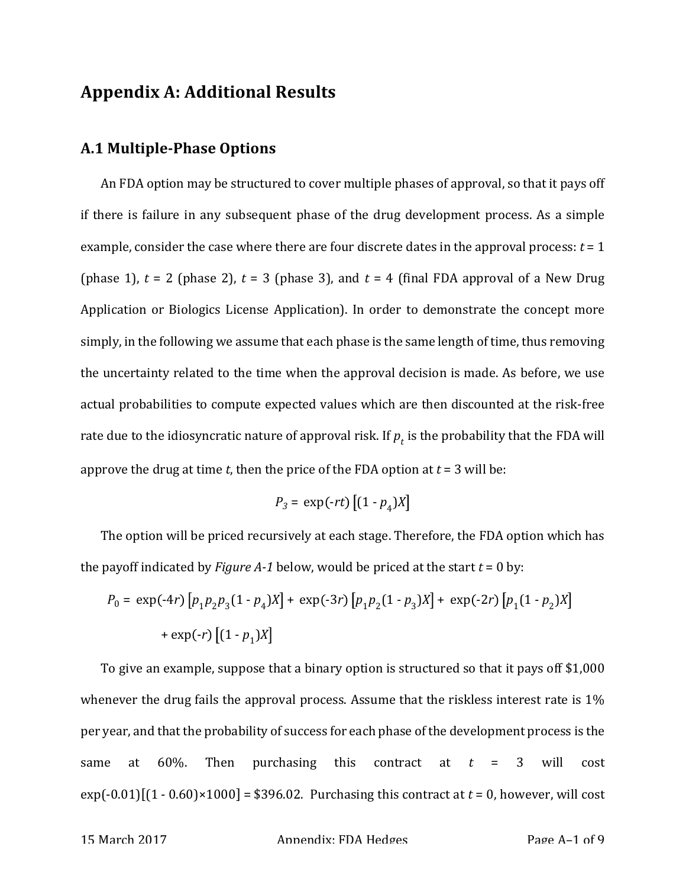## Appendix A: Additional Results

### A.1 Multiple-Phase Options

An FDA option may be structured to cover multiple phases of approval, so that it pays off if there is failure in any subsequent phase of the drug development process. As a simple example, consider the case where there are four discrete dates in the approval process: $t = 1$ (phase 1), $t = 2$ (phase 2), $t = 3$ (phase 3), and $t = 4$ (final FDA approval of a New Drug Application or Biologics License Application). In order to demonstrate the concept more simply, in the following we assume that each phase is the same length of time, thus removing the uncertainty related to the time when the approval decision is made. As before, we use actual probabilities to compute expected values which are then discounted at the risk-free rate due to the idiosyncratic nature of approval risk. If $p_t$ is the probability that the FDA will approve the drug at time $t$, then the price of the FDA option at $t = 3$ will be:

$$P_3 = \exp(-rt)\left[(1 - p_4)X\right]$$

The option will be priced recursively at each stage. Therefore, the FDA option which has the payoff indicated by *Figure A-1* below, would be priced at the start $t = 0$ by:

$$P_0 = \exp(-4r)\left[p_1 p_2 p_3 (1 - p_4)X\right] + \exp(-3r)\left[p_1 p_2 (1 - p_3)X\right] + \exp(-2r)\left[p_1 (1 - p_2)X\right] + \exp(-r)\left[(1 - p_1)X\right]$$

To give an example, suppose that a binary option is structured so that it pays off \$1,000 whenever the drug fails the approval process. Assume that the riskless interest rate is 1% per year, and that the probability of success for each phase of the development process is the same at 60%. Then purchasing this contract at $t = 3$ will cost $\exp(-0.01)[(1 - 0.60)\times 1000] = \$396.02$. Purchasing this contract at $t = 0$, however, will cost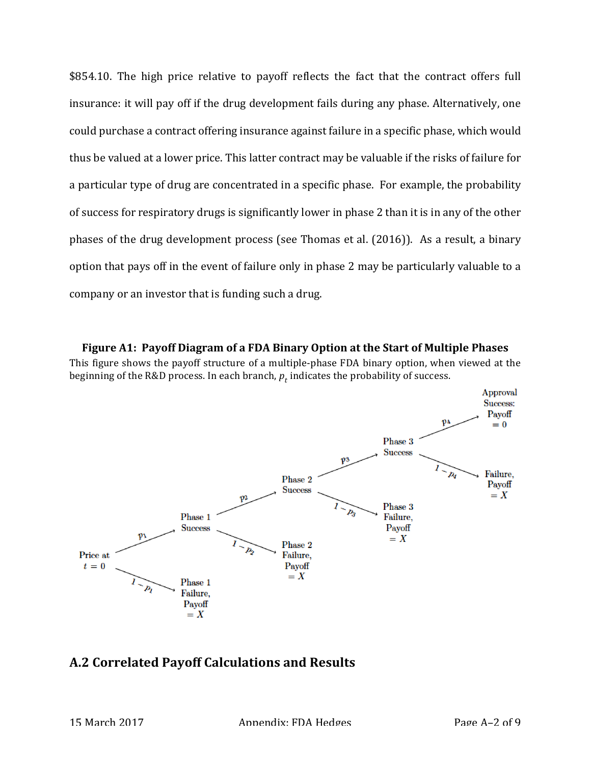$854.10. The high price relative to payoff reflects the fact that the contract offers full insurance: it will pay off if the drug development fails during any phase. Alternatively, one could purchase a contract offering insurance against failure in a specific phase, which would thus be valued at a lower price. This latter contract may be valuable if the risks of failure for a particular type of drug are concentrated in a specific phase. For example, the probability of success for respiratory drugs is significantly lower in phase 2 than it is in any of the other phases of the drug development process (see Thomas et al. (2016)). As a result, a binary option that pays off in the event of failure only in phase 2 may be particularly valuable to a company or an investor that is funding such a drug.

**Figure A1: Payoff Diagram of a FDA Binary Option at the Start of Multiple Phases**

This figure shows the payoff structure of a multiple-phase FDA binary option, when viewed at the beginning of the R&D process. In each branch, $p_t$ indicates the probability of success.

## A.2 Correlated Payoff Calculations and Results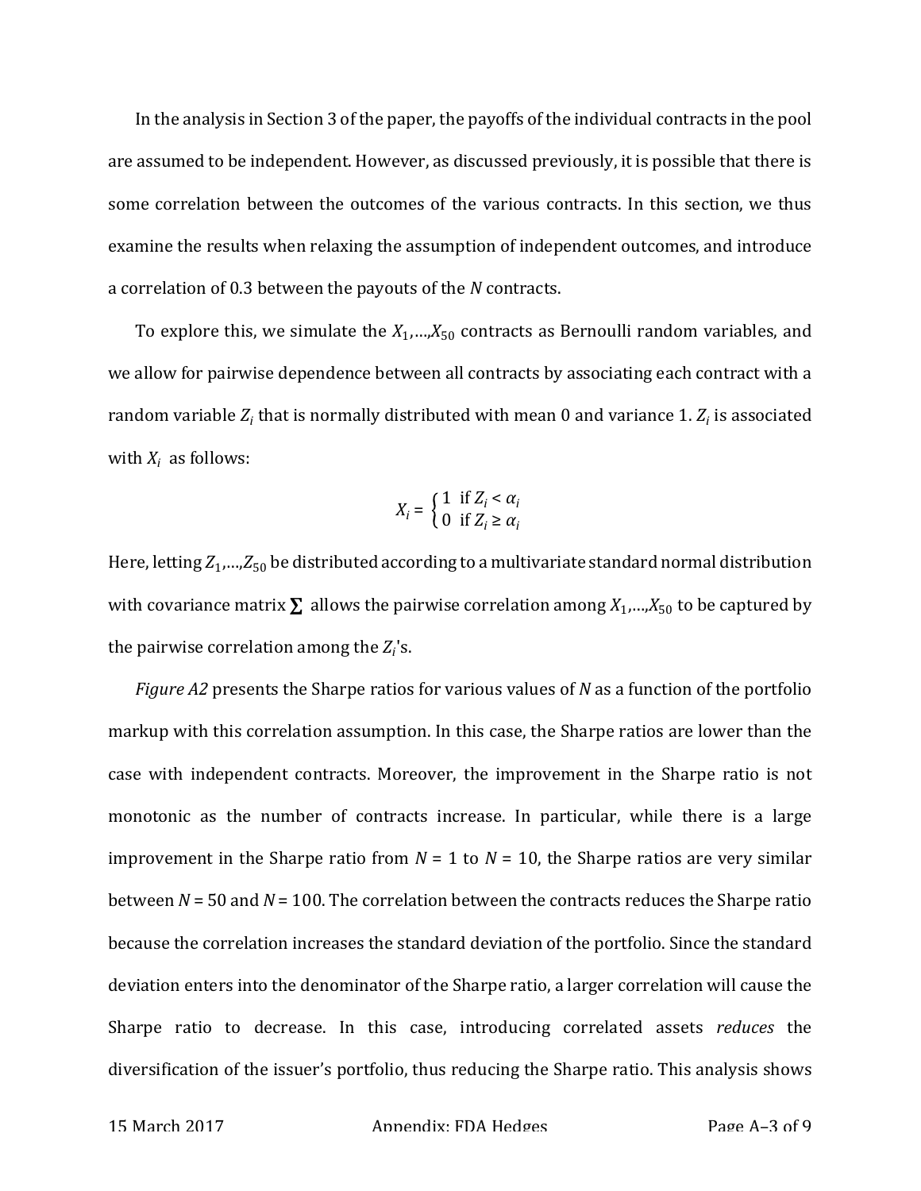In the analysis in Section 3 of the paper, the payoffs of the individual contracts in the pool are assumed to be independent. However, as discussed previously, it is possible that there is some correlation between the outcomes of the various contracts. In this section, we thus examine the results when relaxing the assumption of independent outcomes, and introduce a correlation of 0.3 between the payouts of the $N$ contracts.

To explore this, we simulate the $X_1,\ldots,X_{50}$ contracts as Bernoulli random variables, and we allow for pairwise dependence between all contracts by associating each contract with a random variable $Z_i$ that is normally distributed with mean 0 and variance 1. $Z_i$ is associated with $X_i$ as follows:

$$X_i = \begin{cases} 1 & \text{if } Z_i < \alpha_i \\ 0 & \text{if } Z_i \geq \alpha_i \end{cases}$$

Here, letting $Z_1,\ldots,Z_{50}$ be distributed according to a multivariate standard normal distribution with covariance matrix $\boldsymbol{\Sigma}$ allows the pairwise correlation among $X_1,\ldots,X_{50}$ to be captured by the pairwise correlation among the $Z_i$'s.

*Figure A2* presents the Sharpe ratios for various values of $N$ as a function of the portfolio markup with this correlation assumption. In this case, the Sharpe ratios are lower than the case with independent contracts. Moreover, the improvement in the Sharpe ratio is not monotonic as the number of contracts increase. In particular, while there is a large improvement in the Sharpe ratio from $N$ = 1 to $N$ = 10, the Sharpe ratios are very similar between $N$ = 50 and $N$ = 100. The correlation between the contracts reduces the Sharpe ratio because the correlation increases the standard deviation of the portfolio. Since the standard deviation enters into the denominator of the Sharpe ratio, a larger correlation will cause the Sharpe ratio to decrease. In this case, introducing correlated assets *reduces* the diversification of the issuer's portfolio, thus reducing the Sharpe ratio. This analysis shows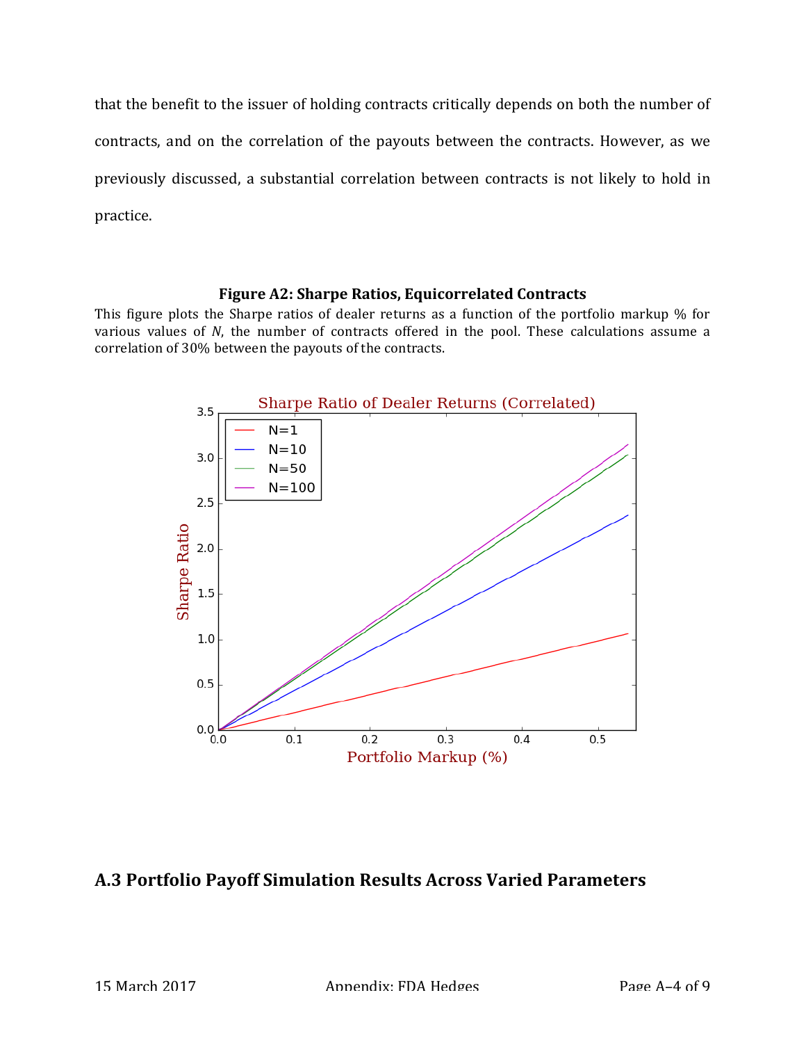that the benefit to the issuer of holding contracts critically depends on both the number of contracts, and on the correlation of the payouts between the contracts. However, as we previously discussed, a substantial correlation between contracts is not likely to hold in practice.

**Figure A2: Sharpe Ratios, Equicorrelated Contracts**

This figure plots the Sharpe ratios of dealer returns as a function of the portfolio markup % for various values of *N*, the number of contracts offered in the pool. These calculations assume a correlation of 30% between the payouts of the contracts.

## A.3 Portfolio Payoff Simulation Results Across Varied Parameters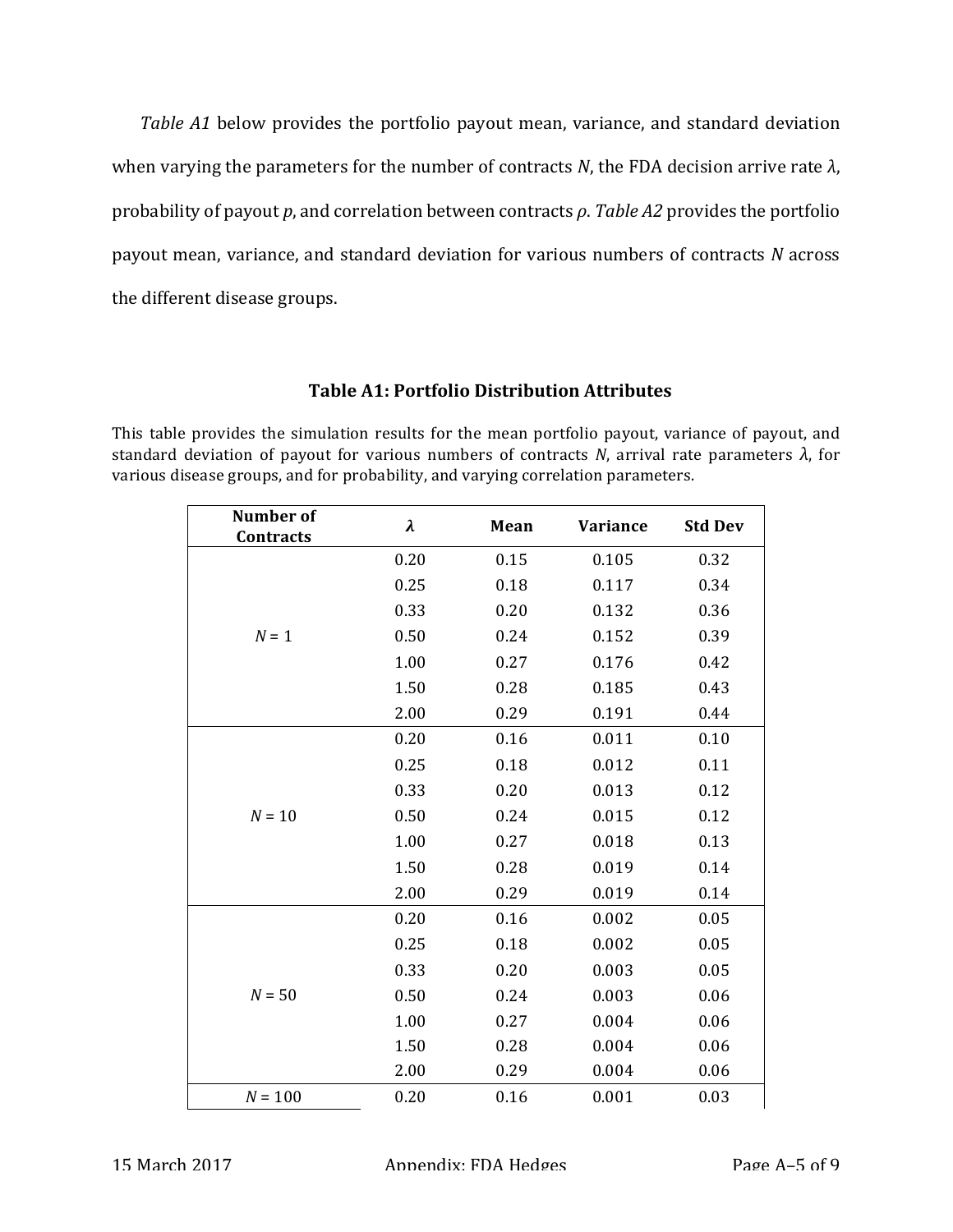*Table A1* below provides the portfolio payout mean, variance, and standard deviation when varying the parameters for the number of contracts $N$, the FDA decision arrive rate $\lambda$, probability of payout $p$, and correlation between contracts $\rho$. *Table A2* provides the portfolio payout mean, variance, and standard deviation for various numbers of contracts $N$ across the different disease groups.

### Table A1: Portfolio Distribution Attributes

This table provides the simulation results for the mean portfolio payout, variance of payout, and standard deviation of payout for various numbers of contracts $N$, arrival rate parameters $\lambda$, for various disease groups, and for probability, and varying correlation parameters.

| Number of Contracts | $\lambda$ | Mean | Variance | Std Dev |
|---|---|---|---|---|
| $N = 1$ | 0.20 | 0.15 | 0.105 | 0.32 |
| | 0.25 | 0.18 | 0.117 | 0.34 |
| | 0.33 | 0.20 | 0.132 | 0.36 |
| | 0.50 | 0.24 | 0.152 | 0.39 |
| | 1.00 | 0.27 | 0.176 | 0.42 |
| | 1.50 | 0.28 | 0.185 | 0.43 |
| | 2.00 | 0.29 | 0.191 | 0.44 |
| $N = 10$ | 0.20 | 0.16 | 0.011 | 0.10 |
| | 0.25 | 0.18 | 0.012 | 0.11 |
| | 0.33 | 0.20 | 0.013 | 0.12 |
| | 0.50 | 0.24 | 0.015 | 0.12 |
| | 1.00 | 0.27 | 0.018 | 0.13 |
| | 1.50 | 0.28 | 0.019 | 0.14 |
| | 2.00 | 0.29 | 0.019 | 0.14 |
| $N = 50$ | 0.20 | 0.16 | 0.002 | 0.05 |
| | 0.25 | 0.18 | 0.002 | 0.05 |
| | 0.33 | 0.20 | 0.003 | 0.05 |
| | 0.50 | 0.24 | 0.003 | 0.06 |
| | 1.00 | 0.27 | 0.004 | 0.06 |
| | 1.50 | 0.28 | 0.004 | 0.06 |
| | 2.00 | 0.29 | 0.004 | 0.06 |
| $N = 100$ | 0.20 | 0.16 | 0.001 | 0.03 |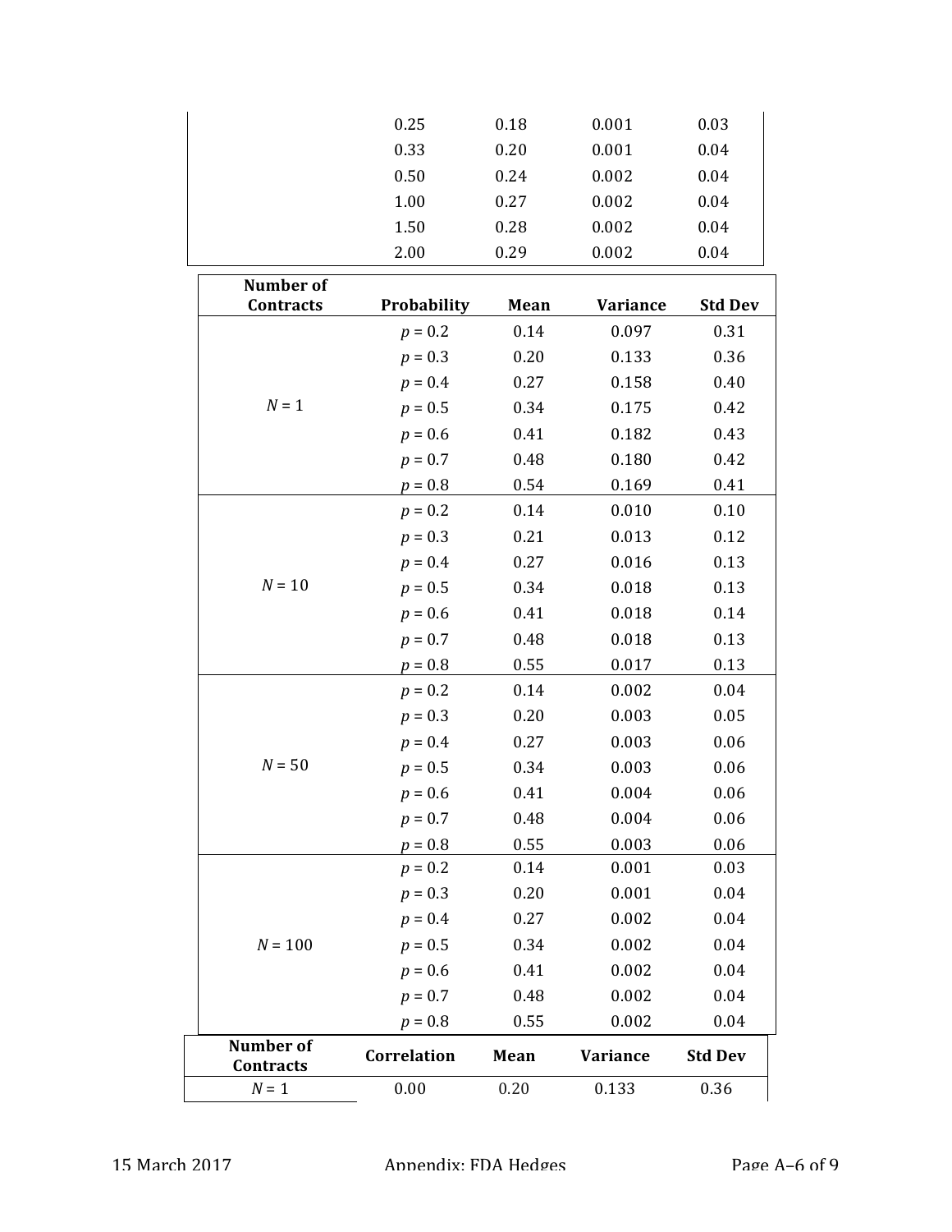| | | | | |
|---|---|---|---|---|
| | 0.25 | 0.18 | 0.001 | 0.03 |
| | 0.33 | 0.20 | 0.001 | 0.04 |
| | 0.50 | 0.24 | 0.002 | 0.04 |
| | 1.00 | 0.27 | 0.002 | 0.04 |
| | 1.50 | 0.28 | 0.002 | 0.04 |
| | 2.00 | 0.29 | 0.002 | 0.04 |

| Number of Contracts | Probability | Mean | Variance | Std Dev |
|---|---|---|---|---|
| $N = 1$ | $p = 0.2$ | 0.14 | 0.097 | 0.31 |
| | $p = 0.3$ | 0.20 | 0.133 | 0.36 |
| | $p = 0.4$ | 0.27 | 0.158 | 0.40 |
| | $p = 0.5$ | 0.34 | 0.175 | 0.42 |
| | $p = 0.6$ | 0.41 | 0.182 | 0.43 |
| | $p = 0.7$ | 0.48 | 0.180 | 0.42 |
| | $p = 0.8$ | 0.54 | 0.169 | 0.41 |
| $N = 10$ | $p = 0.2$ | 0.14 | 0.010 | 0.10 |
| | $p = 0.3$ | 0.21 | 0.013 | 0.12 |
| | $p = 0.4$ | 0.27 | 0.016 | 0.13 |
| | $p = 0.5$ | 0.34 | 0.018 | 0.13 |
| | $p = 0.6$ | 0.41 | 0.018 | 0.14 |
| | $p = 0.7$ | 0.48 | 0.018 | 0.13 |
| | $p = 0.8$ | 0.55 | 0.017 | 0.13 |
| $N = 50$ | $p = 0.2$ | 0.14 | 0.002 | 0.04 |
| | $p = 0.3$ | 0.20 | 0.003 | 0.05 |
| | $p = 0.4$ | 0.27 | 0.003 | 0.06 |
| | $p = 0.5$ | 0.34 | 0.003 | 0.06 |
| | $p = 0.6$ | 0.41 | 0.004 | 0.06 |
| | $p = 0.7$ | 0.48 | 0.004 | 0.06 |
| | $p = 0.8$ | 0.55 | 0.003 | 0.06 |
| $N = 100$ | $p = 0.2$ | 0.14 | 0.001 | 0.03 |
| | $p = 0.3$ | 0.20 | 0.001 | 0.04 |
| | $p = 0.4$ | 0.27 | 0.002 | 0.04 |
| | $p = 0.5$ | 0.34 | 0.002 | 0.04 |
| | $p = 0.6$ | 0.41 | 0.002 | 0.04 |
| | $p = 0.7$ | 0.48 | 0.002 | 0.04 |
| | $p = 0.8$ | 0.55 | 0.002 | 0.04 |

| Number of Contracts | Correlation | Mean | Variance | Std Dev |
|---|---|---|---|---|
| $N = 1$ | 0.00 | 0.20 | 0.133 | 0.36 |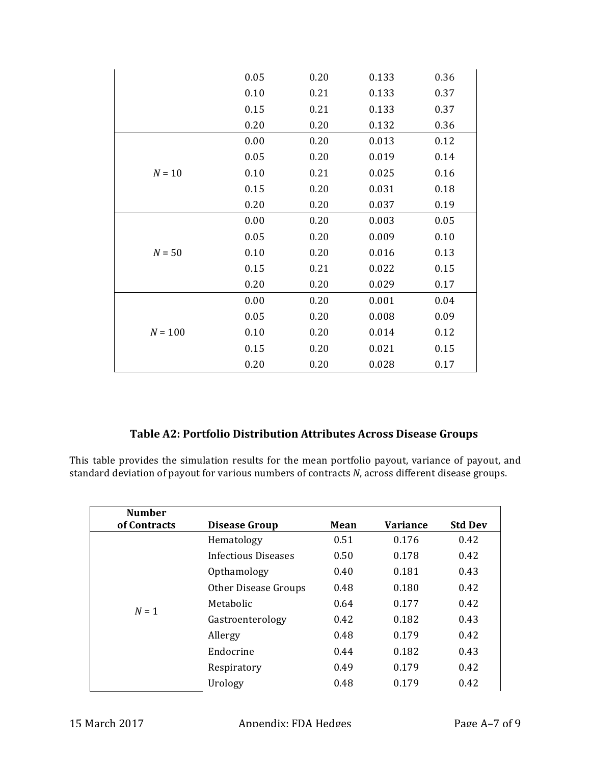|  | 0.05 | 0.20 | 0.133 | 0.36 |
|---|---|---|---|---|
|  | 0.10 | 0.21 | 0.133 | 0.37 |
|  | 0.15 | 0.21 | 0.133 | 0.37 |
|  | 0.20 | 0.20 | 0.132 | 0.36 |
| $N$ = 10 | 0.00 | 0.20 | 0.013 | 0.12 |
|  | 0.05 | 0.20 | 0.019 | 0.14 |
|  | 0.10 | 0.21 | 0.025 | 0.16 |
|  | 0.15 | 0.20 | 0.031 | 0.18 |
|  | 0.20 | 0.20 | 0.037 | 0.19 |
| $N$ = 50 | 0.00 | 0.20 | 0.003 | 0.05 |
|  | 0.05 | 0.20 | 0.009 | 0.10 |
|  | 0.10 | 0.20 | 0.016 | 0.13 |
|  | 0.15 | 0.21 | 0.022 | 0.15 |
|  | 0.20 | 0.20 | 0.029 | 0.17 |
| $N$ = 100 | 0.00 | 0.20 | 0.001 | 0.04 |
|  | 0.05 | 0.20 | 0.008 | 0.09 |
|  | 0.10 | 0.20 | 0.014 | 0.12 |
|  | 0.15 | 0.20 | 0.021 | 0.15 |
|  | 0.20 | 0.20 | 0.028 | 0.17 |

### Table A2: Portfolio Distribution Attributes Across Disease Groups

This table provides the simulation results for the mean portfolio payout, variance of payout, and standard deviation of payout for various numbers of contracts $N$, across different disease groups.

| Number of Contracts | Disease Group | Mean | Variance | Std Dev |
|---|---|---|---|---|
| $N$ = 1 | Hematology | 0.51 | 0.176 | 0.42 |
|  | Infectious Diseases | 0.50 | 0.178 | 0.42 |
|  | Opthamology | 0.40 | 0.181 | 0.43 |
|  | Other Disease Groups | 0.48 | 0.180 | 0.42 |
|  | Metabolic | 0.64 | 0.177 | 0.42 |
|  | Gastroenterology | 0.42 | 0.182 | 0.43 |
|  | Allergy | 0.48 | 0.179 | 0.42 |
|  | Endocrine | 0.44 | 0.182 | 0.43 |
|  | Respiratory | 0.49 | 0.179 | 0.42 |
|  | Urology | 0.48 | 0.179 | 0.42 |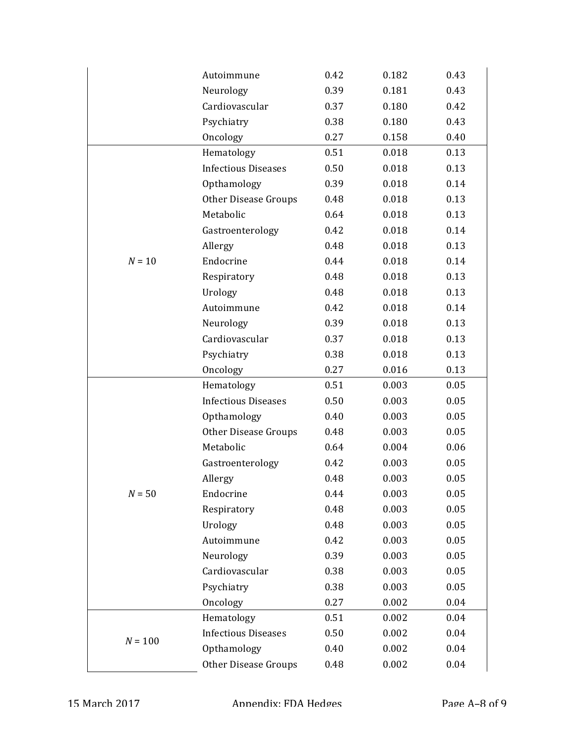| | | | | |
|---|---|---|---|---|
| | Autoimmune | 0.42 | 0.182 | 0.43 |
| | Neurology | 0.39 | 0.181 | 0.43 |
| | Cardiovascular | 0.37 | 0.180 | 0.42 |
| | Psychiatry | 0.38 | 0.180 | 0.43 |
| | Oncology | 0.27 | 0.158 | 0.40 |
| $N$ = 10 | Hematology | 0.51 | 0.018 | 0.13 |
| | Infectious Diseases | 0.50 | 0.018 | 0.13 |
| | Opthamology | 0.39 | 0.018 | 0.14 |
| | Other Disease Groups | 0.48 | 0.018 | 0.13 |
| | Metabolic | 0.64 | 0.018 | 0.13 |
| | Gastroenterology | 0.42 | 0.018 | 0.14 |
| | Allergy | 0.48 | 0.018 | 0.13 |
| | Endocrine | 0.44 | 0.018 | 0.14 |
| | Respiratory | 0.48 | 0.018 | 0.13 |
| | Urology | 0.48 | 0.018 | 0.13 |
| | Autoimmune | 0.42 | 0.018 | 0.14 |
| | Neurology | 0.39 | 0.018 | 0.13 |
| | Cardiovascular | 0.37 | 0.018 | 0.13 |
| | Psychiatry | 0.38 | 0.018 | 0.13 |
| | Oncology | 0.27 | 0.016 | 0.13 |
| $N$ = 50 | Hematology | 0.51 | 0.003 | 0.05 |
| | Infectious Diseases | 0.50 | 0.003 | 0.05 |
| | Opthamology | 0.40 | 0.003 | 0.05 |
| | Other Disease Groups | 0.48 | 0.003 | 0.05 |
| | Metabolic | 0.64 | 0.004 | 0.06 |
| | Gastroenterology | 0.42 | 0.003 | 0.05 |
| | Allergy | 0.48 | 0.003 | 0.05 |
| | Endocrine | 0.44 | 0.003 | 0.05 |
| | Respiratory | 0.48 | 0.003 | 0.05 |
| | Urology | 0.48 | 0.003 | 0.05 |
| | Autoimmune | 0.42 | 0.003 | 0.05 |
| | Neurology | 0.39 | 0.003 | 0.05 |
| | Cardiovascular | 0.38 | 0.003 | 0.05 |
| | Psychiatry | 0.38 | 0.003 | 0.05 |
| | Oncology | 0.27 | 0.002 | 0.04 |
| $N$ = 100 | Hematology | 0.51 | 0.002 | 0.04 |
| | Infectious Diseases | 0.50 | 0.002 | 0.04 |
| | Opthamology | 0.40 | 0.002 | 0.04 |
| | Other Disease Groups | 0.48 | 0.002 | 0.04 |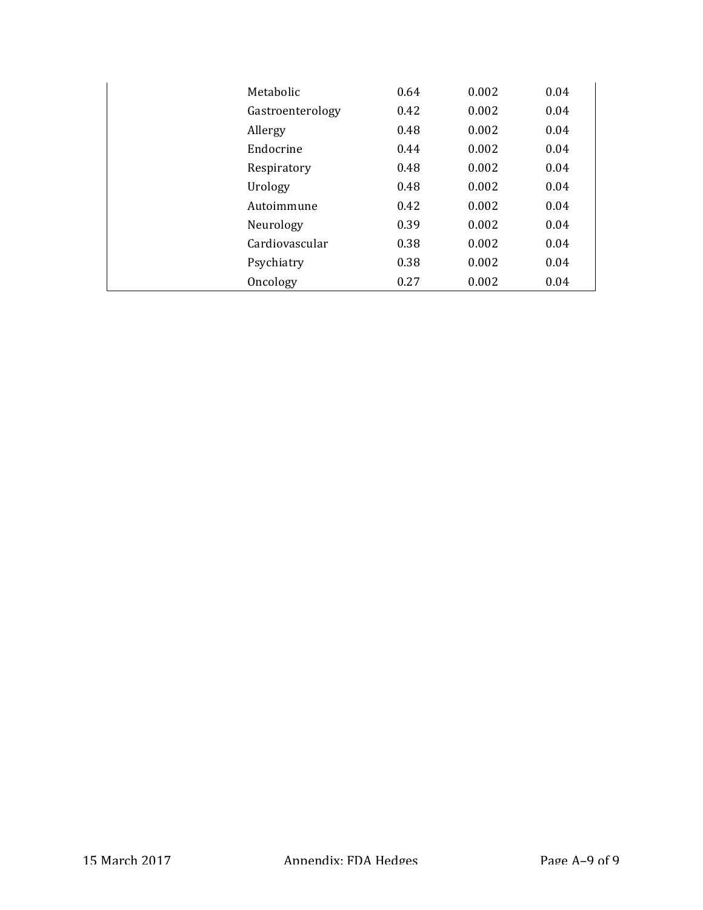| | | | | |
|---|---|---|---|---|
| | Metabolic | 0.64 | 0.002 | 0.04 |
| | Gastroenterology | 0.42 | 0.002 | 0.04 |
| | Allergy | 0.48 | 0.002 | 0.04 |
| | Endocrine | 0.44 | 0.002 | 0.04 |
| | Respiratory | 0.48 | 0.002 | 0.04 |
| | Urology | 0.48 | 0.002 | 0.04 |
| | Autoimmune | 0.42 | 0.002 | 0.04 |
| | Neurology | 0.39 | 0.002 | 0.04 |
| | Cardiovascular | 0.38 | 0.002 | 0.04 |
| | Psychiatry | 0.38 | 0.002 | 0.04 |
| | Oncology | 0.27 | 0.002 | 0.04 |